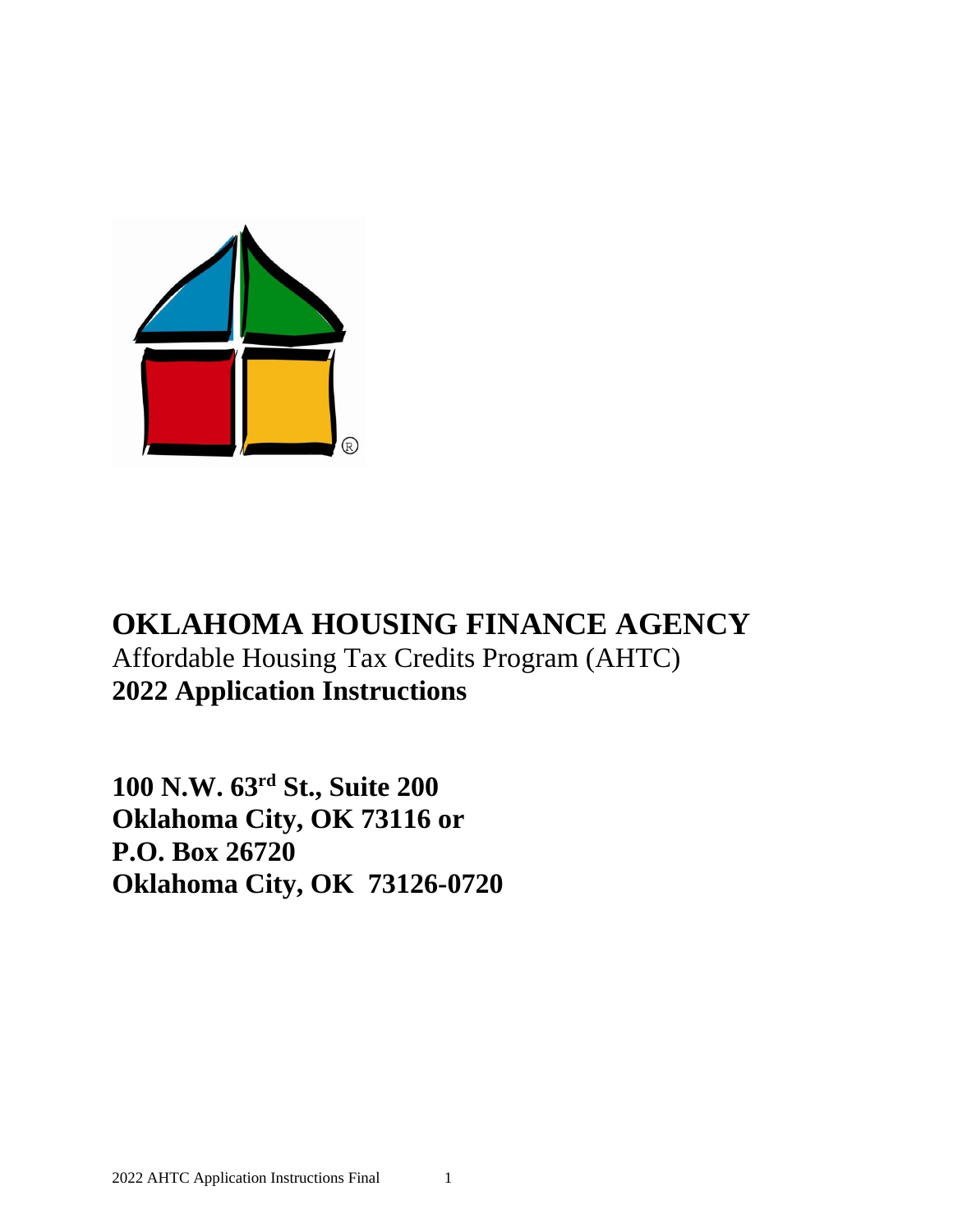# OKLAHOMA HOUSING FINANCE AGENCY

Affordable Housing Tax Credits Program (AHTC)

**2022 Application Instructions**

**100 N.W. 63rd St., Suite 200**
**Oklahoma City, OK 73116 or**
**P.O. Box 26720**
**Oklahoma City, OK 73126-0720**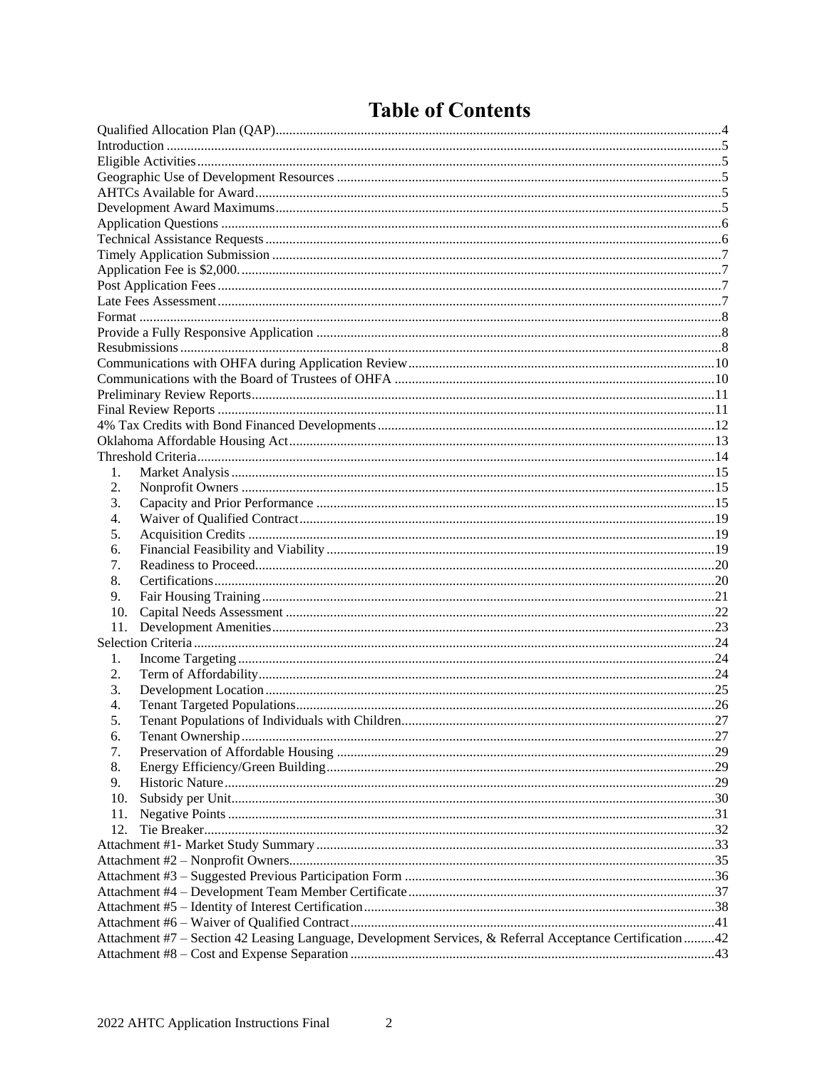# Table of Contents

Qualified Allocation Plan (QAP) ........................................ 4
Introduction ........................................ 5
Eligible Activities ........................................ 5
Geographic Use of Development Resources ........................................ 5
AHTCs Available for Award ........................................ 5
Development Award Maximums ........................................ 5
Application Questions ........................................ 6
Technical Assistance Requests ........................................ 6
Timely Application Submission ........................................ 7
Application Fee is $2,000. ........................................ 7
Post Application Fees ........................................ 7
Late Fees Assessment ........................................ 7
Format ........................................ 8
Provide a Fully Responsive Application ........................................ 8
Resubmissions ........................................ 8
Communications with OHFA during Application Review ........................................ 10
Communications with the Board of Trustees of OHFA ........................................ 10
Preliminary Review Reports ........................................ 11
Final Review Reports ........................................ 11
4% Tax Credits with Bond Financed Developments ........................................ 12
Oklahoma Affordable Housing Act ........................................ 13
Threshold Criteria ........................................ 14

1. Market Analysis ........................................ 15
2. Nonprofit Owners ........................................ 15
3. Capacity and Prior Performance ........................................ 15
4. Waiver of Qualified Contract ........................................ 19
5. Acquisition Credits ........................................ 19
6. Financial Feasibility and Viability ........................................ 19
7. Readiness to Proceed ........................................ 20
8. Certifications ........................................ 20
9. Fair Housing Training ........................................ 21
10. Capital Needs Assessment ........................................ 22
11. Development Amenities ........................................ 23

Selection Criteria ........................................ 24

1. Income Targeting ........................................ 24
2. Term of Affordability ........................................ 24
3. Development Location ........................................ 25
4. Tenant Targeted Populations ........................................ 26
5. Tenant Populations of Individuals with Children ........................................ 27
6. Tenant Ownership ........................................ 27
7. Preservation of Affordable Housing ........................................ 29
8. Energy Efficiency/Green Building ........................................ 29
9. Historic Nature ........................................ 29
10. Subsidy per Unit ........................................ 30
11. Negative Points ........................................ 31
12. Tie Breaker ........................................ 32

Attachment #1- Market Study Summary ........................................ 33
Attachment #2 – Nonprofit Owners ........................................ 35
Attachment #3 – Suggested Previous Participation Form ........................................ 36
Attachment #4 – Development Team Member Certificate ........................................ 37
Attachment #5 – Identity of Interest Certification ........................................ 38
Attachment #6 – Waiver of Qualified Contract ........................................ 41
Attachment #7 – Section 42 Leasing Language, Development Services, & Referral Acceptance Certification ........................................ 42
Attachment #8 – Cost and Expense Separation ........................................ 43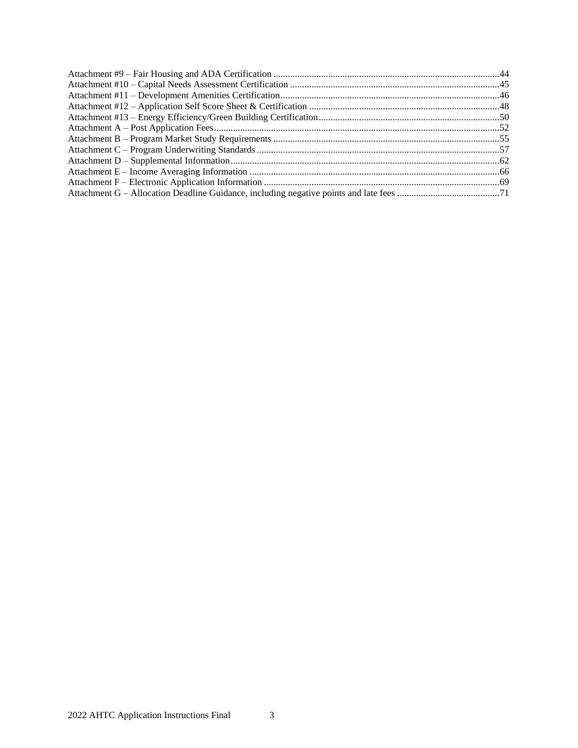Attachment #9 – Fair Housing and ADA Certification ..............................................................................................44
Attachment #10 – Capital Needs Assessment Certification .......................................................................................45
Attachment #11 – Development Amenities Certification...........................................................................................46
Attachment #12 – Application Self Score Sheet & Certification ...............................................................................48
Attachment #13 – Energy Efficiency/Green Building Certification...........................................................................50
Attachment A – Post Application Fees.......................................................................................................................52
Attachment B – Program Market Study Requirements ..............................................................................................55
Attachment C – Program Underwriting Standards .....................................................................................................57
Attachment D – Supplemental Information................................................................................................................62
Attachment E – Income Averaging Information ........................................................................................................66
Attachment F – Electronic Application Information ..................................................................................................69
Attachment G – Allocation Deadline Guidance, including negative points and late fees ..........................................71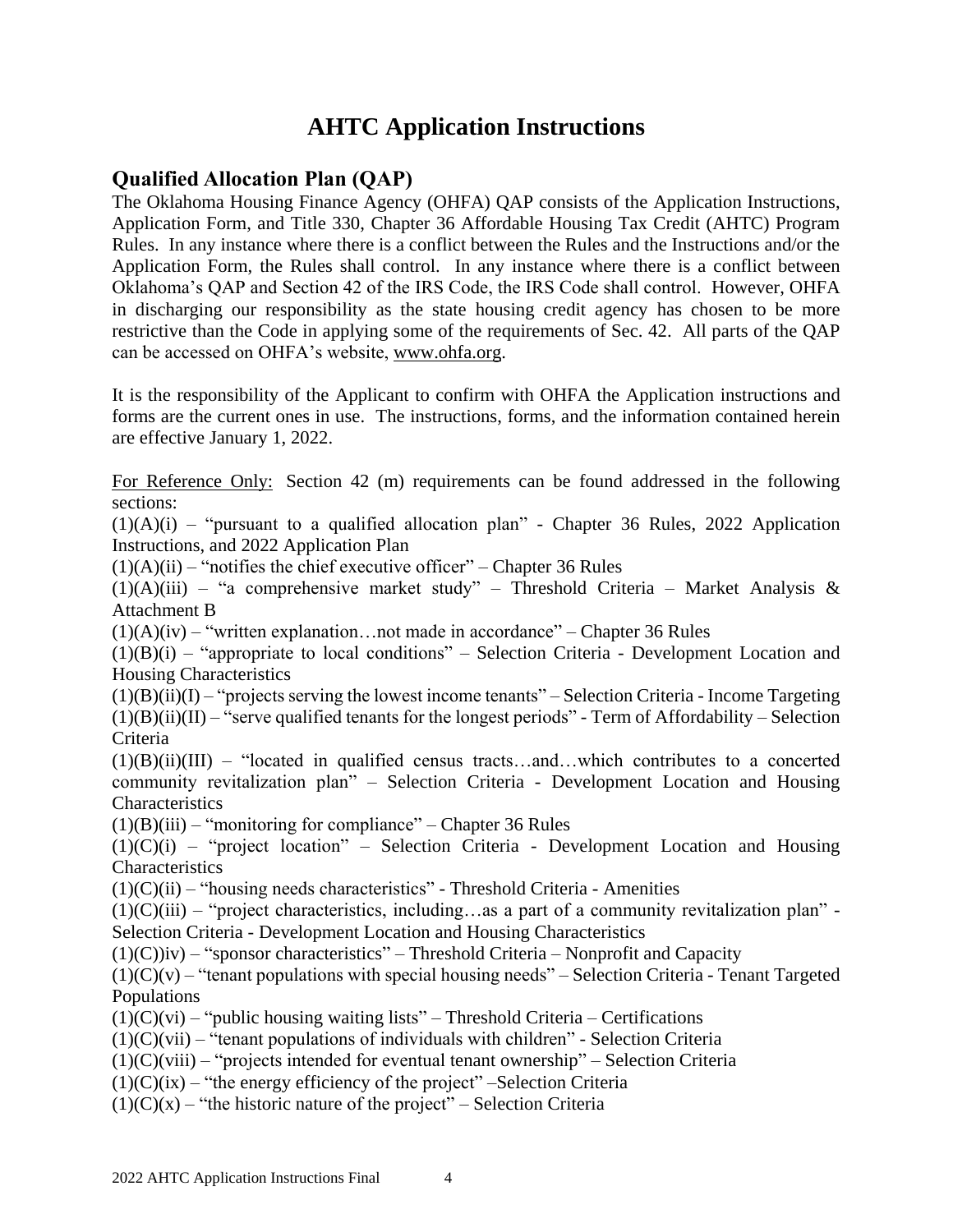# AHTC Application Instructions

## Qualified Allocation Plan (QAP)

The Oklahoma Housing Finance Agency (OHFA) QAP consists of the Application Instructions, Application Form, and Title 330, Chapter 36 Affordable Housing Tax Credit (AHTC) Program Rules. In any instance where there is a conflict between the Rules and the Instructions and/or the Application Form, the Rules shall control. In any instance where there is a conflict between Oklahoma's QAP and Section 42 of the IRS Code, the IRS Code shall control. However, OHFA in discharging our responsibility as the state housing credit agency has chosen to be more restrictive than the Code in applying some of the requirements of Sec. 42. All parts of the QAP can be accessed on OHFA's website, www.ohfa.org.

It is the responsibility of the Applicant to confirm with OHFA the Application instructions and forms are the current ones in use. The instructions, forms, and the information contained herein are effective January 1, 2022.

For Reference Only: Section 42 (m) requirements can be found addressed in the following sections:

(1)(A)(i) – "pursuant to a qualified allocation plan" - Chapter 36 Rules, 2022 Application Instructions, and 2022 Application Plan

(1)(A)(ii) – "notifies the chief executive officer" – Chapter 36 Rules

(1)(A)(iii) – "a comprehensive market study" – Threshold Criteria – Market Analysis & Attachment B

(1)(A)(iv) – "written explanation…not made in accordance" – Chapter 36 Rules

(1)(B)(i) – "appropriate to local conditions" – Selection Criteria - Development Location and Housing Characteristics

(1)(B)(ii)(I) – "projects serving the lowest income tenants" – Selection Criteria - Income Targeting

(1)(B)(ii)(II) – "serve qualified tenants for the longest periods" - Term of Affordability – Selection Criteria

(1)(B)(ii)(III) – "located in qualified census tracts…and…which contributes to a concerted community revitalization plan" – Selection Criteria - Development Location and Housing Characteristics

(1)(B)(iii) – "monitoring for compliance" – Chapter 36 Rules

(1)(C)(i) – "project location" – Selection Criteria - Development Location and Housing Characteristics

(1)(C)(ii) – "housing needs characteristics" - Threshold Criteria - Amenities

(1)(C)(iii) – "project characteristics, including…as a part of a community revitalization plan" - Selection Criteria - Development Location and Housing Characteristics

(1)(C))iv) – "sponsor characteristics" – Threshold Criteria – Nonprofit and Capacity

(1)(C)(v) – "tenant populations with special housing needs" – Selection Criteria - Tenant Targeted Populations

(1)(C)(vi) – "public housing waiting lists" – Threshold Criteria – Certifications

(1)(C)(vii) – "tenant populations of individuals with children" - Selection Criteria

(1)(C)(viii) – "projects intended for eventual tenant ownership" – Selection Criteria

(1)(C)(ix) – "the energy efficiency of the project" –Selection Criteria

(1)(C)(x) – "the historic nature of the project" – Selection Criteria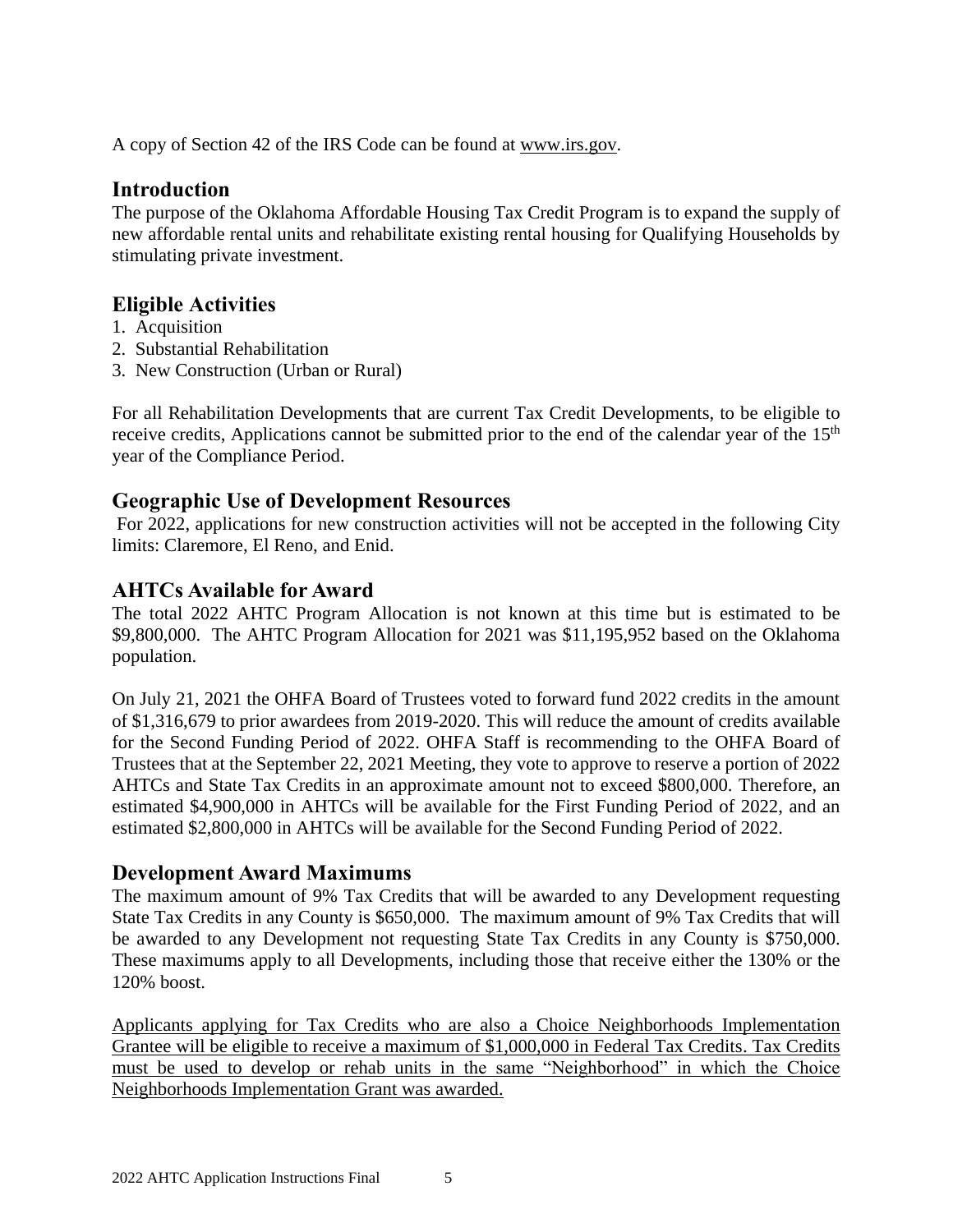A copy of Section 42 of the IRS Code can be found at www.irs.gov.

## Introduction

The purpose of the Oklahoma Affordable Housing Tax Credit Program is to expand the supply of new affordable rental units and rehabilitate existing rental housing for Qualifying Households by stimulating private investment.

## Eligible Activities

1. Acquisition
2. Substantial Rehabilitation
3. New Construction (Urban or Rural)

For all Rehabilitation Developments that are current Tax Credit Developments, to be eligible to receive credits, Applications cannot be submitted prior to the end of the calendar year of the 15th year of the Compliance Period.

## Geographic Use of Development Resources

For 2022, applications for new construction activities will not be accepted in the following City limits: Claremore, El Reno, and Enid.

## AHTCs Available for Award

The total 2022 AHTC Program Allocation is not known at this time but is estimated to be $9,800,000. The AHTC Program Allocation for 2021 was $11,195,952 based on the Oklahoma population.

On July 21, 2021 the OHFA Board of Trustees voted to forward fund 2022 credits in the amount of $1,316,679 to prior awardees from 2019-2020. This will reduce the amount of credits available for the Second Funding Period of 2022. OHFA Staff is recommending to the OHFA Board of Trustees that at the September 22, 2021 Meeting, they vote to approve to reserve a portion of 2022 AHTCs and State Tax Credits in an approximate amount not to exceed $800,000. Therefore, an estimated $4,900,000 in AHTCs will be available for the First Funding Period of 2022, and an estimated $2,800,000 in AHTCs will be available for the Second Funding Period of 2022.

## Development Award Maximums

The maximum amount of 9% Tax Credits that will be awarded to any Development requesting State Tax Credits in any County is $650,000. The maximum amount of 9% Tax Credits that will be awarded to any Development not requesting State Tax Credits in any County is $750,000. These maximums apply to all Developments, including those that receive either the 130% or the 120% boost.

Applicants applying for Tax Credits who are also a Choice Neighborhoods Implementation Grantee will be eligible to receive a maximum of $1,000,000 in Federal Tax Credits. Tax Credits must be used to develop or rehab units in the same "Neighborhood" in which the Choice Neighborhoods Implementation Grant was awarded.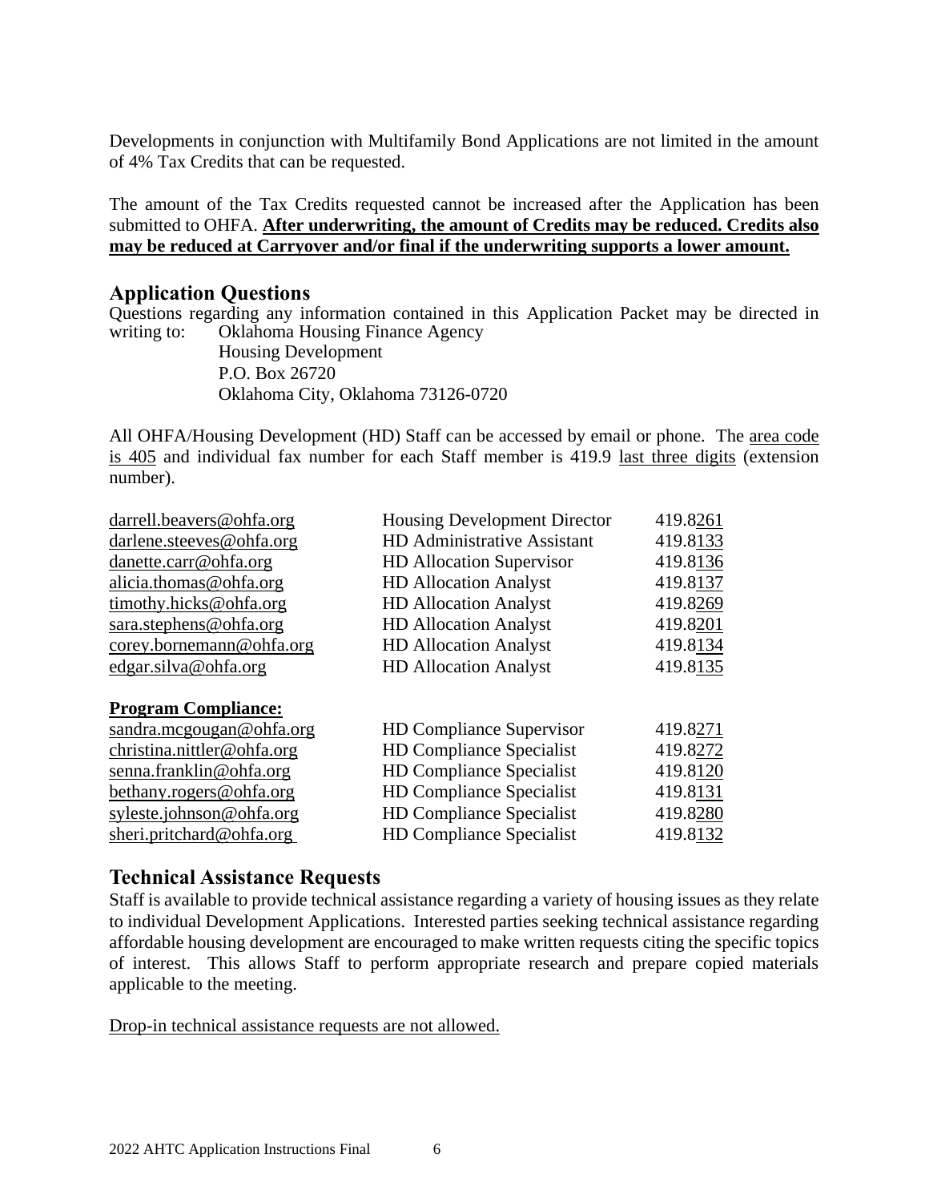Developments in conjunction with Multifamily Bond Applications are not limited in the amount of 4% Tax Credits that can be requested.

The amount of the Tax Credits requested cannot be increased after the Application has been submitted to OHFA. **After underwriting, the amount of Credits may be reduced. Credits also may be reduced at Carryover and/or final if the underwriting supports a lower amount.**

## Application Questions

Questions regarding any information contained in this Application Packet may be directed in writing to:

Oklahoma Housing Finance Agency
Housing Development
P.O. Box 26720
Oklahoma City, Oklahoma 73126-0720

All OHFA/Housing Development (HD) Staff can be accessed by email or phone. The area code is 405 and individual fax number for each Staff member is 419.9 last three digits (extension number).

| | | |
|---|---|---|
| darrell.beavers@ohfa.org | Housing Development Director | 419.8261 |
| darlene.steeves@ohfa.org | HD Administrative Assistant | 419.8133 |
| danette.carr@ohfa.org | HD Allocation Supervisor | 419.8136 |
| alicia.thomas@ohfa.org | HD Allocation Analyst | 419.8137 |
| timothy.hicks@ohfa.org | HD Allocation Analyst | 419.8269 |
| sara.stephens@ohfa.org | HD Allocation Analyst | 419.8201 |
| corey.bornemann@ohfa.org | HD Allocation Analyst | 419.8134 |
| edgar.silva@ohfa.org | HD Allocation Analyst | 419.8135 |

**Program Compliance:**

| | | |
|---|---|---|
| sandra.mcgougan@ohfa.org | HD Compliance Supervisor | 419.8271 |
| christina.nittler@ohfa.org | HD Compliance Specialist | 419.8272 |
| senna.franklin@ohfa.org | HD Compliance Specialist | 419.8120 |
| bethany.rogers@ohfa.org | HD Compliance Specialist | 419.8131 |
| syleste.johnson@ohfa.org | HD Compliance Specialist | 419.8280 |
| sheri.pritchard@ohfa.org | HD Compliance Specialist | 419.8132 |

## Technical Assistance Requests

Staff is available to provide technical assistance regarding a variety of housing issues as they relate to individual Development Applications. Interested parties seeking technical assistance regarding affordable housing development are encouraged to make written requests citing the specific topics of interest. This allows Staff to perform appropriate research and prepare copied materials applicable to the meeting.

Drop-in technical assistance requests are not allowed.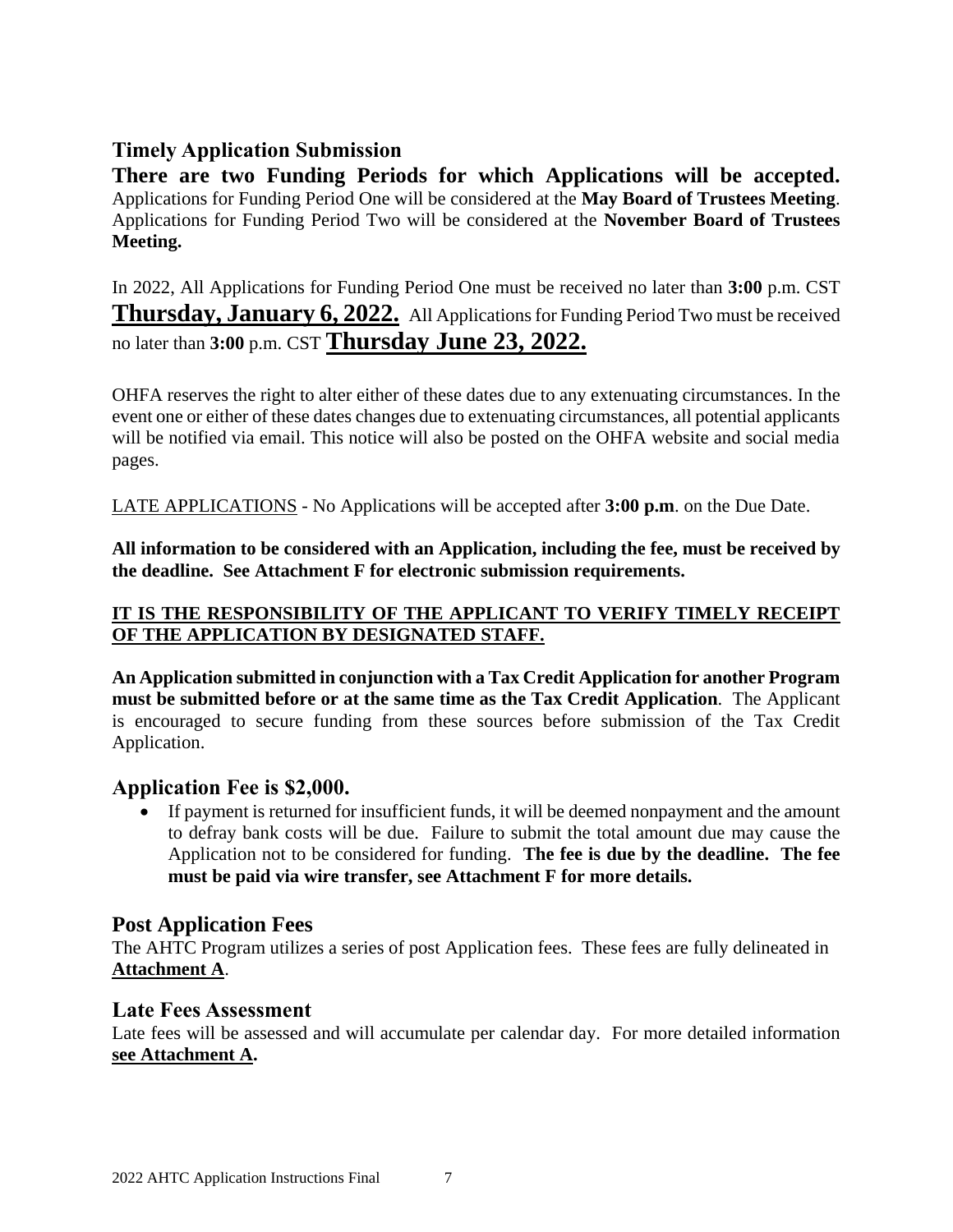## Timely Application Submission

**There are two Funding Periods for which Applications will be accepted.** Applications for Funding Period One will be considered at the **May Board of Trustees Meeting**. Applications for Funding Period Two will be considered at the **November Board of Trustees Meeting.**

In 2022, All Applications for Funding Period One must be received no later than **3:00** p.m. CST **Thursday, January 6, 2022.** All Applications for Funding Period Two must be received no later than **3:00** p.m. CST **Thursday June 23, 2022.**

OHFA reserves the right to alter either of these dates due to any extenuating circumstances. In the event one or either of these dates changes due to extenuating circumstances, all potential applicants will be notified via email. This notice will also be posted on the OHFA website and social media pages.

LATE APPLICATIONS - No Applications will be accepted after **3:00 p.m**. on the Due Date.

**All information to be considered with an Application, including the fee, must be received by the deadline. See Attachment F for electronic submission requirements.**

**IT IS THE RESPONSIBILITY OF THE APPLICANT TO VERIFY TIMELY RECEIPT OF THE APPLICATION BY DESIGNATED STAFF.**

**An Application submitted in conjunction with a Tax Credit Application for another Program must be submitted before or at the same time as the Tax Credit Application**. The Applicant is encouraged to secure funding from these sources before submission of the Tax Credit Application.

## Application Fee is $2,000.

- If payment is returned for insufficient funds, it will be deemed nonpayment and the amount to defray bank costs will be due. Failure to submit the total amount due may cause the Application not to be considered for funding. **The fee is due by the deadline. The fee must be paid via wire transfer, see Attachment F for more details.**

## Post Application Fees

The AHTC Program utilizes a series of post Application fees. These fees are fully delineated in **Attachment A**.

## Late Fees Assessment

Late fees will be assessed and will accumulate per calendar day. For more detailed information **see Attachment A.**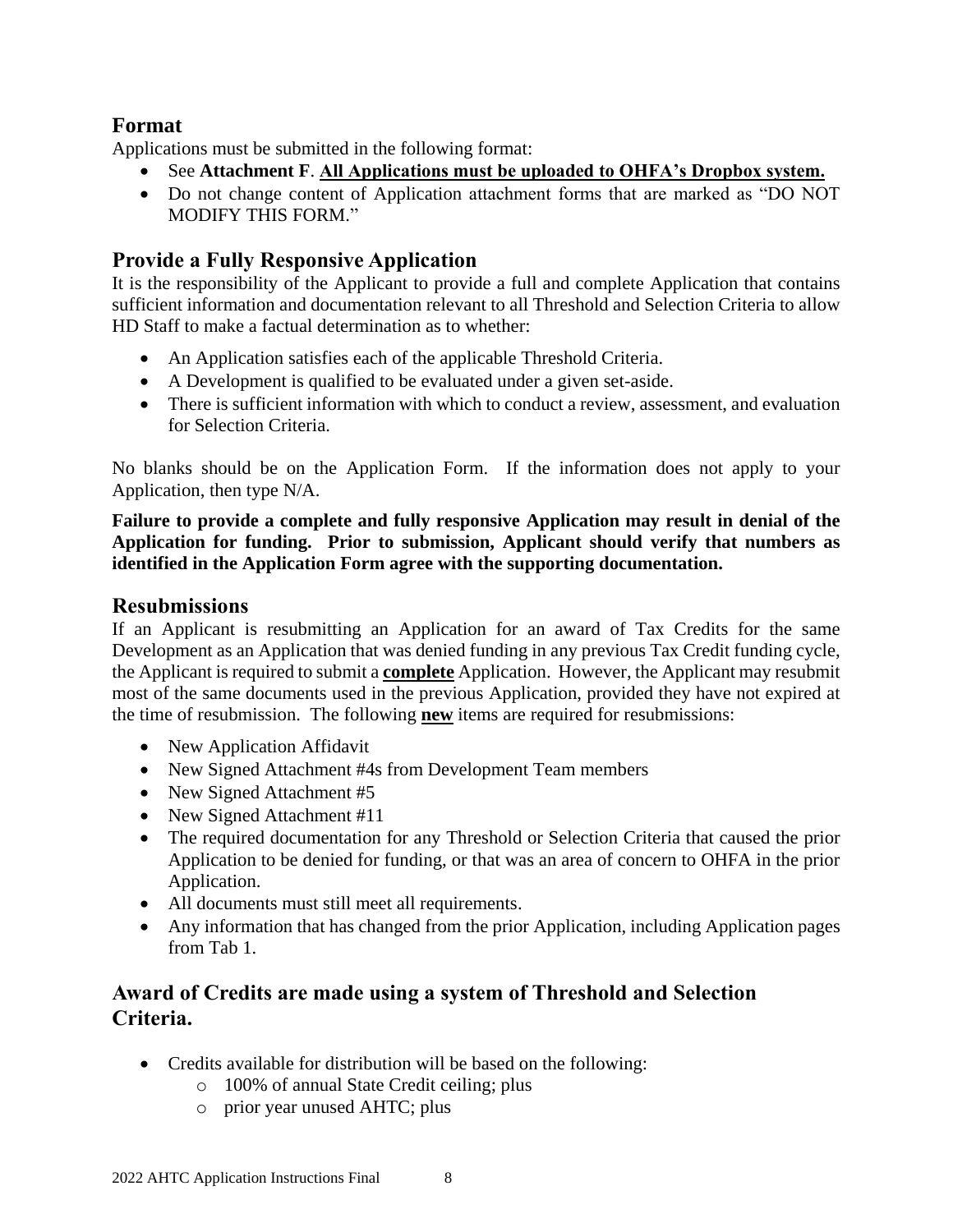## Format

Applications must be submitted in the following format:

- See **Attachment F**. **<u>All Applications must be uploaded to OHFA's Dropbox system.</u>**
- Do not change content of Application attachment forms that are marked as "DO NOT MODIFY THIS FORM."

## Provide a Fully Responsive Application

It is the responsibility of the Applicant to provide a full and complete Application that contains sufficient information and documentation relevant to all Threshold and Selection Criteria to allow HD Staff to make a factual determination as to whether:

- An Application satisfies each of the applicable Threshold Criteria.
- A Development is qualified to be evaluated under a given set-aside.
- There is sufficient information with which to conduct a review, assessment, and evaluation for Selection Criteria.

No blanks should be on the Application Form. If the information does not apply to your Application, then type N/A.

**Failure to provide a complete and fully responsive Application may result in denial of the Application for funding. Prior to submission, Applicant should verify that numbers as identified in the Application Form agree with the supporting documentation.**

## Resubmissions

If an Applicant is resubmitting an Application for an award of Tax Credits for the same Development as an Application that was denied funding in any previous Tax Credit funding cycle, the Applicant is required to submit a **<u>complete</u>** Application. However, the Applicant may resubmit most of the same documents used in the previous Application, provided they have not expired at the time of resubmission. The following **<u>new</u>** items are required for resubmissions:

- New Application Affidavit
- New Signed Attachment #4s from Development Team members
- New Signed Attachment #5
- New Signed Attachment #11
- The required documentation for any Threshold or Selection Criteria that caused the prior Application to be denied for funding, or that was an area of concern to OHFA in the prior Application.
- All documents must still meet all requirements.
- Any information that has changed from the prior Application, including Application pages from Tab 1.

## Award of Credits are made using a system of Threshold and Selection Criteria.

- Credits available for distribution will be based on the following:
  - 100% of annual State Credit ceiling; plus
  - prior year unused AHTC; plus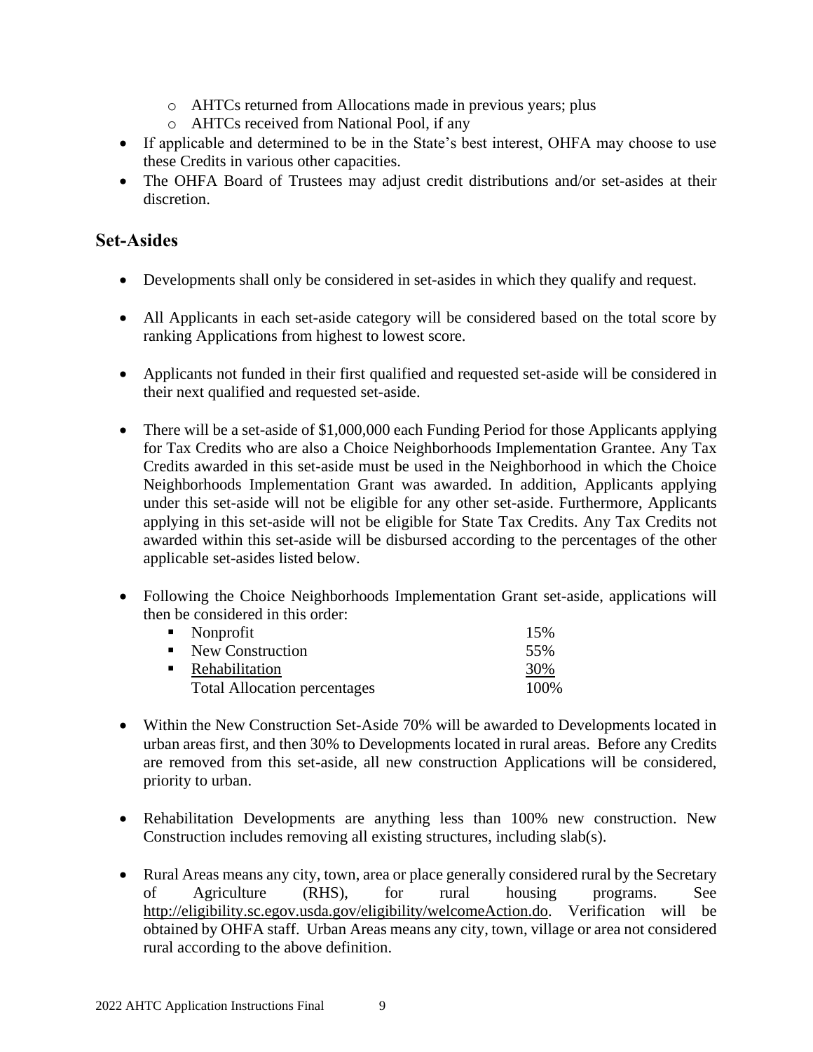- AHTCs returned from Allocations made in previous years; plus
  - AHTCs received from National Pool, if any
- If applicable and determined to be in the State's best interest, OHFA may choose to use these Credits in various other capacities.
- The OHFA Board of Trustees may adjust credit distributions and/or set-asides at their discretion.

## Set-Asides

- Developments shall only be considered in set-asides in which they qualify and request.

- All Applicants in each set-aside category will be considered based on the total score by ranking Applications from highest to lowest score.

- Applicants not funded in their first qualified and requested set-aside will be considered in their next qualified and requested set-aside.

- There will be a set-aside of $1,000,000 each Funding Period for those Applicants applying for Tax Credits who are also a Choice Neighborhoods Implementation Grantee. Any Tax Credits awarded in this set-aside must be used in the Neighborhood in which the Choice Neighborhoods Implementation Grant was awarded. In addition, Applicants applying under this set-aside will not be eligible for any other set-aside. Furthermore, Applicants applying in this set-aside will not be eligible for State Tax Credits. Any Tax Credits not awarded within this set-aside will be disbursed according to the percentages of the other applicable set-asides listed below.

- Following the Choice Neighborhoods Implementation Grant set-aside, applications will then be considered in this order:

| Set-Aside | Percentage |
|---|---|
| Nonprofit | 15% |
| New Construction | 55% |
| Rehabilitation | 30% |
| Total Allocation percentages | 100% |

- Within the New Construction Set-Aside 70% will be awarded to Developments located in urban areas first, and then 30% to Developments located in rural areas. Before any Credits are removed from this set-aside, all new construction Applications will be considered, priority to urban.

- Rehabilitation Developments are anything less than 100% new construction. New Construction includes removing all existing structures, including slab(s).

- Rural Areas means any city, town, area or place generally considered rural by the Secretary of Agriculture (RHS), for rural housing programs. See http://eligibility.sc.egov.usda.gov/eligibility/welcomeAction.do. Verification will be obtained by OHFA staff. Urban Areas means any city, town, village or area not considered rural according to the above definition.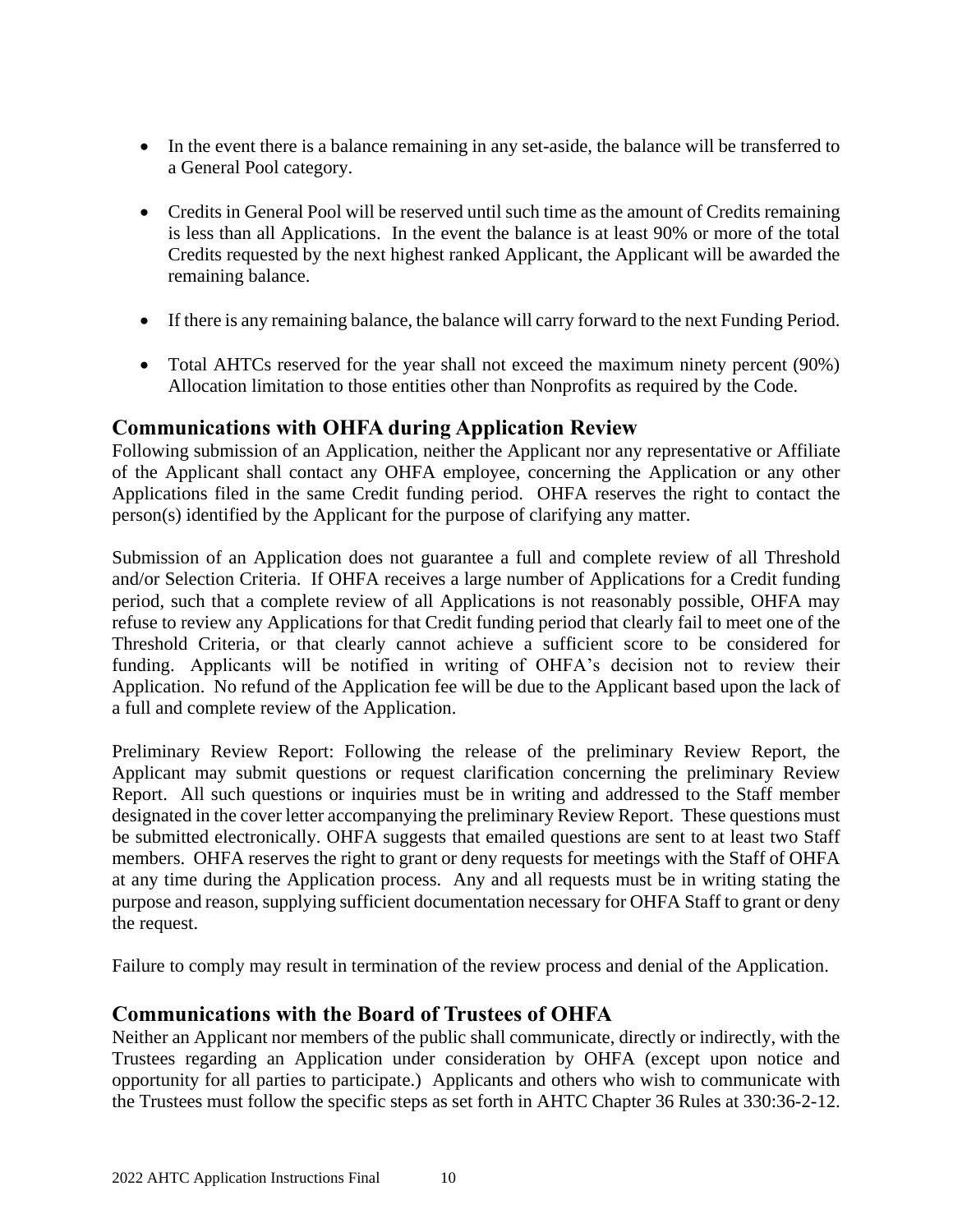- In the event there is a balance remaining in any set-aside, the balance will be transferred to a General Pool category.
- Credits in General Pool will be reserved until such time as the amount of Credits remaining is less than all Applications. In the event the balance is at least 90% or more of the total Credits requested by the next highest ranked Applicant, the Applicant will be awarded the remaining balance.
- If there is any remaining balance, the balance will carry forward to the next Funding Period.
- Total AHTCs reserved for the year shall not exceed the maximum ninety percent (90%) Allocation limitation to those entities other than Nonprofits as required by the Code.

## Communications with OHFA during Application Review

Following submission of an Application, neither the Applicant nor any representative or Affiliate of the Applicant shall contact any OHFA employee, concerning the Application or any other Applications filed in the same Credit funding period. OHFA reserves the right to contact the person(s) identified by the Applicant for the purpose of clarifying any matter.

Submission of an Application does not guarantee a full and complete review of all Threshold and/or Selection Criteria. If OHFA receives a large number of Applications for a Credit funding period, such that a complete review of all Applications is not reasonably possible, OHFA may refuse to review any Applications for that Credit funding period that clearly fail to meet one of the Threshold Criteria, or that clearly cannot achieve a sufficient score to be considered for funding. Applicants will be notified in writing of OHFA's decision not to review their Application. No refund of the Application fee will be due to the Applicant based upon the lack of a full and complete review of the Application.

Preliminary Review Report: Following the release of the preliminary Review Report, the Applicant may submit questions or request clarification concerning the preliminary Review Report. All such questions or inquiries must be in writing and addressed to the Staff member designated in the cover letter accompanying the preliminary Review Report. These questions must be submitted electronically. OHFA suggests that emailed questions are sent to at least two Staff members. OHFA reserves the right to grant or deny requests for meetings with the Staff of OHFA at any time during the Application process. Any and all requests must be in writing stating the purpose and reason, supplying sufficient documentation necessary for OHFA Staff to grant or deny the request.

Failure to comply may result in termination of the review process and denial of the Application.

## Communications with the Board of Trustees of OHFA

Neither an Applicant nor members of the public shall communicate, directly or indirectly, with the Trustees regarding an Application under consideration by OHFA (except upon notice and opportunity for all parties to participate.) Applicants and others who wish to communicate with the Trustees must follow the specific steps as set forth in AHTC Chapter 36 Rules at 330:36-2-12.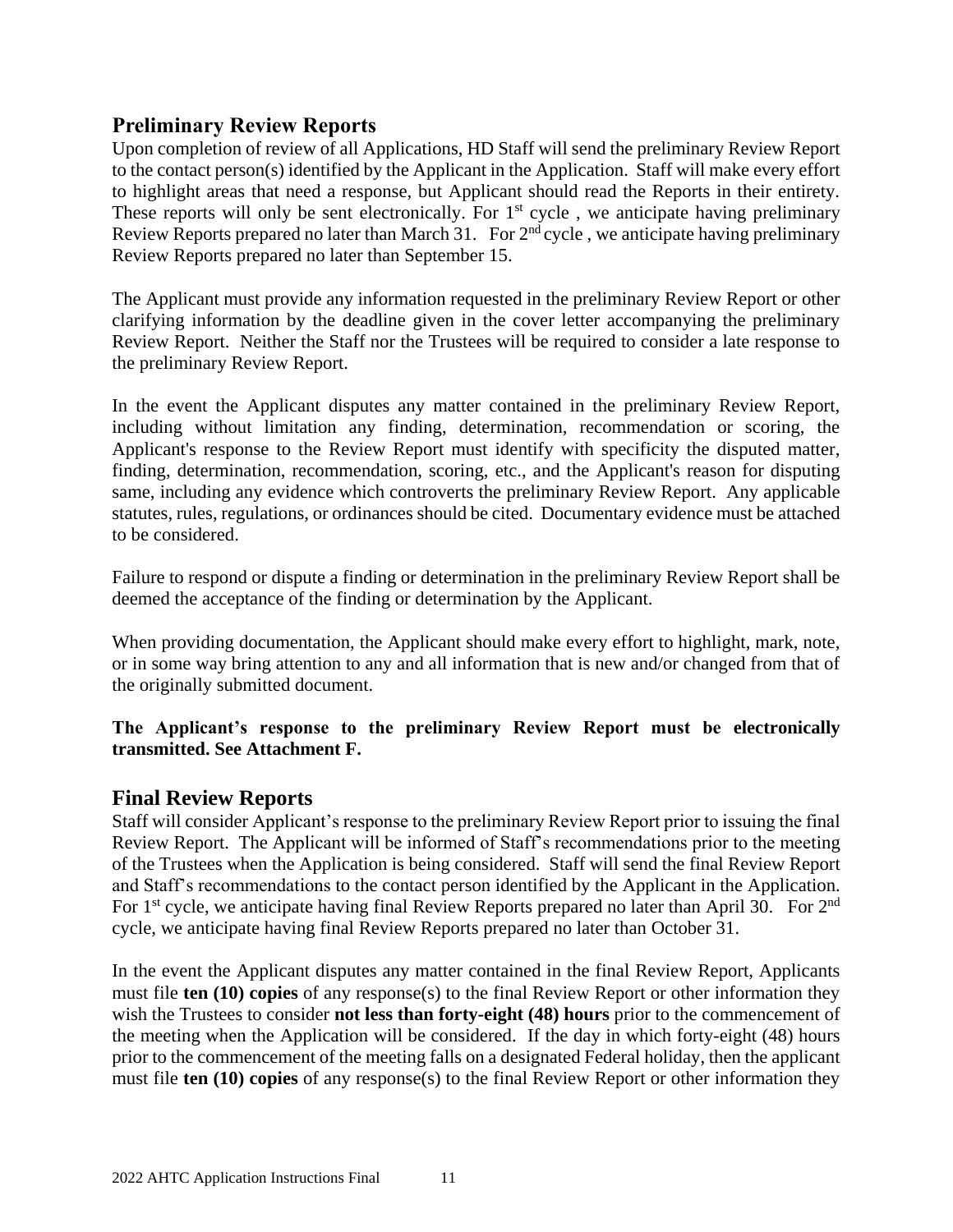## Preliminary Review Reports

Upon completion of review of all Applications, HD Staff will send the preliminary Review Report to the contact person(s) identified by the Applicant in the Application. Staff will make every effort to highlight areas that need a response, but Applicant should read the Reports in their entirety. These reports will only be sent electronically. For 1st cycle , we anticipate having preliminary Review Reports prepared no later than March 31. For 2nd cycle , we anticipate having preliminary Review Reports prepared no later than September 15.

The Applicant must provide any information requested in the preliminary Review Report or other clarifying information by the deadline given in the cover letter accompanying the preliminary Review Report. Neither the Staff nor the Trustees will be required to consider a late response to the preliminary Review Report.

In the event the Applicant disputes any matter contained in the preliminary Review Report, including without limitation any finding, determination, recommendation or scoring, the Applicant's response to the Review Report must identify with specificity the disputed matter, finding, determination, recommendation, scoring, etc., and the Applicant's reason for disputing same, including any evidence which controverts the preliminary Review Report. Any applicable statutes, rules, regulations, or ordinances should be cited. Documentary evidence must be attached to be considered.

Failure to respond or dispute a finding or determination in the preliminary Review Report shall be deemed the acceptance of the finding or determination by the Applicant.

When providing documentation, the Applicant should make every effort to highlight, mark, note, or in some way bring attention to any and all information that is new and/or changed from that of the originally submitted document.

**The Applicant's response to the preliminary Review Report must be electronically transmitted. See Attachment F.**

## Final Review Reports

Staff will consider Applicant's response to the preliminary Review Report prior to issuing the final Review Report. The Applicant will be informed of Staff's recommendations prior to the meeting of the Trustees when the Application is being considered. Staff will send the final Review Report and Staff's recommendations to the contact person identified by the Applicant in the Application. For 1st cycle, we anticipate having final Review Reports prepared no later than April 30. For 2nd cycle, we anticipate having final Review Reports prepared no later than October 31.

In the event the Applicant disputes any matter contained in the final Review Report, Applicants must file **ten (10) copies** of any response(s) to the final Review Report or other information they wish the Trustees to consider **not less than forty-eight (48) hours** prior to the commencement of the meeting when the Application will be considered. If the day in which forty-eight (48) hours prior to the commencement of the meeting falls on a designated Federal holiday, then the applicant must file **ten (10) copies** of any response(s) to the final Review Report or other information they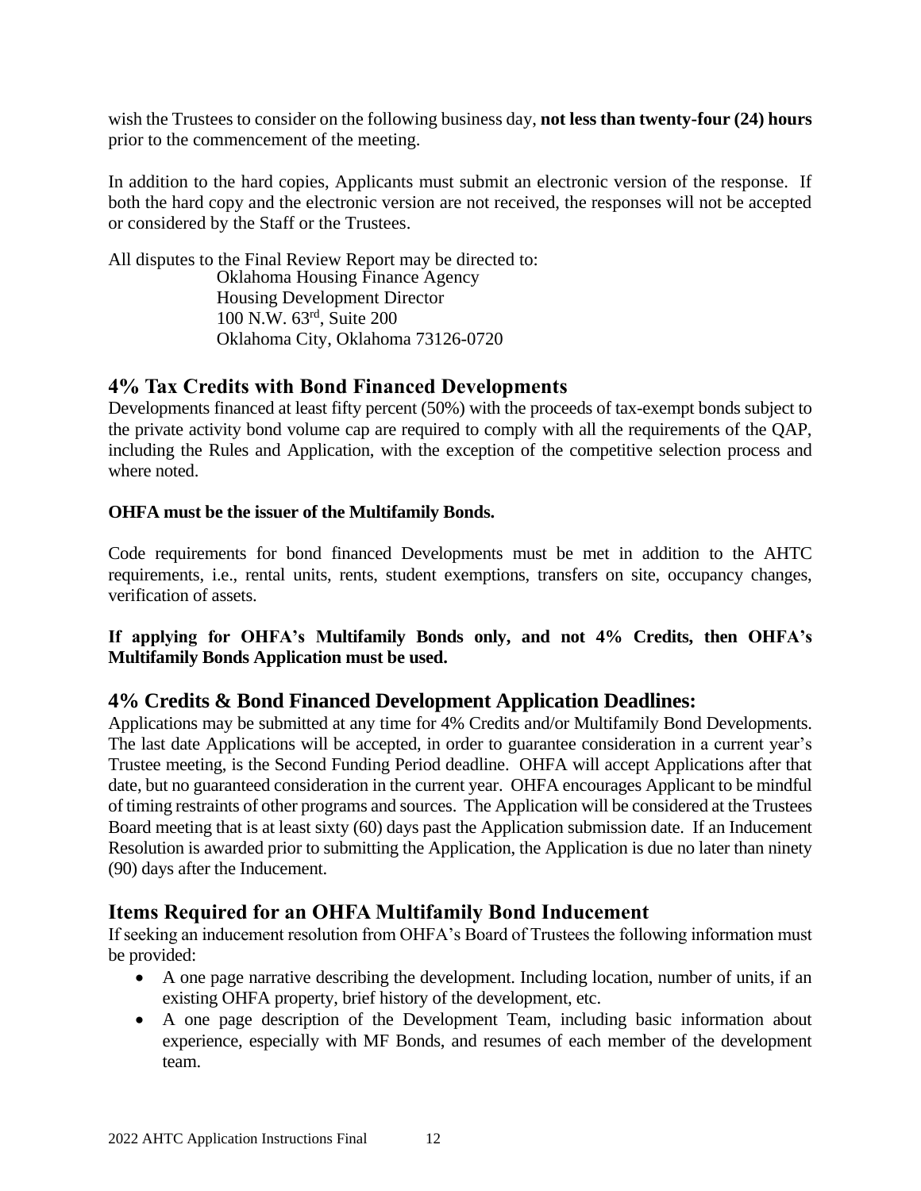wish the Trustees to consider on the following business day, **not less than twenty-four (24) hours** prior to the commencement of the meeting.

In addition to the hard copies, Applicants must submit an electronic version of the response. If both the hard copy and the electronic version are not received, the responses will not be accepted or considered by the Staff or the Trustees.

All disputes to the Final Review Report may be directed to:

Oklahoma Housing Finance Agency
Housing Development Director
100 N.W. 63rd, Suite 200
Oklahoma City, Oklahoma 73126-0720

## 4% Tax Credits with Bond Financed Developments

Developments financed at least fifty percent (50%) with the proceeds of tax-exempt bonds subject to the private activity bond volume cap are required to comply with all the requirements of the QAP, including the Rules and Application, with the exception of the competitive selection process and where noted.

**OHFA must be the issuer of the Multifamily Bonds.**

Code requirements for bond financed Developments must be met in addition to the AHTC requirements, i.e., rental units, rents, student exemptions, transfers on site, occupancy changes, verification of assets.

**If applying for OHFA's Multifamily Bonds only, and not 4% Credits, then OHFA's Multifamily Bonds Application must be used.**

## 4% Credits & Bond Financed Development Application Deadlines:

Applications may be submitted at any time for 4% Credits and/or Multifamily Bond Developments. The last date Applications will be accepted, in order to guarantee consideration in a current year's Trustee meeting, is the Second Funding Period deadline. OHFA will accept Applications after that date, but no guaranteed consideration in the current year. OHFA encourages Applicant to be mindful of timing restraints of other programs and sources. The Application will be considered at the Trustees Board meeting that is at least sixty (60) days past the Application submission date. If an Inducement Resolution is awarded prior to submitting the Application, the Application is due no later than ninety (90) days after the Inducement.

## Items Required for an OHFA Multifamily Bond Inducement

If seeking an inducement resolution from OHFA's Board of Trustees the following information must be provided:

- A one page narrative describing the development. Including location, number of units, if an existing OHFA property, brief history of the development, etc.
- A one page description of the Development Team, including basic information about experience, especially with MF Bonds, and resumes of each member of the development team.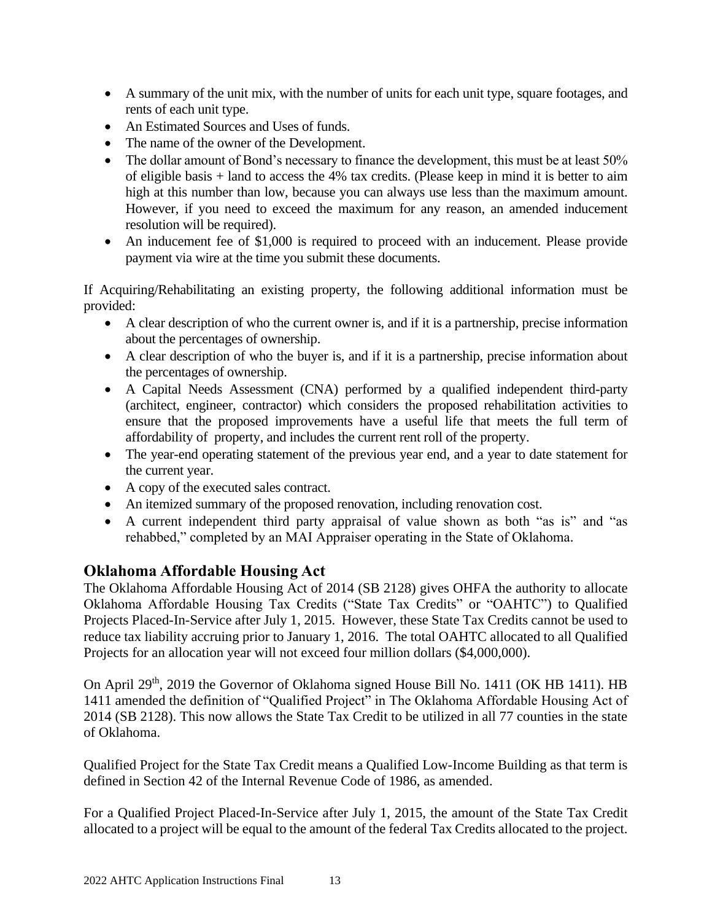- A summary of the unit mix, with the number of units for each unit type, square footages, and rents of each unit type.
- An Estimated Sources and Uses of funds.
- The name of the owner of the Development.
- The dollar amount of Bond's necessary to finance the development, this must be at least 50% of eligible basis + land to access the 4% tax credits. (Please keep in mind it is better to aim high at this number than low, because you can always use less than the maximum amount. However, if you need to exceed the maximum for any reason, an amended inducement resolution will be required).
- An inducement fee of $1,000 is required to proceed with an inducement. Please provide payment via wire at the time you submit these documents.

If Acquiring/Rehabilitating an existing property, the following additional information must be provided:

- A clear description of who the current owner is, and if it is a partnership, precise information about the percentages of ownership.
- A clear description of who the buyer is, and if it is a partnership, precise information about the percentages of ownership.
- A Capital Needs Assessment (CNA) performed by a qualified independent third-party (architect, engineer, contractor) which considers the proposed rehabilitation activities to ensure that the proposed improvements have a useful life that meets the full term of affordability of property, and includes the current rent roll of the property.
- The year-end operating statement of the previous year end, and a year to date statement for the current year.
- A copy of the executed sales contract.
- An itemized summary of the proposed renovation, including renovation cost.
- A current independent third party appraisal of value shown as both "as is" and "as rehabbed," completed by an MAI Appraiser operating in the State of Oklahoma.

## Oklahoma Affordable Housing Act

The Oklahoma Affordable Housing Act of 2014 (SB 2128) gives OHFA the authority to allocate Oklahoma Affordable Housing Tax Credits ("State Tax Credits" or "OAHTC") to Qualified Projects Placed-In-Service after July 1, 2015. However, these State Tax Credits cannot be used to reduce tax liability accruing prior to January 1, 2016. The total OAHTC allocated to all Qualified Projects for an allocation year will not exceed four million dollars ($4,000,000).

On April 29th, 2019 the Governor of Oklahoma signed House Bill No. 1411 (OK HB 1411). HB 1411 amended the definition of "Qualified Project" in The Oklahoma Affordable Housing Act of 2014 (SB 2128). This now allows the State Tax Credit to be utilized in all 77 counties in the state of Oklahoma.

Qualified Project for the State Tax Credit means a Qualified Low-Income Building as that term is defined in Section 42 of the Internal Revenue Code of 1986, as amended.

For a Qualified Project Placed-In-Service after July 1, 2015, the amount of the State Tax Credit allocated to a project will be equal to the amount of the federal Tax Credits allocated to the project.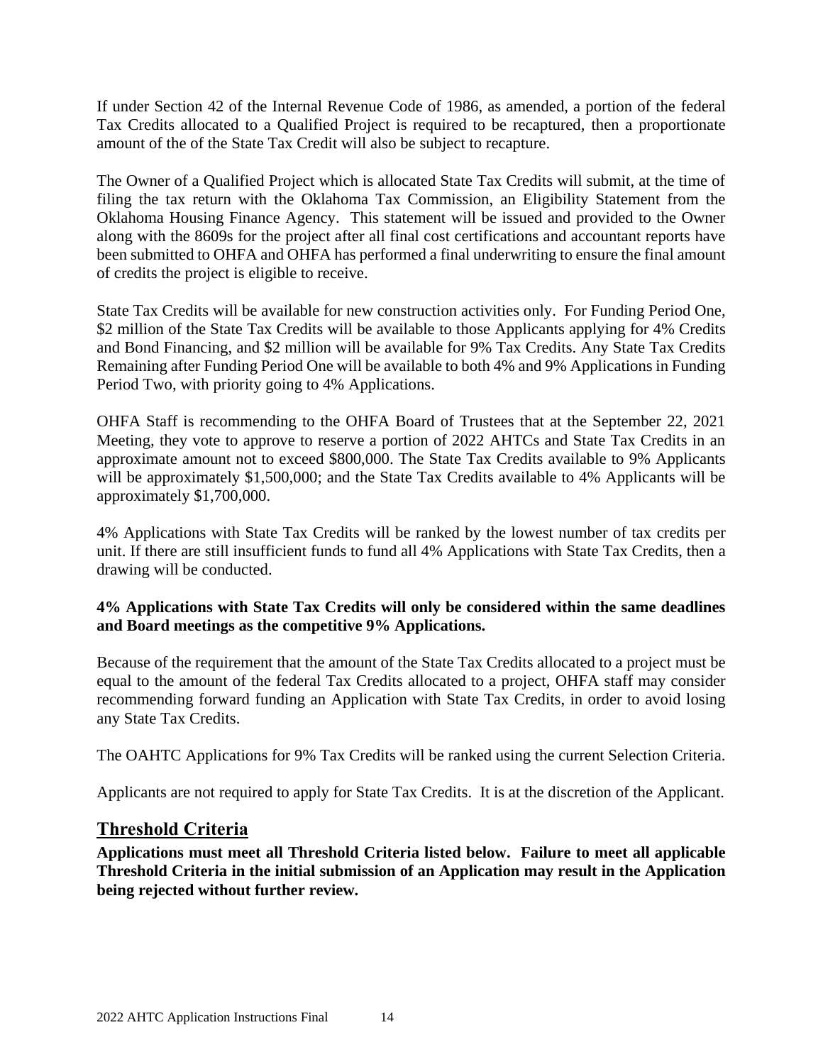If under Section 42 of the Internal Revenue Code of 1986, as amended, a portion of the federal Tax Credits allocated to a Qualified Project is required to be recaptured, then a proportionate amount of the of the State Tax Credit will also be subject to recapture.

The Owner of a Qualified Project which is allocated State Tax Credits will submit, at the time of filing the tax return with the Oklahoma Tax Commission, an Eligibility Statement from the Oklahoma Housing Finance Agency. This statement will be issued and provided to the Owner along with the 8609s for the project after all final cost certifications and accountant reports have been submitted to OHFA and OHFA has performed a final underwriting to ensure the final amount of credits the project is eligible to receive.

State Tax Credits will be available for new construction activities only. For Funding Period One, \$2 million of the State Tax Credits will be available to those Applicants applying for 4% Credits and Bond Financing, and \$2 million will be available for 9% Tax Credits. Any State Tax Credits Remaining after Funding Period One will be available to both 4% and 9% Applications in Funding Period Two, with priority going to 4% Applications.

OHFA Staff is recommending to the OHFA Board of Trustees that at the September 22, 2021 Meeting, they vote to approve to reserve a portion of 2022 AHTCs and State Tax Credits in an approximate amount not to exceed \$800,000. The State Tax Credits available to 9% Applicants will be approximately \$1,500,000; and the State Tax Credits available to 4% Applicants will be approximately \$1,700,000.

4% Applications with State Tax Credits will be ranked by the lowest number of tax credits per unit. If there are still insufficient funds to fund all 4% Applications with State Tax Credits, then a drawing will be conducted.

**4% Applications with State Tax Credits will only be considered within the same deadlines and Board meetings as the competitive 9% Applications.**

Because of the requirement that the amount of the State Tax Credits allocated to a project must be equal to the amount of the federal Tax Credits allocated to a project, OHFA staff may consider recommending forward funding an Application with State Tax Credits, in order to avoid losing any State Tax Credits.

The OAHTC Applications for 9% Tax Credits will be ranked using the current Selection Criteria.

Applicants are not required to apply for State Tax Credits. It is at the discretion of the Applicant.

## Threshold Criteria

**Applications must meet all Threshold Criteria listed below. Failure to meet all applicable Threshold Criteria in the initial submission of an Application may result in the Application being rejected without further review.**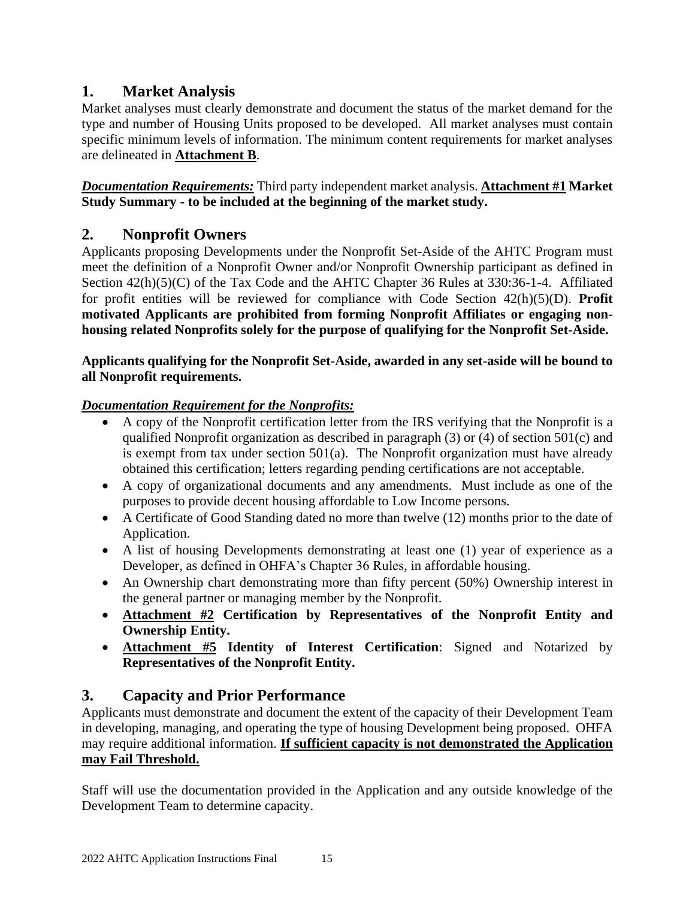## 1. Market Analysis

Market analyses must clearly demonstrate and document the status of the market demand for the type and number of Housing Units proposed to be developed. All market analyses must contain specific minimum levels of information. The minimum content requirements for market analyses are delineated in **Attachment B**.

***Documentation Requirements:*** Third party independent market analysis. **Attachment #1 Market Study Summary - to be included at the beginning of the market study.**

## 2. Nonprofit Owners

Applicants proposing Developments under the Nonprofit Set-Aside of the AHTC Program must meet the definition of a Nonprofit Owner and/or Nonprofit Ownership participant as defined in Section 42(h)(5)(C) of the Tax Code and the AHTC Chapter 36 Rules at 330:36-1-4. Affiliated for profit entities will be reviewed for compliance with Code Section 42(h)(5)(D). **Profit motivated Applicants are prohibited from forming Nonprofit Affiliates or engaging non-housing related Nonprofits solely for the purpose of qualifying for the Nonprofit Set-Aside.**

**Applicants qualifying for the Nonprofit Set-Aside, awarded in any set-aside will be bound to all Nonprofit requirements.**

***Documentation Requirement for the Nonprofits:***

- A copy of the Nonprofit certification letter from the IRS verifying that the Nonprofit is a qualified Nonprofit organization as described in paragraph (3) or (4) of section 501(c) and is exempt from tax under section 501(a). The Nonprofit organization must have already obtained this certification; letters regarding pending certifications are not acceptable.
- A copy of organizational documents and any amendments. Must include as one of the purposes to provide decent housing affordable to Low Income persons.
- A Certificate of Good Standing dated no more than twelve (12) months prior to the date of Application.
- A list of housing Developments demonstrating at least one (1) year of experience as a Developer, as defined in OHFA's Chapter 36 Rules, in affordable housing.
- An Ownership chart demonstrating more than fifty percent (50%) Ownership interest in the general partner or managing member by the Nonprofit.
- **Attachment #2 Certification by Representatives of the Nonprofit Entity and Ownership Entity.**
- **Attachment #5 Identity of Interest Certification**: Signed and Notarized by **Representatives of the Nonprofit Entity.**

## 3. Capacity and Prior Performance

Applicants must demonstrate and document the extent of the capacity of their Development Team in developing, managing, and operating the type of housing Development being proposed. OHFA may require additional information. **If sufficient capacity is not demonstrated the Application may Fail Threshold.**

Staff will use the documentation provided in the Application and any outside knowledge of the Development Team to determine capacity.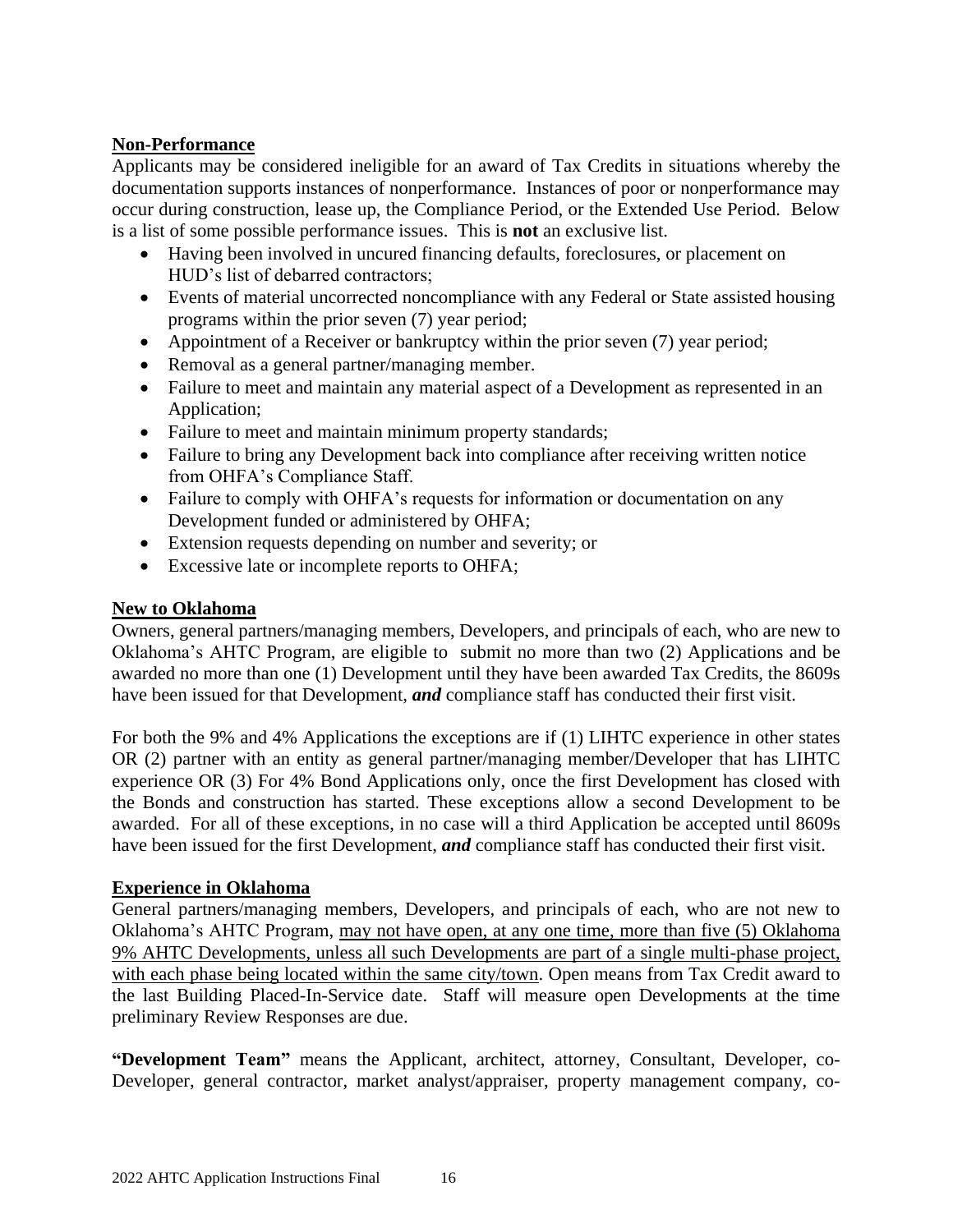**Non-Performance**

Applicants may be considered ineligible for an award of Tax Credits in situations whereby the documentation supports instances of nonperformance. Instances of poor or nonperformance may occur during construction, lease up, the Compliance Period, or the Extended Use Period. Below is a list of some possible performance issues. This is **not** an exclusive list.

- Having been involved in uncured financing defaults, foreclosures, or placement on HUD's list of debarred contractors;
- Events of material uncorrected noncompliance with any Federal or State assisted housing programs within the prior seven (7) year period;
- Appointment of a Receiver or bankruptcy within the prior seven (7) year period;
- Removal as a general partner/managing member.
- Failure to meet and maintain any material aspect of a Development as represented in an Application;
- Failure to meet and maintain minimum property standards;
- Failure to bring any Development back into compliance after receiving written notice from OHFA's Compliance Staff.
- Failure to comply with OHFA's requests for information or documentation on any Development funded or administered by OHFA;
- Extension requests depending on number and severity; or
- Excessive late or incomplete reports to OHFA;

**New to Oklahoma**

Owners, general partners/managing members, Developers, and principals of each, who are new to Oklahoma's AHTC Program, are eligible to submit no more than two (2) Applications and be awarded no more than one (1) Development until they have been awarded Tax Credits, the 8609s have been issued for that Development, ***and*** compliance staff has conducted their first visit.

For both the 9% and 4% Applications the exceptions are if (1) LIHTC experience in other states OR (2) partner with an entity as general partner/managing member/Developer that has LIHTC experience OR (3) For 4% Bond Applications only, once the first Development has closed with the Bonds and construction has started. These exceptions allow a second Development to be awarded. For all of these exceptions, in no case will a third Application be accepted until 8609s have been issued for the first Development, ***and*** compliance staff has conducted their first visit.

**Experience in Oklahoma**

General partners/managing members, Developers, and principals of each, who are not new to Oklahoma's AHTC Program, <u>may not have open, at any one time, more than five (5) Oklahoma 9% AHTC Developments, unless all such Developments are part of a single multi-phase project, with each phase being located within the same city/town</u>. Open means from Tax Credit award to the last Building Placed-In-Service date. Staff will measure open Developments at the time preliminary Review Responses are due.

**"Development Team"** means the Applicant, architect, attorney, Consultant, Developer, co-Developer, general contractor, market analyst/appraiser, property management company, co-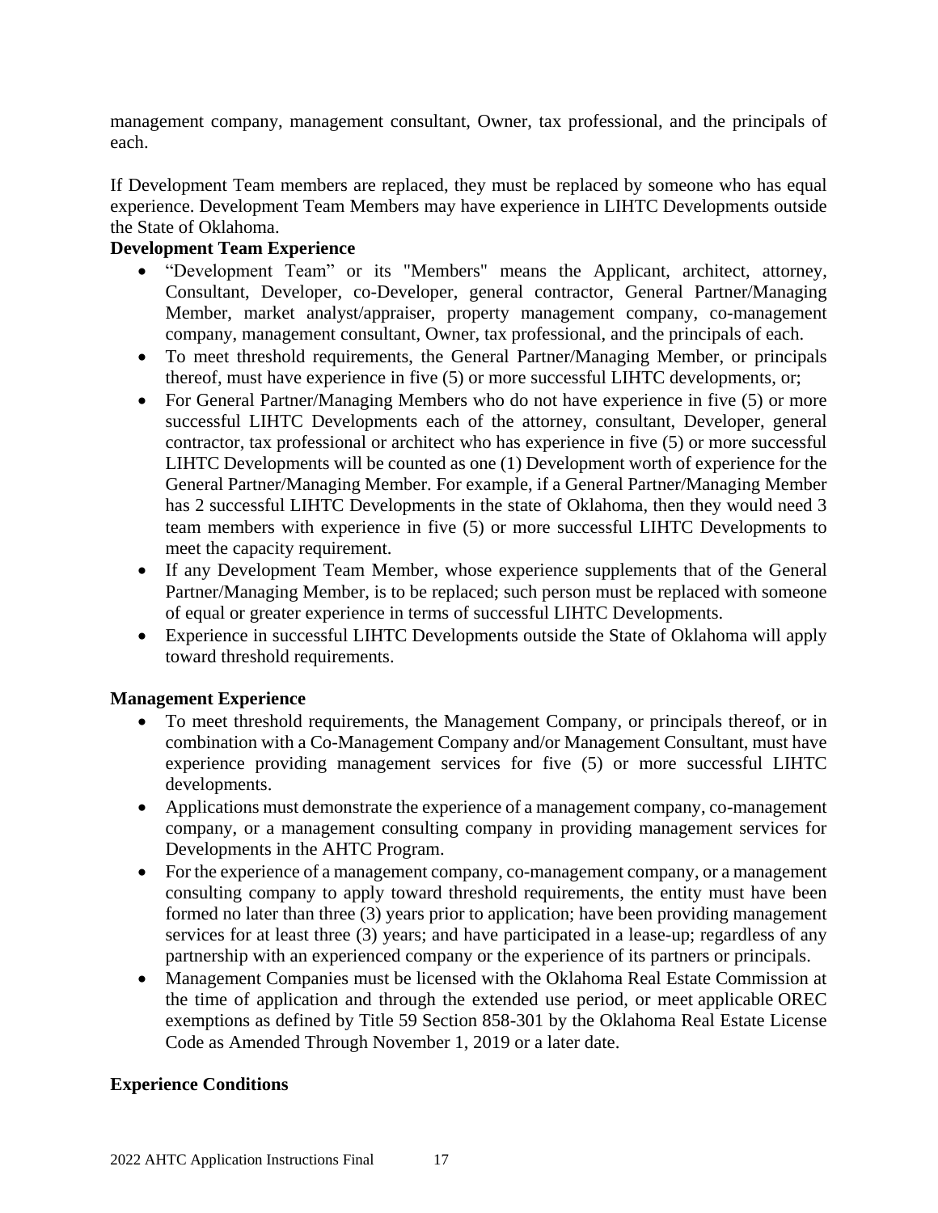management company, management consultant, Owner, tax professional, and the principals of each.

If Development Team members are replaced, they must be replaced by someone who has equal experience. Development Team Members may have experience in LIHTC Developments outside the State of Oklahoma.

**Development Team Experience**

- "Development Team" or its "Members" means the Applicant, architect, attorney, Consultant, Developer, co-Developer, general contractor, General Partner/Managing Member, market analyst/appraiser, property management company, co-management company, management consultant, Owner, tax professional, and the principals of each.
- To meet threshold requirements, the General Partner/Managing Member, or principals thereof, must have experience in five (5) or more successful LIHTC developments, or;
- For General Partner/Managing Members who do not have experience in five (5) or more successful LIHTC Developments each of the attorney, consultant, Developer, general contractor, tax professional or architect who has experience in five (5) or more successful LIHTC Developments will be counted as one (1) Development worth of experience for the General Partner/Managing Member. For example, if a General Partner/Managing Member has 2 successful LIHTC Developments in the state of Oklahoma, then they would need 3 team members with experience in five (5) or more successful LIHTC Developments to meet the capacity requirement.
- If any Development Team Member, whose experience supplements that of the General Partner/Managing Member, is to be replaced; such person must be replaced with someone of equal or greater experience in terms of successful LIHTC Developments.
- Experience in successful LIHTC Developments outside the State of Oklahoma will apply toward threshold requirements.

**Management Experience**

- To meet threshold requirements, the Management Company, or principals thereof, or in combination with a Co-Management Company and/or Management Consultant, must have experience providing management services for five (5) or more successful LIHTC developments.
- Applications must demonstrate the experience of a management company, co-management company, or a management consulting company in providing management services for Developments in the AHTC Program.
- For the experience of a management company, co-management company, or a management consulting company to apply toward threshold requirements, the entity must have been formed no later than three (3) years prior to application; have been providing management services for at least three (3) years; and have participated in a lease-up; regardless of any partnership with an experienced company or the experience of its partners or principals.
- Management Companies must be licensed with the Oklahoma Real Estate Commission at the time of application and through the extended use period, or meet applicable OREC exemptions as defined by Title 59 Section 858-301 by the Oklahoma Real Estate License Code as Amended Through November 1, 2019 or a later date.

**Experience Conditions**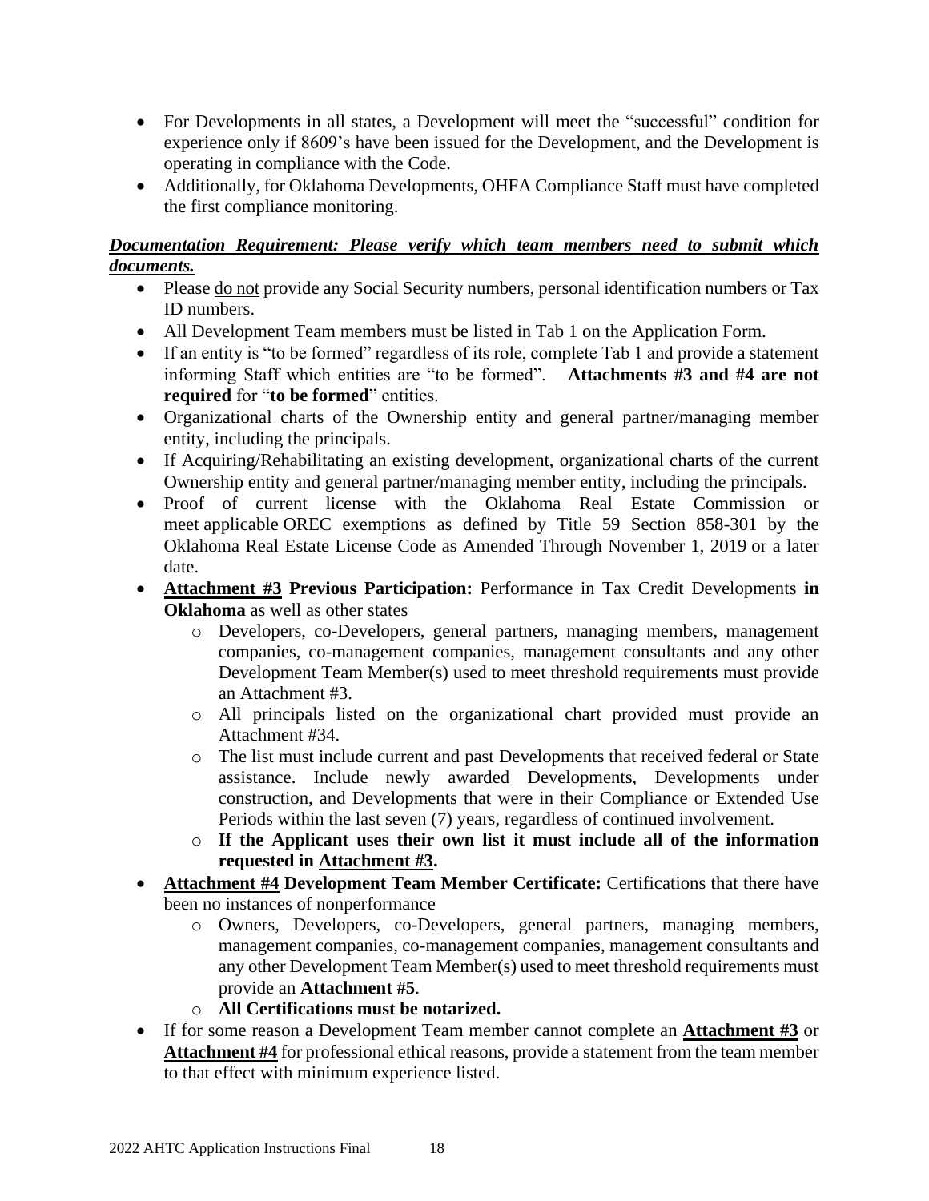- For Developments in all states, a Development will meet the "successful" condition for experience only if 8609's have been issued for the Development, and the Development is operating in compliance with the Code.
- Additionally, for Oklahoma Developments, OHFA Compliance Staff must have completed the first compliance monitoring.

***Documentation Requirement: Please verify which team members need to submit which documents.***

- Please do not provide any Social Security numbers, personal identification numbers or Tax ID numbers.
- All Development Team members must be listed in Tab 1 on the Application Form.
- If an entity is "to be formed" regardless of its role, complete Tab 1 and provide a statement informing Staff which entities are "to be formed". **Attachments #3 and #4 are not required** for "**to be formed**" entities.
- Organizational charts of the Ownership entity and general partner/managing member entity, including the principals.
- If Acquiring/Rehabilitating an existing development, organizational charts of the current Ownership entity and general partner/managing member entity, including the principals.
- Proof of current license with the Oklahoma Real Estate Commission or meet applicable OREC exemptions as defined by Title 59 Section 858-301 by the Oklahoma Real Estate License Code as Amended Through November 1, 2019 or a later date.
- **Attachment #3 Previous Participation:** Performance in Tax Credit Developments **in Oklahoma** as well as other states
  - Developers, co-Developers, general partners, managing members, management companies, co-management companies, management consultants and any other Development Team Member(s) used to meet threshold requirements must provide an Attachment #3.
  - All principals listed on the organizational chart provided must provide an Attachment #34.
  - The list must include current and past Developments that received federal or State assistance. Include newly awarded Developments, Developments under construction, and Developments that were in their Compliance or Extended Use Periods within the last seven (7) years, regardless of continued involvement.
  - **If the Applicant uses their own list it must include all of the information requested in Attachment #3.**
- **Attachment #4 Development Team Member Certificate:** Certifications that there have been no instances of nonperformance
  - Owners, Developers, co-Developers, general partners, managing members, management companies, co-management companies, management consultants and any other Development Team Member(s) used to meet threshold requirements must provide an **Attachment #5**.
  - **All Certifications must be notarized.**
- If for some reason a Development Team member cannot complete an **Attachment #3** or **Attachment #4** for professional ethical reasons, provide a statement from the team member to that effect with minimum experience listed.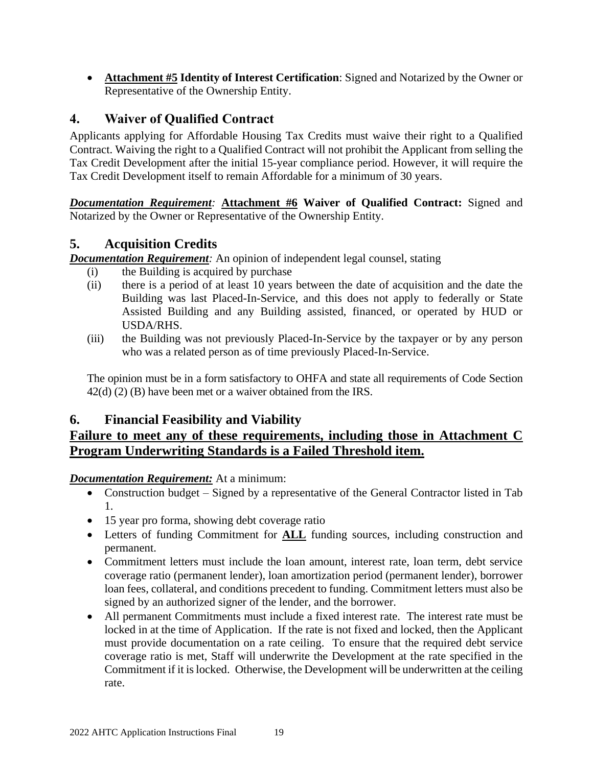- **Attachment #5 Identity of Interest Certification**: Signed and Notarized by the Owner or Representative of the Ownership Entity.

## 4. Waiver of Qualified Contract

Applicants applying for Affordable Housing Tax Credits must waive their right to a Qualified Contract. Waiving the right to a Qualified Contract will not prohibit the Applicant from selling the Tax Credit Development after the initial 15-year compliance period. However, it will require the Tax Credit Development itself to remain Affordable for a minimum of 30 years.

***Documentation Requirement:*** **Attachment #6 Waiver of Qualified Contract:** Signed and Notarized by the Owner or Representative of the Ownership Entity.

## 5. Acquisition Credits

***Documentation Requirement:*** An opinion of independent legal counsel, stating

(i) the Building is acquired by purchase

(ii) there is a period of at least 10 years between the date of acquisition and the date the Building was last Placed-In-Service, and this does not apply to federally or State Assisted Building and any Building assisted, financed, or operated by HUD or USDA/RHS.

(iii) the Building was not previously Placed-In-Service by the taxpayer or by any person who was a related person as of time previously Placed-In-Service.

The opinion must be in a form satisfactory to OHFA and state all requirements of Code Section 42(d) (2) (B) have been met or a waiver obtained from the IRS.

## 6. Financial Feasibility and Viability

**Failure to meet any of these requirements, including those in Attachment C Program Underwriting Standards is a Failed Threshold item.**

***Documentation Requirement:*** At a minimum:

- Construction budget – Signed by a representative of the General Contractor listed in Tab 1.
- 15 year pro forma, showing debt coverage ratio
- Letters of funding Commitment for **ALL** funding sources, including construction and permanent.
- Commitment letters must include the loan amount, interest rate, loan term, debt service coverage ratio (permanent lender), loan amortization period (permanent lender), borrower loan fees, collateral, and conditions precedent to funding. Commitment letters must also be signed by an authorized signer of the lender, and the borrower.
- All permanent Commitments must include a fixed interest rate. The interest rate must be locked in at the time of Application. If the rate is not fixed and locked, then the Applicant must provide documentation on a rate ceiling. To ensure that the required debt service coverage ratio is met, Staff will underwrite the Development at the rate specified in the Commitment if it is locked. Otherwise, the Development will be underwritten at the ceiling rate.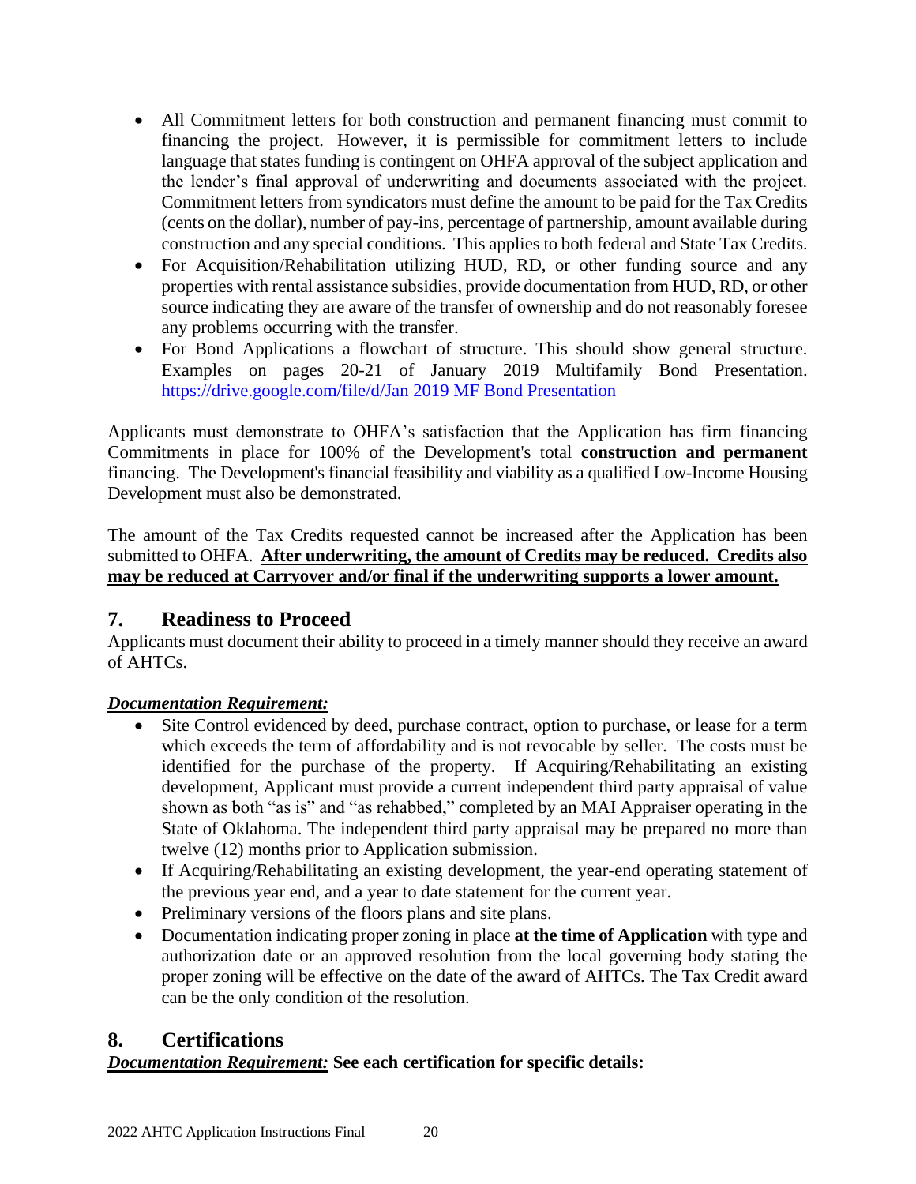- All Commitment letters for both construction and permanent financing must commit to financing the project. However, it is permissible for commitment letters to include language that states funding is contingent on OHFA approval of the subject application and the lender's final approval of underwriting and documents associated with the project. Commitment letters from syndicators must define the amount to be paid for the Tax Credits (cents on the dollar), number of pay-ins, percentage of partnership, amount available during construction and any special conditions. This applies to both federal and State Tax Credits.
- For Acquisition/Rehabilitation utilizing HUD, RD, or other funding source and any properties with rental assistance subsidies, provide documentation from HUD, RD, or other source indicating they are aware of the transfer of ownership and do not reasonably foresee any problems occurring with the transfer.
- For Bond Applications a flowchart of structure. This should show general structure. Examples on pages 20-21 of January 2019 Multifamily Bond Presentation. [https://drive.google.com/file/d/Jan 2019 MF Bond Presentation](https://drive.google.com/file/d/Jan 2019 MF Bond Presentation)

Applicants must demonstrate to OHFA's satisfaction that the Application has firm financing Commitments in place for 100% of the Development's total **construction and permanent** financing. The Development's financial feasibility and viability as a qualified Low-Income Housing Development must also be demonstrated.

The amount of the Tax Credits requested cannot be increased after the Application has been submitted to OHFA. **<u>After underwriting, the amount of Credits may be reduced. Credits also may be reduced at Carryover and/or final if the underwriting supports a lower amount.</u>**

## 7. Readiness to Proceed

Applicants must document their ability to proceed in a timely manner should they receive an award of AHTCs.

***<u>Documentation Requirement:</u>***

- Site Control evidenced by deed, purchase contract, option to purchase, or lease for a term which exceeds the term of affordability and is not revocable by seller. The costs must be identified for the purchase of the property. If Acquiring/Rehabilitating an existing development, Applicant must provide a current independent third party appraisal of value shown as both "as is" and "as rehabbed," completed by an MAI Appraiser operating in the State of Oklahoma. The independent third party appraisal may be prepared no more than twelve (12) months prior to Application submission.
- If Acquiring/Rehabilitating an existing development, the year-end operating statement of the previous year end, and a year to date statement for the current year.
- Preliminary versions of the floors plans and site plans.
- Documentation indicating proper zoning in place **at the time of Application** with type and authorization date or an approved resolution from the local governing body stating the proper zoning will be effective on the date of the award of AHTCs. The Tax Credit award can be the only condition of the resolution.

## 8. Certifications

***<u>Documentation Requirement:</u>*** **See each certification for specific details:**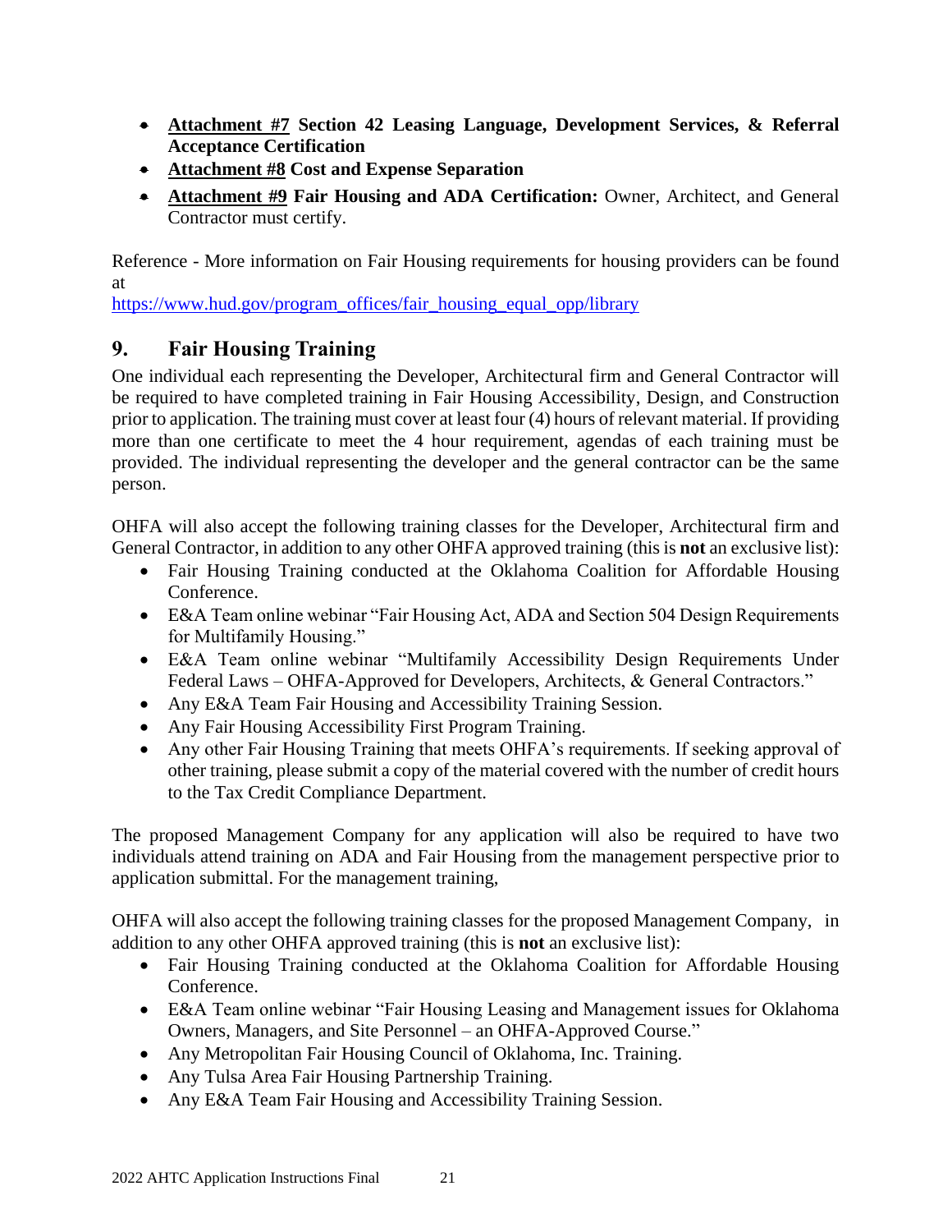- **<u>Attachment #7</u> Section 42 Leasing Language, Development Services, & Referral Acceptance Certification**
- **<u>Attachment #8</u> Cost and Expense Separation**
- **<u>Attachment #9</u> Fair Housing and ADA Certification:** Owner, Architect, and General Contractor must certify.

Reference - More information on Fair Housing requirements for housing providers can be found at
https://www.hud.gov/program_offices/fair_housing_equal_opp/library

## 9. Fair Housing Training

One individual each representing the Developer, Architectural firm and General Contractor will be required to have completed training in Fair Housing Accessibility, Design, and Construction prior to application. The training must cover at least four (4) hours of relevant material. If providing more than one certificate to meet the 4 hour requirement, agendas of each training must be provided. The individual representing the developer and the general contractor can be the same person.

OHFA will also accept the following training classes for the Developer, Architectural firm and General Contractor, in addition to any other OHFA approved training (this is **not** an exclusive list):

- Fair Housing Training conducted at the Oklahoma Coalition for Affordable Housing Conference.
- E&A Team online webinar "Fair Housing Act, ADA and Section 504 Design Requirements for Multifamily Housing."
- E&A Team online webinar "Multifamily Accessibility Design Requirements Under Federal Laws – OHFA-Approved for Developers, Architects, & General Contractors."
- Any E&A Team Fair Housing and Accessibility Training Session.
- Any Fair Housing Accessibility First Program Training.
- Any other Fair Housing Training that meets OHFA's requirements. If seeking approval of other training, please submit a copy of the material covered with the number of credit hours to the Tax Credit Compliance Department.

The proposed Management Company for any application will also be required to have two individuals attend training on ADA and Fair Housing from the management perspective prior to application submittal. For the management training,

OHFA will also accept the following training classes for the proposed Management Company, in addition to any other OHFA approved training (this is **not** an exclusive list):

- Fair Housing Training conducted at the Oklahoma Coalition for Affordable Housing Conference.
- E&A Team online webinar "Fair Housing Leasing and Management issues for Oklahoma Owners, Managers, and Site Personnel – an OHFA-Approved Course."
- Any Metropolitan Fair Housing Council of Oklahoma, Inc. Training.
- Any Tulsa Area Fair Housing Partnership Training.
- Any E&A Team Fair Housing and Accessibility Training Session.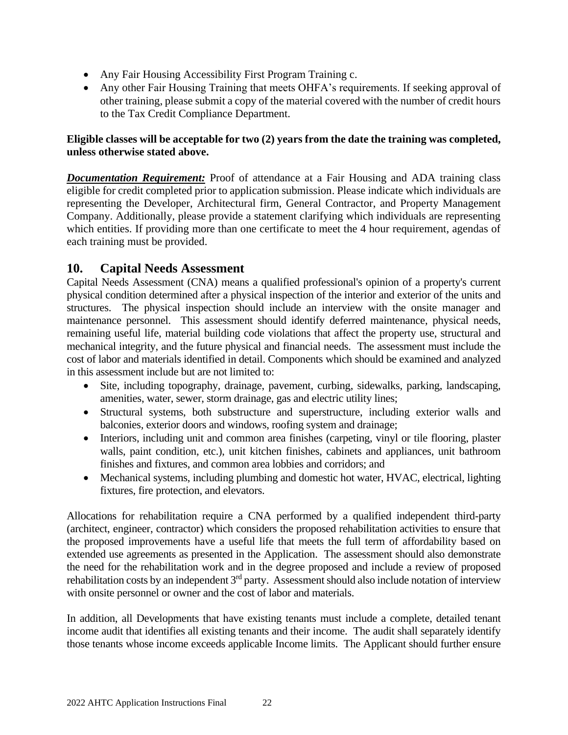- Any Fair Housing Accessibility First Program Training c.
- Any other Fair Housing Training that meets OHFA's requirements. If seeking approval of other training, please submit a copy of the material covered with the number of credit hours to the Tax Credit Compliance Department.

**Eligible classes will be acceptable for two (2) years from the date the training was completed, unless otherwise stated above.**

***Documentation Requirement:*** Proof of attendance at a Fair Housing and ADA training class eligible for credit completed prior to application submission. Please indicate which individuals are representing the Developer, Architectural firm, General Contractor, and Property Management Company. Additionally, please provide a statement clarifying which individuals are representing which entities. If providing more than one certificate to meet the 4 hour requirement, agendas of each training must be provided.

## 10. Capital Needs Assessment

Capital Needs Assessment (CNA) means a qualified professional's opinion of a property's current physical condition determined after a physical inspection of the interior and exterior of the units and structures. The physical inspection should include an interview with the onsite manager and maintenance personnel. This assessment should identify deferred maintenance, physical needs, remaining useful life, material building code violations that affect the property use, structural and mechanical integrity, and the future physical and financial needs. The assessment must include the cost of labor and materials identified in detail. Components which should be examined and analyzed in this assessment include but are not limited to:

- Site, including topography, drainage, pavement, curbing, sidewalks, parking, landscaping, amenities, water, sewer, storm drainage, gas and electric utility lines;
- Structural systems, both substructure and superstructure, including exterior walls and balconies, exterior doors and windows, roofing system and drainage;
- Interiors, including unit and common area finishes (carpeting, vinyl or tile flooring, plaster walls, paint condition, etc.), unit kitchen finishes, cabinets and appliances, unit bathroom finishes and fixtures, and common area lobbies and corridors; and
- Mechanical systems, including plumbing and domestic hot water, HVAC, electrical, lighting fixtures, fire protection, and elevators.

Allocations for rehabilitation require a CNA performed by a qualified independent third-party (architect, engineer, contractor) which considers the proposed rehabilitation activities to ensure that the proposed improvements have a useful life that meets the full term of affordability based on extended use agreements as presented in the Application. The assessment should also demonstrate the need for the rehabilitation work and in the degree proposed and include a review of proposed rehabilitation costs by an independent 3rd party. Assessment should also include notation of interview with onsite personnel or owner and the cost of labor and materials.

In addition, all Developments that have existing tenants must include a complete, detailed tenant income audit that identifies all existing tenants and their income. The audit shall separately identify those tenants whose income exceeds applicable Income limits. The Applicant should further ensure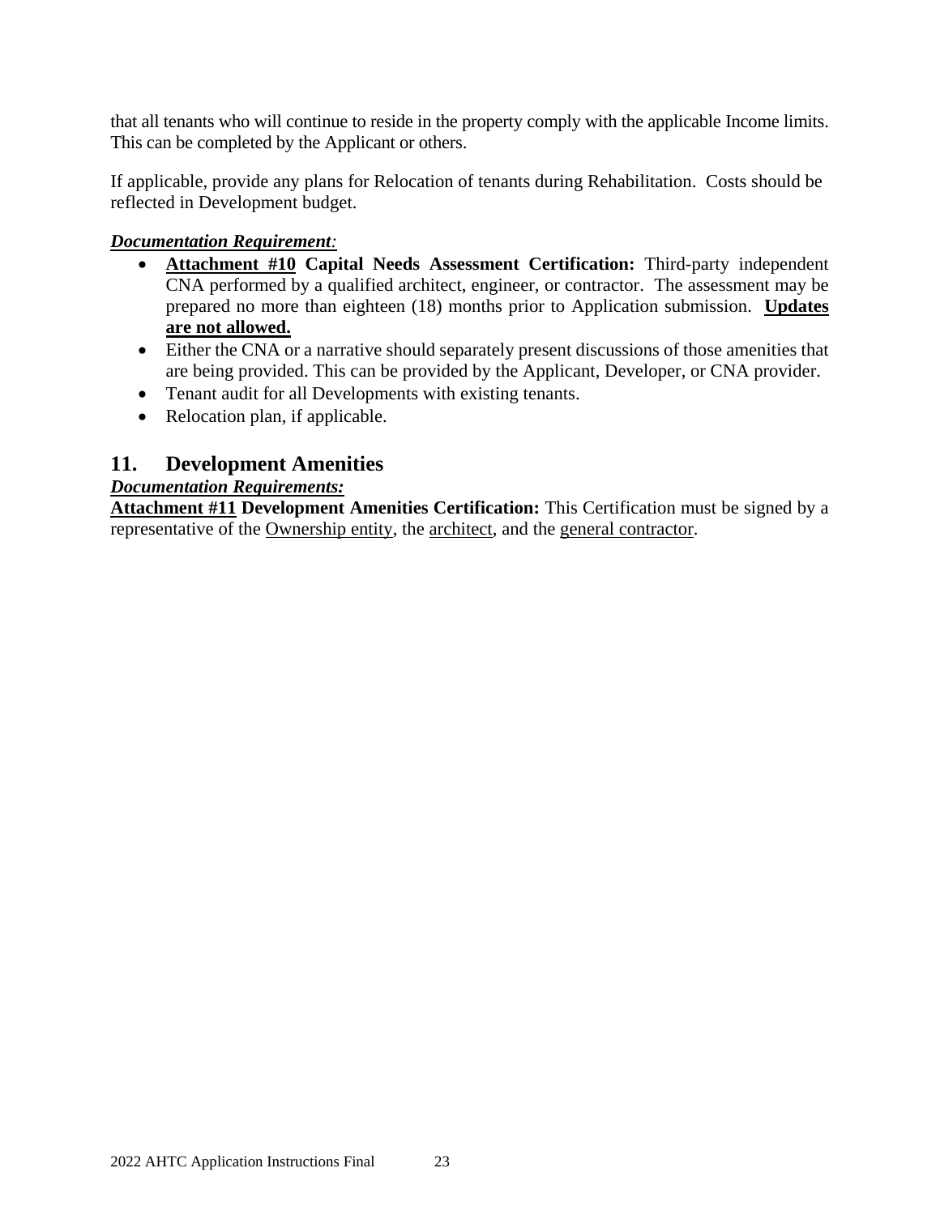that all tenants who will continue to reside in the property comply with the applicable Income limits. This can be completed by the Applicant or others.

If applicable, provide any plans for Relocation of tenants during Rehabilitation. Costs should be reflected in Development budget.

***Documentation Requirement:***

- **Attachment #10 Capital Needs Assessment Certification:** Third-party independent CNA performed by a qualified architect, engineer, or contractor. The assessment may be prepared no more than eighteen (18) months prior to Application submission. **Updates are not allowed.**
- Either the CNA or a narrative should separately present discussions of those amenities that are being provided. This can be provided by the Applicant, Developer, or CNA provider.
- Tenant audit for all Developments with existing tenants.
- Relocation plan, if applicable.

## 11. Development Amenities

***Documentation Requirements:***

**Attachment #11 Development Amenities Certification:** This Certification must be signed by a representative of the Ownership entity, the architect, and the general contractor.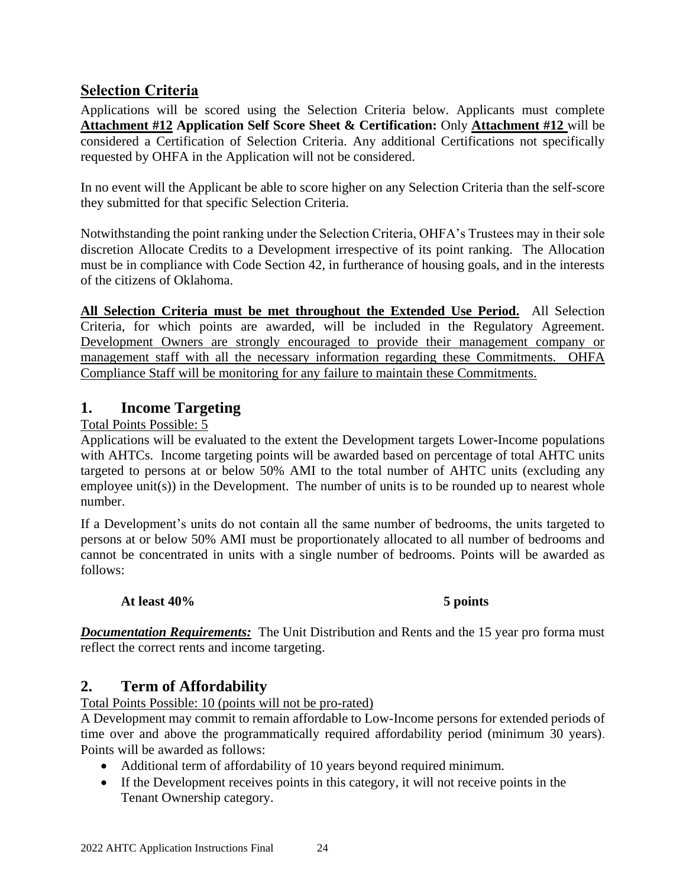## <u>Selection Criteria</u>

Applications will be scored using the Selection Criteria below. Applicants must complete **<u>Attachment #12</u> Application Self Score Sheet & Certification:** Only **<u>Attachment #12</u>** will be considered a Certification of Selection Criteria. Any additional Certifications not specifically requested by OHFA in the Application will not be considered.

In no event will the Applicant be able to score higher on any Selection Criteria than the self-score they submitted for that specific Selection Criteria.

Notwithstanding the point ranking under the Selection Criteria, OHFA's Trustees may in their sole discretion Allocate Credits to a Development irrespective of its point ranking. The Allocation must be in compliance with Code Section 42, in furtherance of housing goals, and in the interests of the citizens of Oklahoma.

**<u>All Selection Criteria must be met throughout the Extended Use Period.</u>** All Selection Criteria, for which points are awarded, will be included in the Regulatory Agreement. <u>Development Owners are strongly encouraged to provide their management company or management staff with all the necessary information regarding these Commitments. OHFA Compliance Staff will be monitoring for any failure to maintain these Commitments.</u>

## 1. Income Targeting

<u>Total Points Possible: 5</u>

Applications will be evaluated to the extent the Development targets Lower-Income populations with AHTCs. Income targeting points will be awarded based on percentage of total AHTC units targeted to persons at or below 50% AMI to the total number of AHTC units (excluding any employee unit(s)) in the Development. The number of units is to be rounded up to nearest whole number.

If a Development's units do not contain all the same number of bedrooms, the units targeted to persons at or below 50% AMI must be proportionately allocated to all number of bedrooms and cannot be concentrated in units with a single number of bedrooms. Points will be awarded as follows:

**At least 40%** **5 points**

***<u>Documentation Requirements:</u>*** The Unit Distribution and Rents and the 15 year pro forma must reflect the correct rents and income targeting.

## 2. Term of Affordability

<u>Total Points Possible: 10 (points will not be pro-rated)</u>

A Development may commit to remain affordable to Low-Income persons for extended periods of time over and above the programmatically required affordability period (minimum 30 years). Points will be awarded as follows:

- Additional term of affordability of 10 years beyond required minimum.
- If the Development receives points in this category, it will not receive points in the Tenant Ownership category.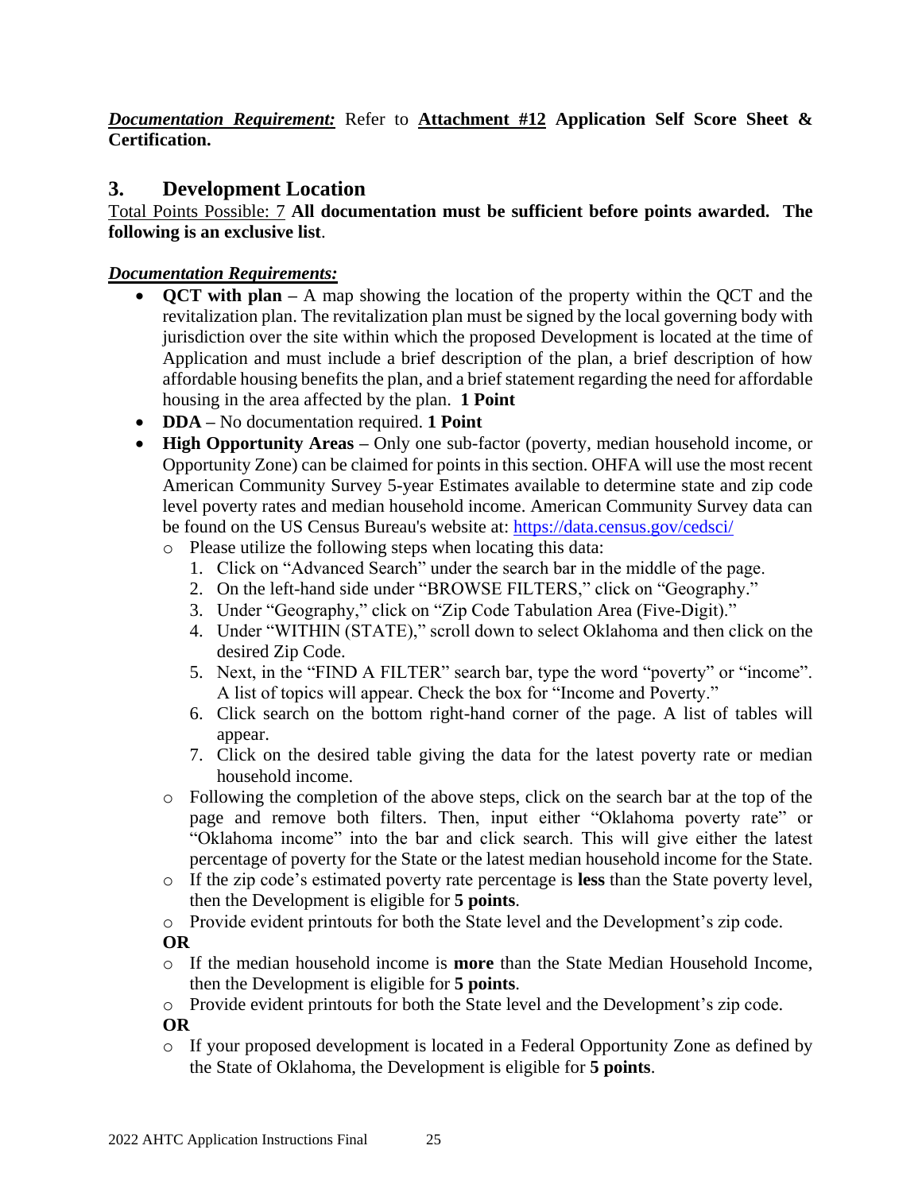***Documentation Requirement:*** Refer to **Attachment #12 Application Self Score Sheet & Certification.**

## 3. Development Location

Total Points Possible: 7 **All documentation must be sufficient before points awarded. The following is an exclusive list**.

***Documentation Requirements:***

- **QCT with plan –** A map showing the location of the property within the QCT and the revitalization plan. The revitalization plan must be signed by the local governing body with jurisdiction over the site within which the proposed Development is located at the time of Application and must include a brief description of the plan, a brief description of how affordable housing benefits the plan, and a brief statement regarding the need for affordable housing in the area affected by the plan. **1 Point**
- **DDA –** No documentation required. **1 Point**
- **High Opportunity Areas –** Only one sub-factor (poverty, median household income, or Opportunity Zone) can be claimed for points in this section. OHFA will use the most recent American Community Survey 5-year Estimates available to determine state and zip code level poverty rates and median household income. American Community Survey data can be found on the US Census Bureau's website at: https://data.census.gov/cedsci/
  - Please utilize the following steps when locating this data:
    1. Click on "Advanced Search" under the search bar in the middle of the page.
    2. On the left-hand side under "BROWSE FILTERS," click on "Geography."
    3. Under "Geography," click on "Zip Code Tabulation Area (Five-Digit)."
    4. Under "WITHIN (STATE)," scroll down to select Oklahoma and then click on the desired Zip Code.
    5. Next, in the "FIND A FILTER" search bar, type the word "poverty" or "income". A list of topics will appear. Check the box for "Income and Poverty."
    6. Click search on the bottom right-hand corner of the page. A list of tables will appear.
    7. Click on the desired table giving the data for the latest poverty rate or median household income.
  - Following the completion of the above steps, click on the search bar at the top of the page and remove both filters. Then, input either "Oklahoma poverty rate" or "Oklahoma income" into the bar and click search. This will give either the latest percentage of poverty for the State or the latest median household income for the State.
  - If the zip code's estimated poverty rate percentage is **less** than the State poverty level, then the Development is eligible for **5 points**.
  - Provide evident printouts for both the State level and the Development's zip code.

  **OR**

  - If the median household income is **more** than the State Median Household Income, then the Development is eligible for **5 points**.
  - Provide evident printouts for both the State level and the Development's zip code.

  **OR**

  - If your proposed development is located in a Federal Opportunity Zone as defined by the State of Oklahoma, the Development is eligible for **5 points**.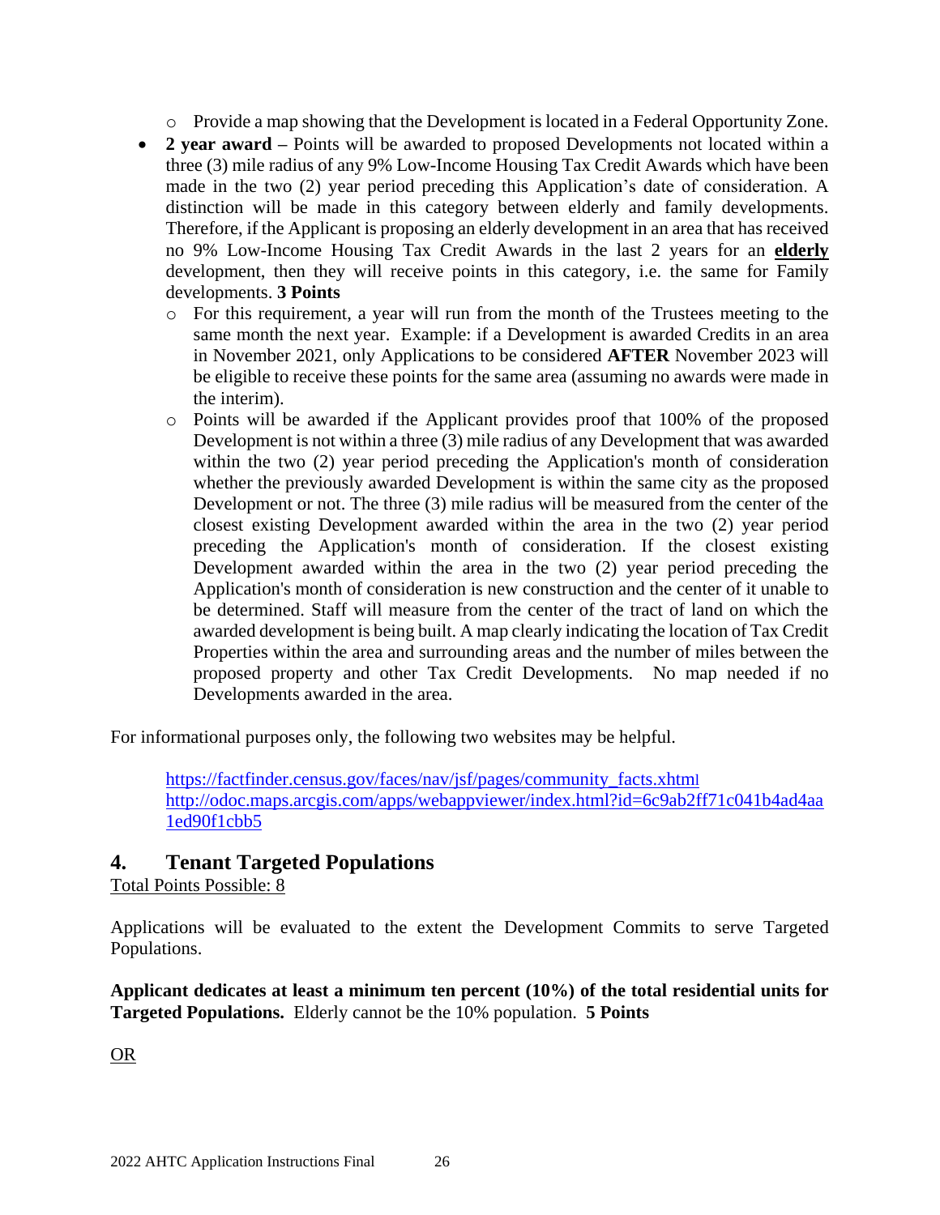- Provide a map showing that the Development is located in a Federal Opportunity Zone.
- **2 year award –** Points will be awarded to proposed Developments not located within a three (3) mile radius of any 9% Low-Income Housing Tax Credit Awards which have been made in the two (2) year period preceding this Application's date of consideration. A distinction will be made in this category between elderly and family developments. Therefore, if the Applicant is proposing an elderly development in an area that has received no 9% Low-Income Housing Tax Credit Awards in the last 2 years for an **elderly** development, then they will receive points in this category, i.e. the same for Family developments. **3 Points**
    - For this requirement, a year will run from the month of the Trustees meeting to the same month the next year. Example: if a Development is awarded Credits in an area in November 2021, only Applications to be considered **AFTER** November 2023 will be eligible to receive these points for the same area (assuming no awards were made in the interim).
    - Points will be awarded if the Applicant provides proof that 100% of the proposed Development is not within a three (3) mile radius of any Development that was awarded within the two (2) year period preceding the Application's month of consideration whether the previously awarded Development is within the same city as the proposed Development or not. The three (3) mile radius will be measured from the center of the closest existing Development awarded within the area in the two (2) year period preceding the Application's month of consideration. If the closest existing Development awarded within the area in the two (2) year period preceding the Application's month of consideration is new construction and the center of it unable to be determined. Staff will measure from the center of the tract of land on which the awarded development is being built. A map clearly indicating the location of Tax Credit Properties within the area and surrounding areas and the number of miles between the proposed property and other Tax Credit Developments. No map needed if no Developments awarded in the area.

For informational purposes only, the following two websites may be helpful.

> https://factfinder.census.gov/faces/nav/jsf/pages/community_facts.xhtml
> http://odoc.maps.arcgis.com/apps/webappviewer/index.html?id=6c9ab2ff71c041b4ad4aa1ed90f1cbb5

## 4. Tenant Targeted Populations

Total Points Possible: 8

Applications will be evaluated to the extent the Development Commits to serve Targeted Populations.

**Applicant dedicates at least a minimum ten percent (10%) of the total residential units for Targeted Populations.** Elderly cannot be the 10% population. **5 Points**

OR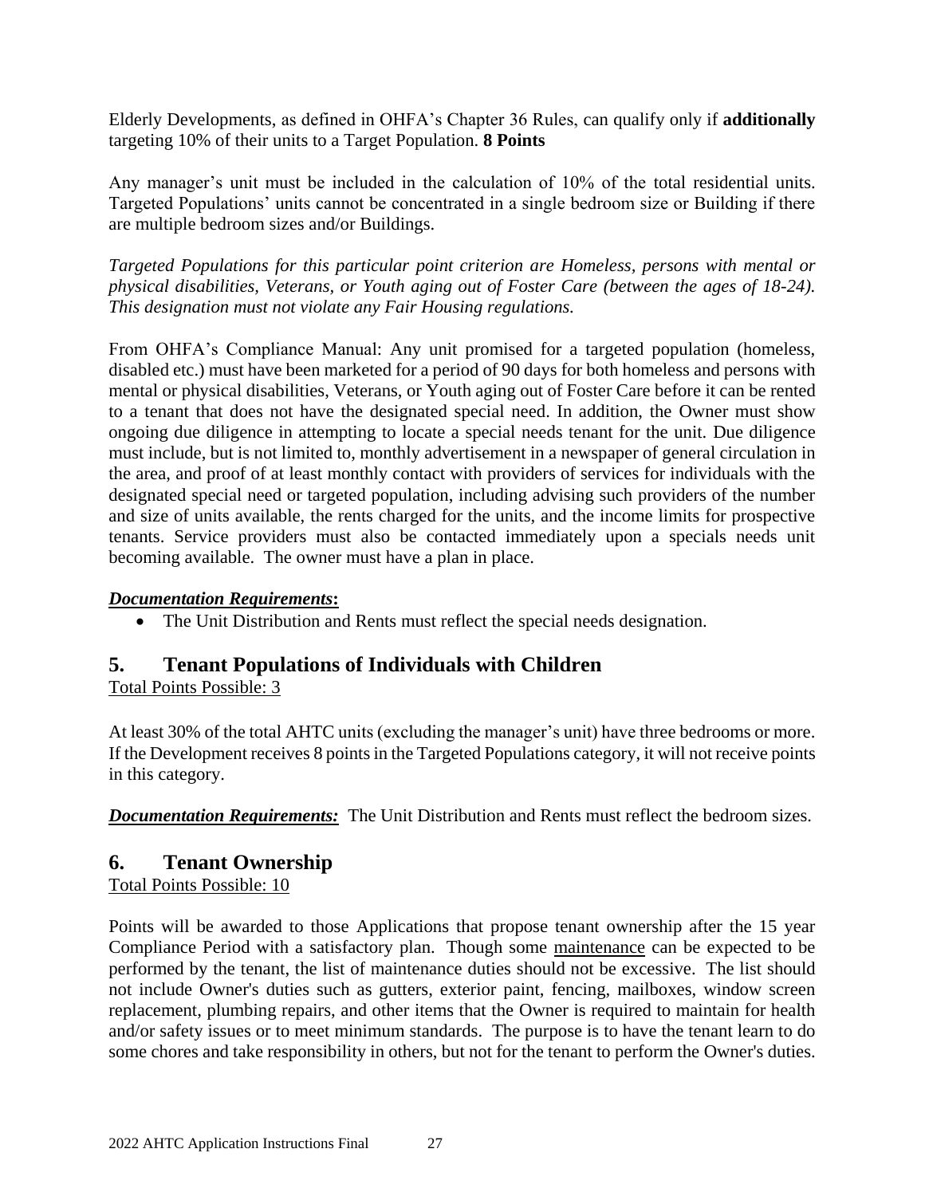Elderly Developments, as defined in OHFA's Chapter 36 Rules, can qualify only if **additionally** targeting 10% of their units to a Target Population. **8 Points**

Any manager's unit must be included in the calculation of 10% of the total residential units. Targeted Populations' units cannot be concentrated in a single bedroom size or Building if there are multiple bedroom sizes and/or Buildings.

*Targeted Populations for this particular point criterion are Homeless, persons with mental or physical disabilities, Veterans, or Youth aging out of Foster Care (between the ages of 18-24). This designation must not violate any Fair Housing regulations.*

From OHFA's Compliance Manual: Any unit promised for a targeted population (homeless, disabled etc.) must have been marketed for a period of 90 days for both homeless and persons with mental or physical disabilities, Veterans, or Youth aging out of Foster Care before it can be rented to a tenant that does not have the designated special need. In addition, the Owner must show ongoing due diligence in attempting to locate a special needs tenant for the unit. Due diligence must include, but is not limited to, monthly advertisement in a newspaper of general circulation in the area, and proof of at least monthly contact with providers of services for individuals with the designated special need or targeted population, including advising such providers of the number and size of units available, the rents charged for the units, and the income limits for prospective tenants. Service providers must also be contacted immediately upon a specials needs unit becoming available. The owner must have a plan in place.

***Documentation Requirements*:**

- The Unit Distribution and Rents must reflect the special needs designation.

## 5. Tenant Populations of Individuals with Children

Total Points Possible: 3

At least 30% of the total AHTC units (excluding the manager's unit) have three bedrooms or more. If the Development receives 8 points in the Targeted Populations category, it will not receive points in this category.

***Documentation Requirements:*** The Unit Distribution and Rents must reflect the bedroom sizes.

## 6. Tenant Ownership

Total Points Possible: 10

Points will be awarded to those Applications that propose tenant ownership after the 15 year Compliance Period with a satisfactory plan. Though some maintenance can be expected to be performed by the tenant, the list of maintenance duties should not be excessive. The list should not include Owner's duties such as gutters, exterior paint, fencing, mailboxes, window screen replacement, plumbing repairs, and other items that the Owner is required to maintain for health and/or safety issues or to meet minimum standards. The purpose is to have the tenant learn to do some chores and take responsibility in others, but not for the tenant to perform the Owner's duties.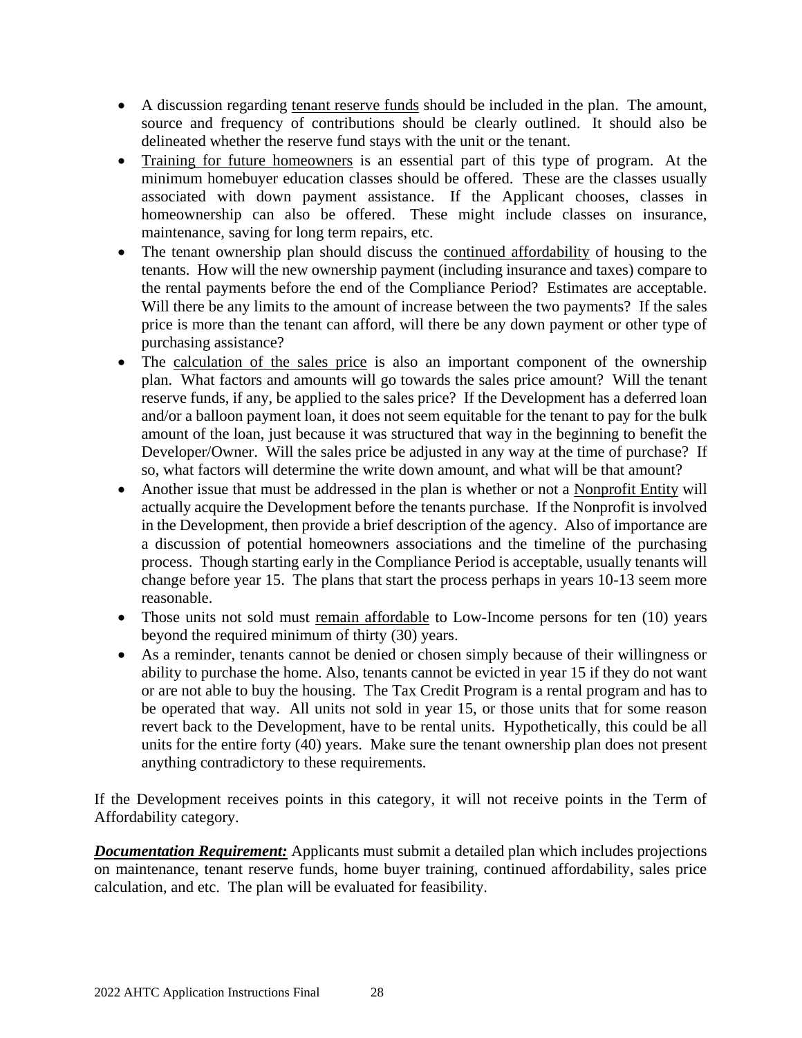- A discussion regarding tenant reserve funds should be included in the plan. The amount, source and frequency of contributions should be clearly outlined. It should also be delineated whether the reserve fund stays with the unit or the tenant.
- Training for future homeowners is an essential part of this type of program. At the minimum homebuyer education classes should be offered. These are the classes usually associated with down payment assistance. If the Applicant chooses, classes in homeownership can also be offered. These might include classes on insurance, maintenance, saving for long term repairs, etc.
- The tenant ownership plan should discuss the continued affordability of housing to the tenants. How will the new ownership payment (including insurance and taxes) compare to the rental payments before the end of the Compliance Period? Estimates are acceptable. Will there be any limits to the amount of increase between the two payments? If the sales price is more than the tenant can afford, will there be any down payment or other type of purchasing assistance?
- The calculation of the sales price is also an important component of the ownership plan. What factors and amounts will go towards the sales price amount? Will the tenant reserve funds, if any, be applied to the sales price? If the Development has a deferred loan and/or a balloon payment loan, it does not seem equitable for the tenant to pay for the bulk amount of the loan, just because it was structured that way in the beginning to benefit the Developer/Owner. Will the sales price be adjusted in any way at the time of purchase? If so, what factors will determine the write down amount, and what will be that amount?
- Another issue that must be addressed in the plan is whether or not a Nonprofit Entity will actually acquire the Development before the tenants purchase. If the Nonprofit is involved in the Development, then provide a brief description of the agency. Also of importance are a discussion of potential homeowners associations and the timeline of the purchasing process. Though starting early in the Compliance Period is acceptable, usually tenants will change before year 15. The plans that start the process perhaps in years 10-13 seem more reasonable.
- Those units not sold must remain affordable to Low-Income persons for ten (10) years beyond the required minimum of thirty (30) years.
- As a reminder, tenants cannot be denied or chosen simply because of their willingness or ability to purchase the home. Also, tenants cannot be evicted in year 15 if they do not want or are not able to buy the housing. The Tax Credit Program is a rental program and has to be operated that way. All units not sold in year 15, or those units that for some reason revert back to the Development, have to be rental units. Hypothetically, this could be all units for the entire forty (40) years. Make sure the tenant ownership plan does not present anything contradictory to these requirements.

If the Development receives points in this category, it will not receive points in the Term of Affordability category.

***Documentation Requirement:*** Applicants must submit a detailed plan which includes projections on maintenance, tenant reserve funds, home buyer training, continued affordability, sales price calculation, and etc. The plan will be evaluated for feasibility.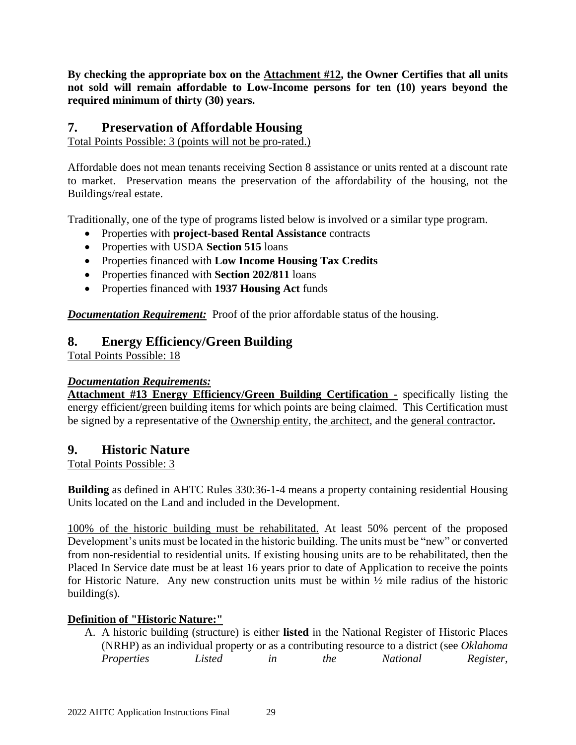**By checking the appropriate box on the Attachment #12, the Owner Certifies that all units not sold will remain affordable to Low-Income persons for ten (10) years beyond the required minimum of thirty (30) years.**

## 7. Preservation of Affordable Housing

Total Points Possible: 3 (points will not be pro-rated.)

Affordable does not mean tenants receiving Section 8 assistance or units rented at a discount rate to market. Preservation means the preservation of the affordability of the housing, not the Buildings/real estate.

Traditionally, one of the type of programs listed below is involved or a similar type program.

- Properties with **project-based Rental Assistance** contracts
- Properties with USDA **Section 515** loans
- Properties financed with **Low Income Housing Tax Credits**
- Properties financed with **Section 202/811** loans
- Properties financed with **1937 Housing Act** funds

***Documentation Requirement:*** Proof of the prior affordable status of the housing.

## 8. Energy Efficiency/Green Building

Total Points Possible: 18

***Documentation Requirements:***

**Attachment #13 Energy Efficiency/Green Building Certification -** specifically listing the energy efficient/green building items for which points are being claimed. This Certification must be signed by a representative of the Ownership entity, the architect, and the general contractor**.**

## 9. Historic Nature

Total Points Possible: 3

**Building** as defined in AHTC Rules 330:36-1-4 means a property containing residential Housing Units located on the Land and included in the Development.

100% of the historic building must be rehabilitated. At least 50% percent of the proposed Development's units must be located in the historic building. The units must be "new" or converted from non-residential to residential units. If existing housing units are to be rehabilitated, then the Placed In Service date must be at least 16 years prior to date of Application to receive the points for Historic Nature. Any new construction units must be within ½ mile radius of the historic building(s).

**Definition of "Historic Nature:"**

A. A historic building (structure) is either **listed** in the National Register of Historic Places (NRHP) as an individual property or as a contributing resource to a district (see *Oklahoma Properties Listed in the National Register,*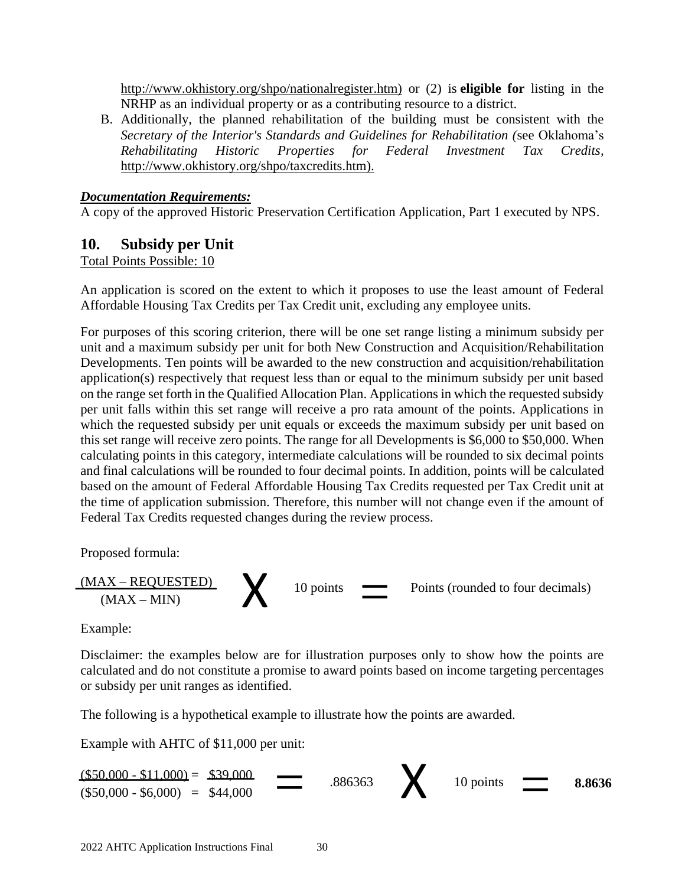http://www.okhistory.org/shpo/nationalregister.htm) or (2) is **eligible for** listing in the NRHP as an individual property or as a contributing resource to a district.

B. Additionally, the planned rehabilitation of the building must be consistent with the *Secretary of the Interior's Standards and Guidelines for Rehabilitation (*see Oklahoma's *Rehabilitating Historic Properties for Federal Investment Tax Credits*, http://www.okhistory.org/shpo/taxcredits.htm).

***Documentation Requirements:***

A copy of the approved Historic Preservation Certification Application, Part 1 executed by NPS.

## 10. Subsidy per Unit

Total Points Possible: 10

An application is scored on the extent to which it proposes to use the least amount of Federal Affordable Housing Tax Credits per Tax Credit unit, excluding any employee units.

For purposes of this scoring criterion, there will be one set range listing a minimum subsidy per unit and a maximum subsidy per unit for both New Construction and Acquisition/Rehabilitation Developments. Ten points will be awarded to the new construction and acquisition/rehabilitation application(s) respectively that request less than or equal to the minimum subsidy per unit based on the range set forth in the Qualified Allocation Plan. Applications in which the requested subsidy per unit falls within this set range will receive a pro rata amount of the points. Applications in which the requested subsidy per unit equals or exceeds the maximum subsidy per unit based on this set range will receive zero points. The range for all Developments is \$6,000 to \$50,000. When calculating points in this category, intermediate calculations will be rounded to six decimal points and final calculations will be rounded to four decimal points. In addition, points will be calculated based on the amount of Federal Affordable Housing Tax Credits requested per Tax Credit unit at the time of application submission. Therefore, this number will not change even if the amount of Federal Tax Credits requested changes during the review process.

Proposed formula:

$$\frac{(\text{MAX} - \text{REQUESTED})}{(\text{MAX} - \text{MIN})} \times 10 \text{ points} = \text{Points (rounded to four decimals)}$$

Example:

Disclaimer: the examples below are for illustration purposes only to show how the points are calculated and do not constitute a promise to award points based on income targeting percentages or subsidy per unit ranges as identified.

The following is a hypothetical example to illustrate how the points are awarded.

Example with AHTC of \$11,000 per unit:

$$\frac{(\$50{,}000 - \$11{,}000) = \$39{,}000}{(\$50{,}000 - \$6{,}000) = \$44{,}000} = .886363 \times 10 \text{ points} = \mathbf{8.8636}$$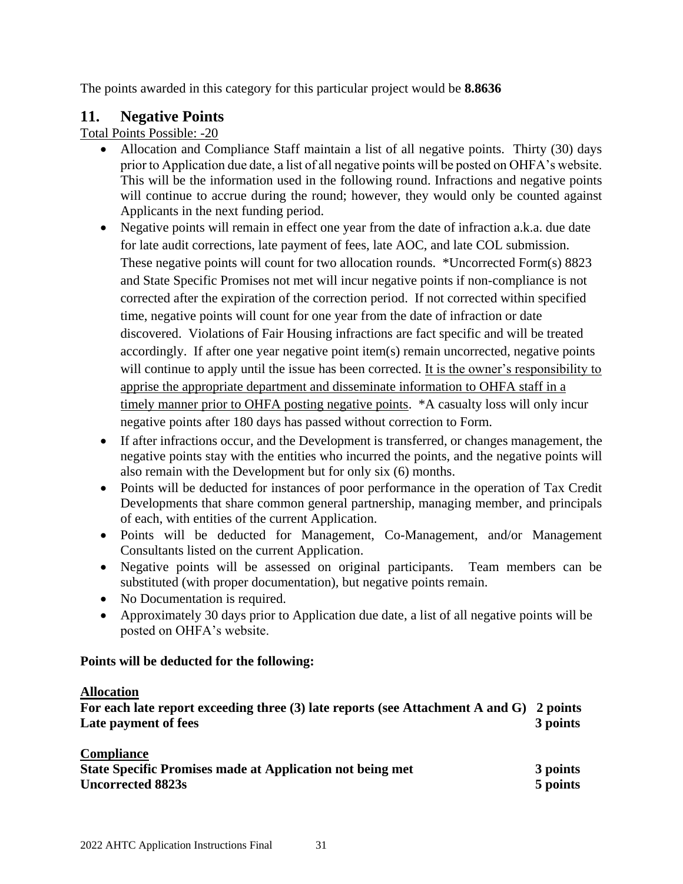The points awarded in this category for this particular project would be **8.8636**

## 11. Negative Points

Total Points Possible: -20

- Allocation and Compliance Staff maintain a list of all negative points. Thirty (30) days prior to Application due date, a list of all negative points will be posted on OHFA's website. This will be the information used in the following round. Infractions and negative points will continue to accrue during the round; however, they would only be counted against Applicants in the next funding period.
- Negative points will remain in effect one year from the date of infraction a.k.a. due date for late audit corrections, late payment of fees, late AOC, and late COL submission. These negative points will count for two allocation rounds. *Uncorrected Form(s) 8823 and State Specific Promises not met will incur negative points if non-compliance is not corrected after the expiration of the correction period. If not corrected within specified time, negative points will count for one year from the date of infraction or date discovered. Violations of Fair Housing infractions are fact specific and will be treated accordingly. If after one year negative point item(s) remain uncorrected, negative points will continue to apply until the issue has been corrected. It is the owner's responsibility to apprise the appropriate department and disseminate information to OHFA staff in a timely manner prior to OHFA posting negative points. *A casualty loss will only incur negative points after 180 days has passed without correction to Form.
- If after infractions occur, and the Development is transferred, or changes management, the negative points stay with the entities who incurred the points, and the negative points will also remain with the Development but for only six (6) months.
- Points will be deducted for instances of poor performance in the operation of Tax Credit Developments that share common general partnership, managing member, and principals of each, with entities of the current Application.
- Points will be deducted for Management, Co-Management, and/or Management Consultants listed on the current Application.
- Negative points will be assessed on original participants. Team members can be substituted (with proper documentation), but negative points remain.
- No Documentation is required.
- Approximately 30 days prior to Application due date, a list of all negative points will be posted on OHFA's website.

**Points will be deducted for the following:**

**Allocation**

| | |
|---|---|
| **For each late report exceeding three (3) late reports (see Attachment A and G)** | **2 points** |
| **Late payment of fees** | **3 points** |

**Compliance**

| | |
|---|---|
| **State Specific Promises made at Application not being met** | **3 points** |
| **Uncorrected 8823s** | **5 points** |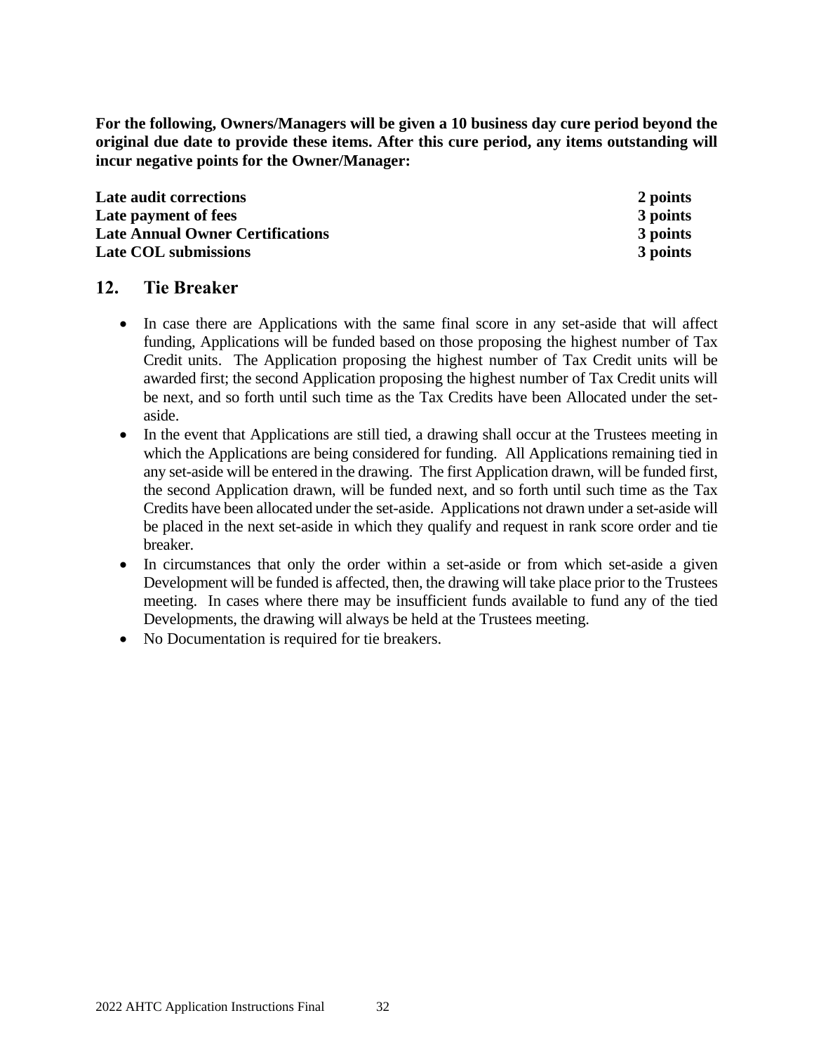**For the following, Owners/Managers will be given a 10 business day cure period beyond the original due date to provide these items. After this cure period, any items outstanding will incur negative points for the Owner/Manager:**

| | |
|---|---|
| **Late audit corrections** | **2 points** |
| **Late payment of fees** | **3 points** |
| **Late Annual Owner Certifications** | **3 points** |
| **Late COL submissions** | **3 points** |

## 12. Tie Breaker

- In case there are Applications with the same final score in any set-aside that will affect funding, Applications will be funded based on those proposing the highest number of Tax Credit units. The Application proposing the highest number of Tax Credit units will be awarded first; the second Application proposing the highest number of Tax Credit units will be next, and so forth until such time as the Tax Credits have been Allocated under the set-aside.
- In the event that Applications are still tied, a drawing shall occur at the Trustees meeting in which the Applications are being considered for funding. All Applications remaining tied in any set-aside will be entered in the drawing. The first Application drawn, will be funded first, the second Application drawn, will be funded next, and so forth until such time as the Tax Credits have been allocated under the set-aside. Applications not drawn under a set-aside will be placed in the next set-aside in which they qualify and request in rank score order and tie breaker.
- In circumstances that only the order within a set-aside or from which set-aside a given Development will be funded is affected, then, the drawing will take place prior to the Trustees meeting. In cases where there may be insufficient funds available to fund any of the tied Developments, the drawing will always be held at the Trustees meeting.
- No Documentation is required for tie breakers.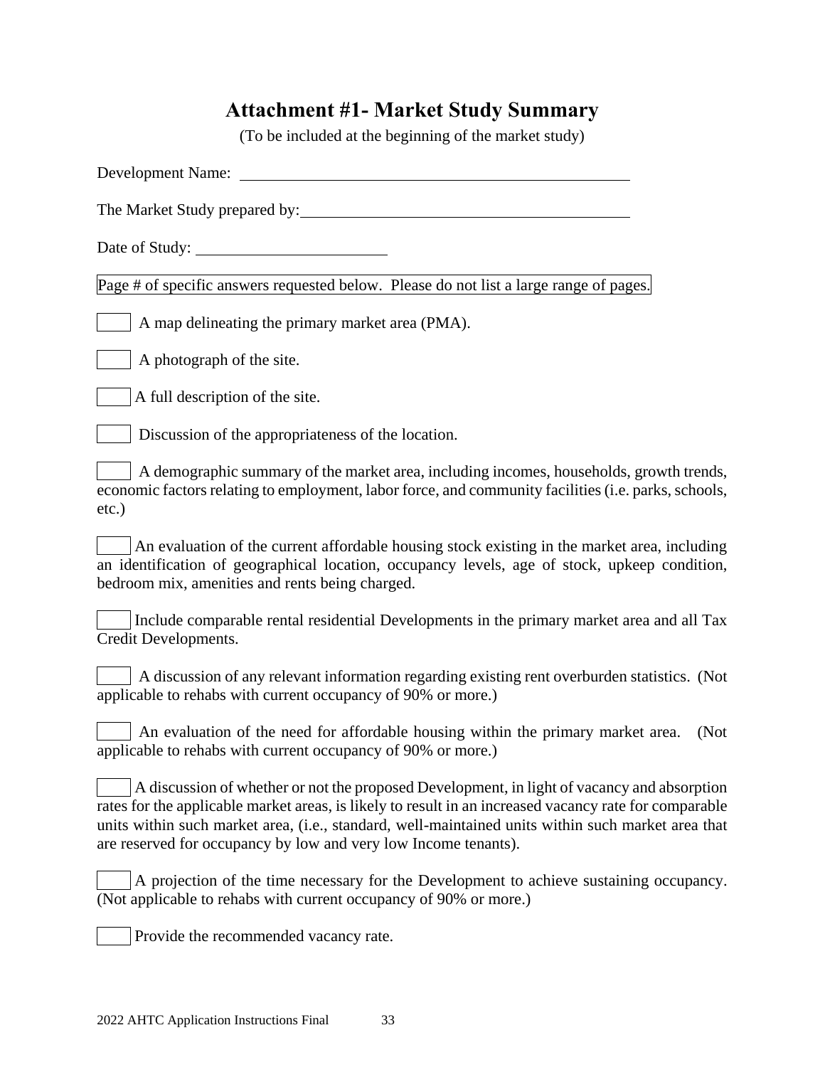# Attachment #1- Market Study Summary

(To be included at the beginning of the market study)

Development Name: ______________________________________________

The Market Study prepared by: ______________________________________

Date of Study: ______________________

Page # of specific answers requested below. Please do not list a large range of pages.

____ A map delineating the primary market area (PMA).

____ A photograph of the site.

____ A full description of the site.

____ Discussion of the appropriateness of the location.

____ A demographic summary of the market area, including incomes, households, growth trends, economic factors relating to employment, labor force, and community facilities (i.e. parks, schools, etc.)

____ An evaluation of the current affordable housing stock existing in the market area, including an identification of geographical location, occupancy levels, age of stock, upkeep condition, bedroom mix, amenities and rents being charged.

____ Include comparable rental residential Developments in the primary market area and all Tax Credit Developments.

____ A discussion of any relevant information regarding existing rent overburden statistics. (Not applicable to rehabs with current occupancy of 90% or more.)

____ An evaluation of the need for affordable housing within the primary market area. (Not applicable to rehabs with current occupancy of 90% or more.)

____ A discussion of whether or not the proposed Development, in light of vacancy and absorption rates for the applicable market areas, is likely to result in an increased vacancy rate for comparable units within such market area, (i.e., standard, well-maintained units within such market area that are reserved for occupancy by low and very low Income tenants).

____ A projection of the time necessary for the Development to achieve sustaining occupancy. (Not applicable to rehabs with current occupancy of 90% or more.)

____ Provide the recommended vacancy rate.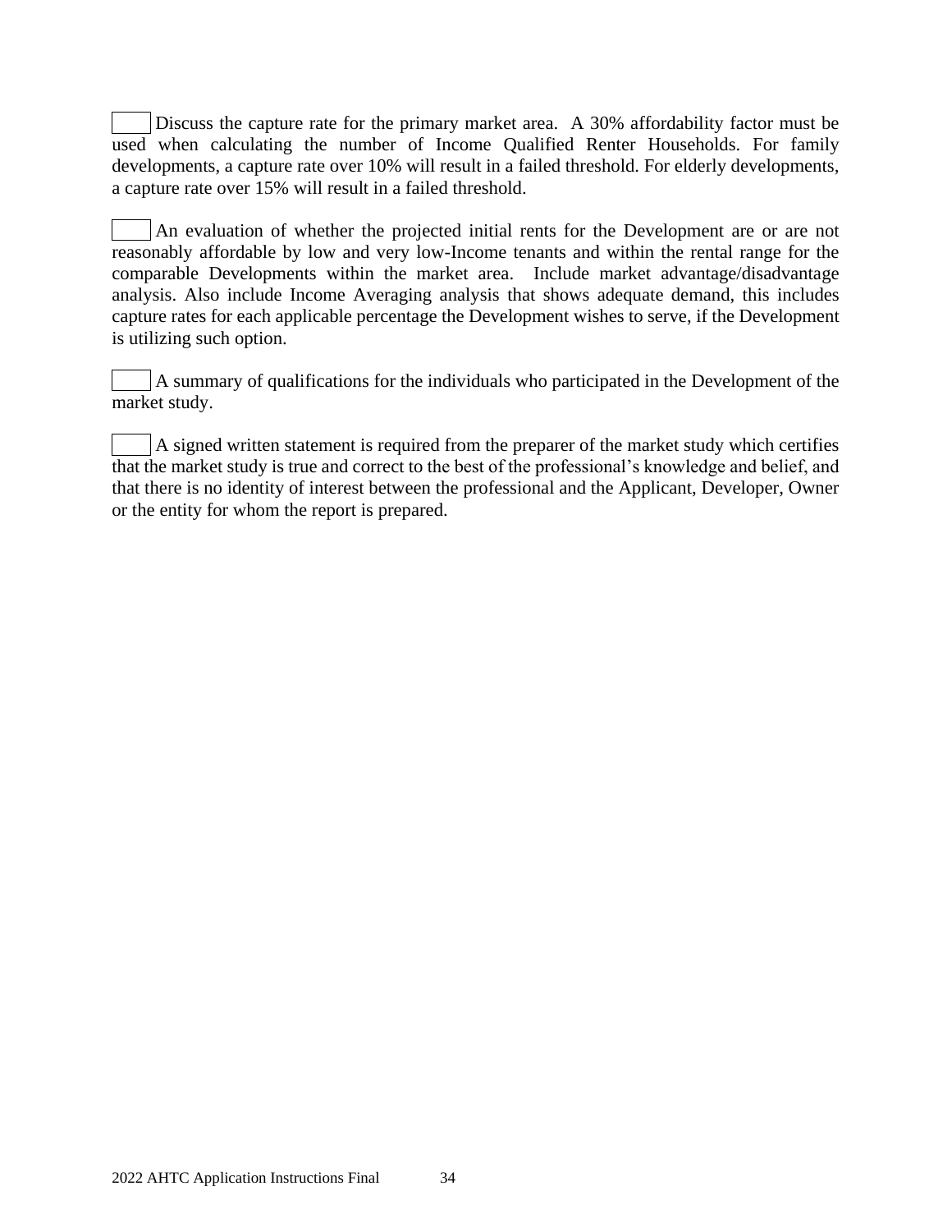☐ Discuss the capture rate for the primary market area. A 30% affordability factor must be used when calculating the number of Income Qualified Renter Households. For family developments, a capture rate over 10% will result in a failed threshold. For elderly developments, a capture rate over 15% will result in a failed threshold.

☐ An evaluation of whether the projected initial rents for the Development are or are not reasonably affordable by low and very low-Income tenants and within the rental range for the comparable Developments within the market area. Include market advantage/disadvantage analysis. Also include Income Averaging analysis that shows adequate demand, this includes capture rates for each applicable percentage the Development wishes to serve, if the Development is utilizing such option.

☐ A summary of qualifications for the individuals who participated in the Development of the market study.

☐ A signed written statement is required from the preparer of the market study which certifies that the market study is true and correct to the best of the professional's knowledge and belief, and that there is no identity of interest between the professional and the Applicant, Developer, Owner or the entity for whom the report is prepared.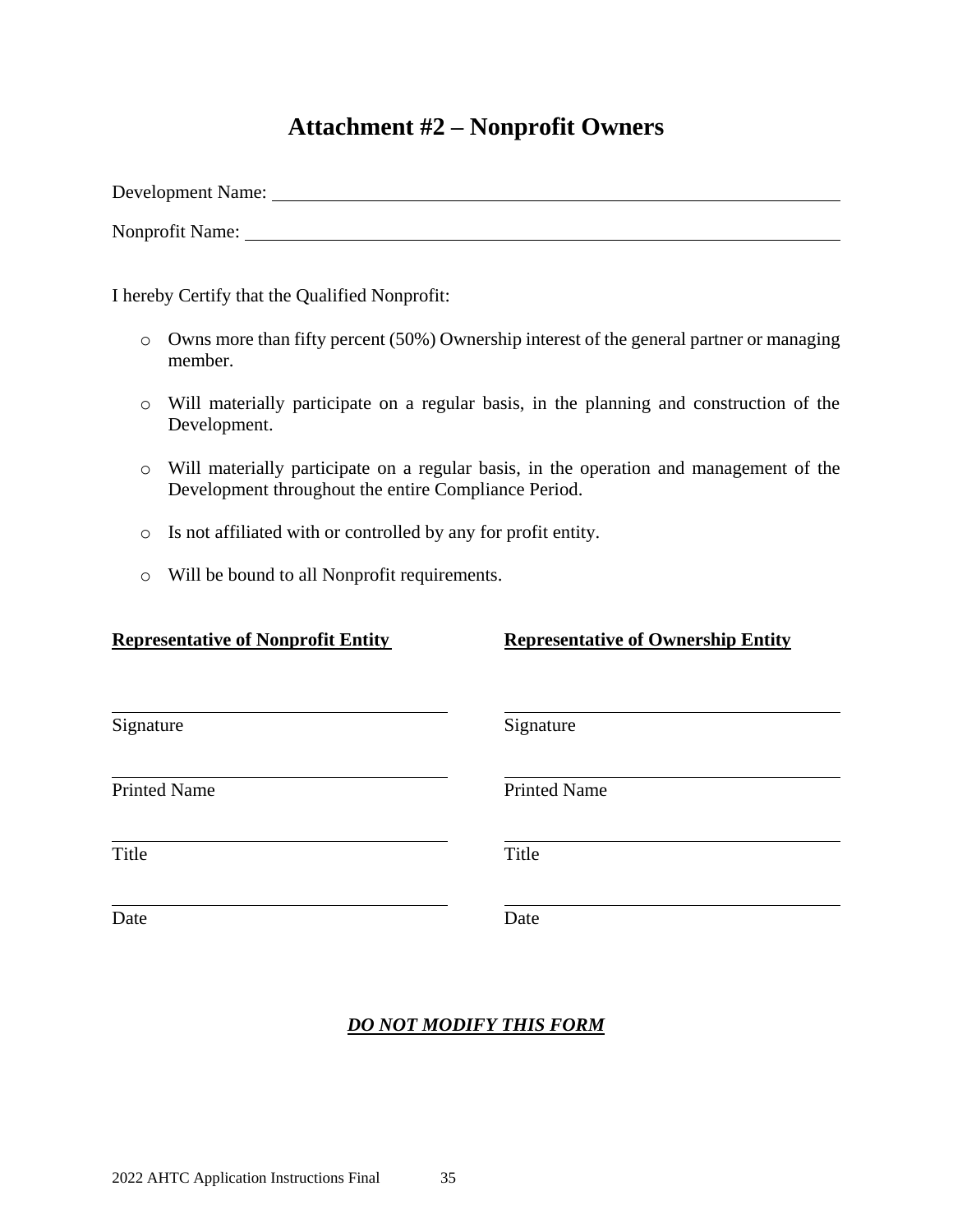# Attachment #2 – Nonprofit Owners

Development Name: ______________________________________________

Nonprofit Name: ______________________________________________

I hereby Certify that the Qualified Nonprofit:

- Owns more than fifty percent (50%) Ownership interest of the general partner or managing member.
- Will materially participate on a regular basis, in the planning and construction of the Development.
- Will materially participate on a regular basis, in the operation and management of the Development throughout the entire Compliance Period.
- Is not affiliated with or controlled by any for profit entity.
- Will be bound to all Nonprofit requirements.

| **Representative of Nonprofit Entity** | **Representative of Ownership Entity** |
| --- | --- |
| ______________________________ | ______________________________ |
| Signature | Signature |
| ______________________________ | ______________________________ |
| Printed Name | Printed Name |
| ______________________________ | ______________________________ |
| Title | Title |
| ______________________________ | ______________________________ |
| Date | Date |

***DO NOT MODIFY THIS FORM***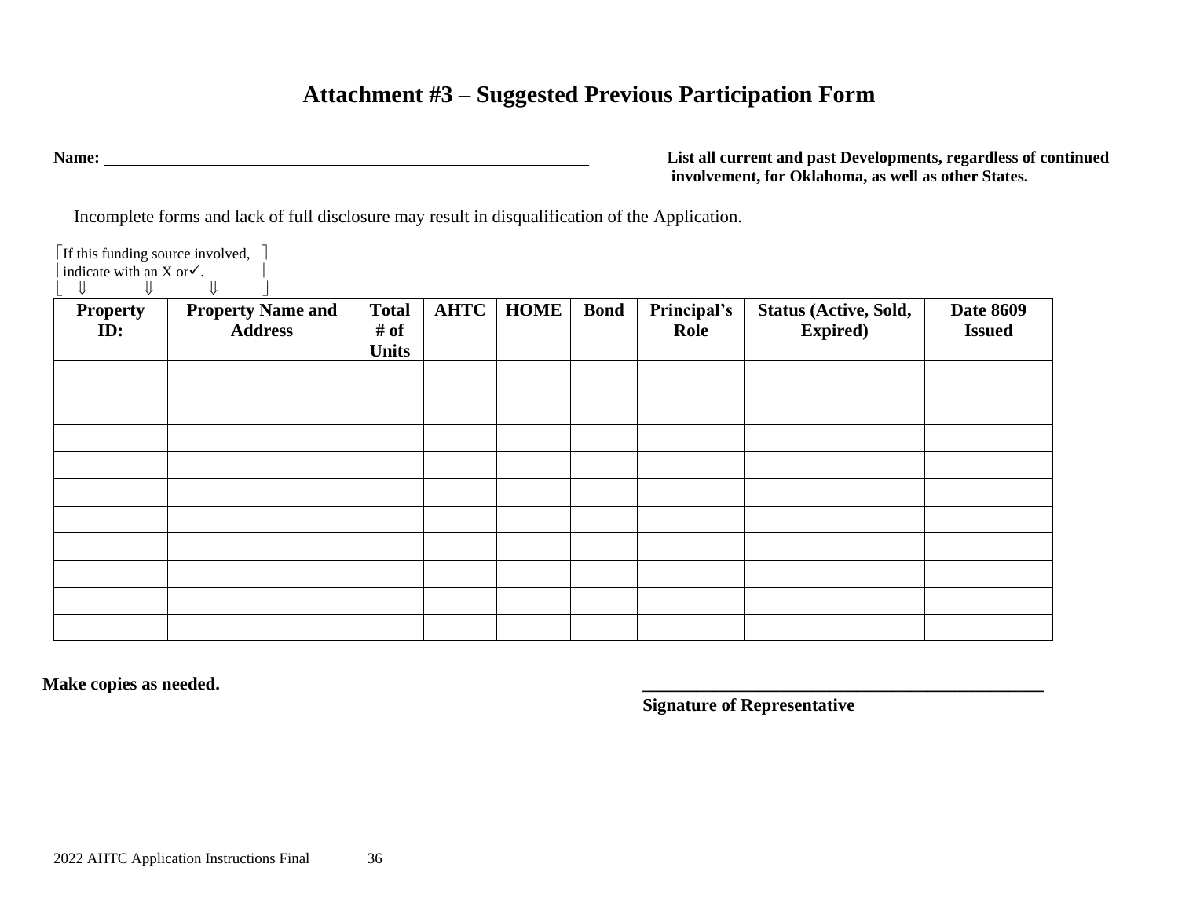# Attachment #3 – Suggested Previous Participation Form

**Name:** ______________________________________________

**List all current and past Developments, regardless of continued involvement, for Oklahoma, as well as other States.**

Incomplete forms and lack of full disclosure may result in disqualification of the Application.

If this funding source involved, indicate with an X or ✓.
⇓ ⇓ ⇓

| Property ID: | Property Name and Address | Total # of Units | AHTC | HOME | Bond | Principal's Role | Status (Active, Sold, Expired) | Date 8609 Issued |
|---|---|---|---|---|---|---|---|---|
| | | | | | | | | |
| | | | | | | | | |
| | | | | | | | | |
| | | | | | | | | |
| | | | | | | | | |
| | | | | | | | | |
| | | | | | | | | |
| | | | | | | | | |
| | | | | | | | | |
| | | | | | | | | |

**Make copies as needed.**

______________________________________________
**Signature of Representative**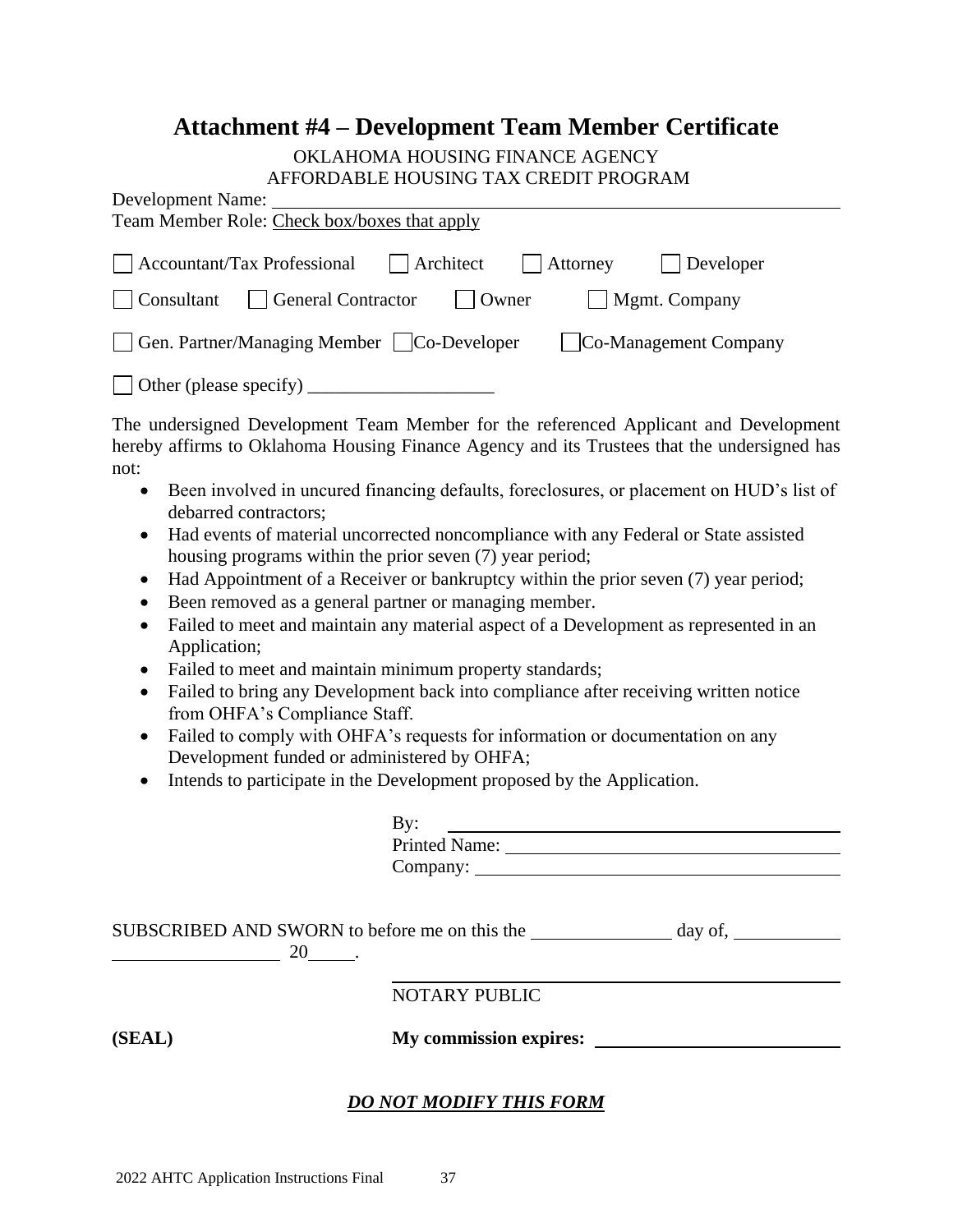# Attachment #4 – Development Team Member Certificate

OKLAHOMA HOUSING FINANCE AGENCY
AFFORDABLE HOUSING TAX CREDIT PROGRAM

Development Name: ____________________________________________

Team Member Role: Check box/boxes that apply

☐ Accountant/Tax Professional ☐ Architect ☐ Attorney ☐ Developer

☐ Consultant ☐ General Contractor ☐ Owner ☐ Mgmt. Company

☐ Gen. Partner/Managing Member ☐ Co-Developer ☐ Co-Management Company

☐ Other (please specify) ____________________

The undersigned Development Team Member for the referenced Applicant and Development hereby affirms to Oklahoma Housing Finance Agency and its Trustees that the undersigned has not:

- Been involved in uncured financing defaults, foreclosures, or placement on HUD's list of debarred contractors;
- Had events of material uncorrected noncompliance with any Federal or State assisted housing programs within the prior seven (7) year period;
- Had Appointment of a Receiver or bankruptcy within the prior seven (7) year period;
- Been removed as a general partner or managing member.
- Failed to meet and maintain any material aspect of a Development as represented in an Application;
- Failed to meet and maintain minimum property standards;
- Failed to bring any Development back into compliance after receiving written notice from OHFA's Compliance Staff.
- Failed to comply with OHFA's requests for information or documentation on any Development funded or administered by OHFA;
- Intends to participate in the Development proposed by the Application.

By: ____________________________________________

Printed Name: ____________________________________________

Company: ____________________________________________

SUBSCRIBED AND SWORN to before me on this the ______________ day of, ____________ ____________ 20_____.

____________________________________________
NOTARY PUBLIC

**(SEAL)** **My commission expires:** ____________________

***DO NOT MODIFY THIS FORM***

2022 AHTC Application Instructions Final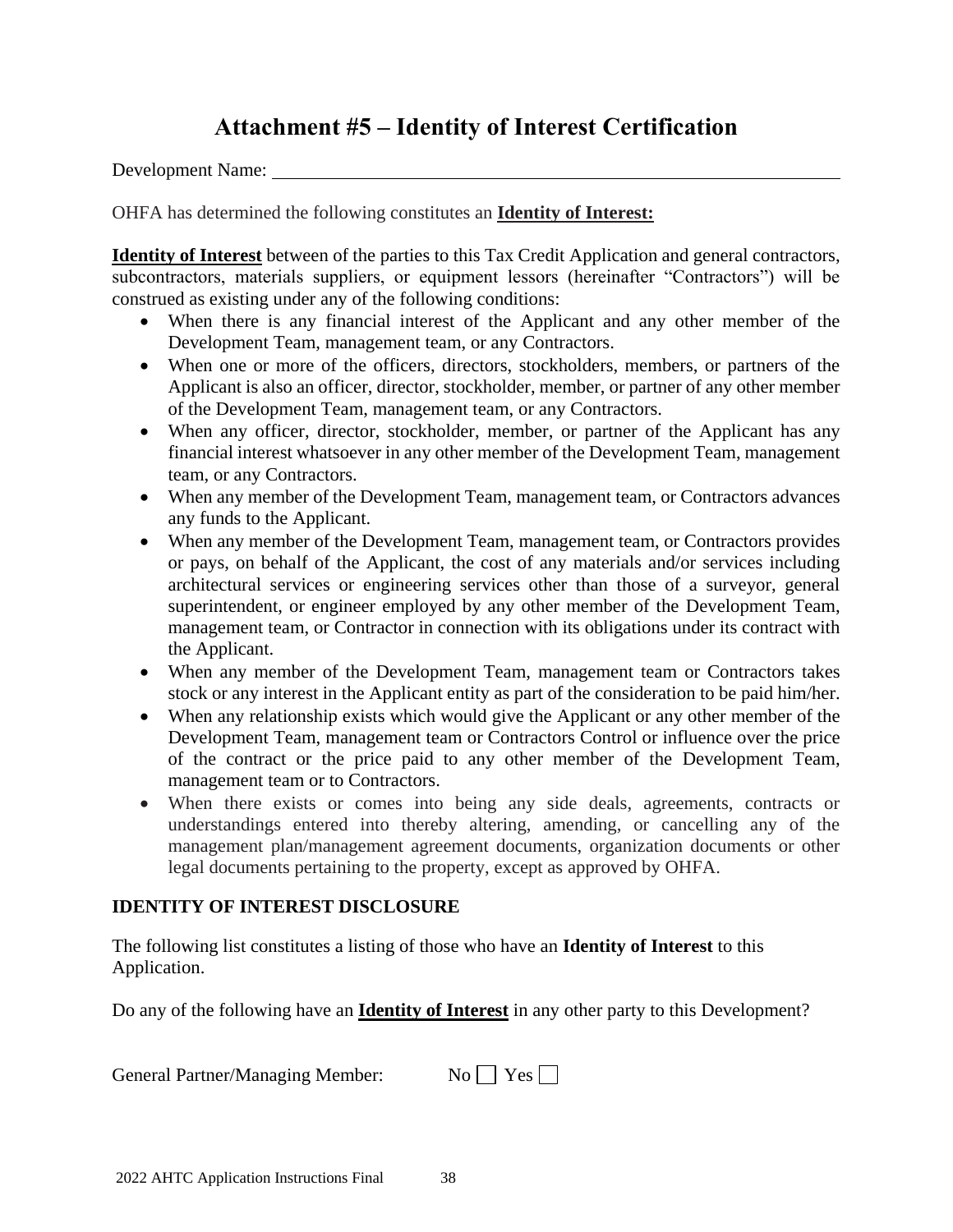# Attachment #5 – Identity of Interest Certification

Development Name: ________________________________________________________________

OHFA has determined the following constitutes an **Identity of Interest:**

**Identity of Interest** between of the parties to this Tax Credit Application and general contractors, subcontractors, materials suppliers, or equipment lessors (hereinafter "Contractors") will be construed as existing under any of the following conditions:

- When there is any financial interest of the Applicant and any other member of the Development Team, management team, or any Contractors.
- When one or more of the officers, directors, stockholders, members, or partners of the Applicant is also an officer, director, stockholder, member, or partner of any other member of the Development Team, management team, or any Contractors.
- When any officer, director, stockholder, member, or partner of the Applicant has any financial interest whatsoever in any other member of the Development Team, management team, or any Contractors.
- When any member of the Development Team, management team, or Contractors advances any funds to the Applicant.
- When any member of the Development Team, management team, or Contractors provides or pays, on behalf of the Applicant, the cost of any materials and/or services including architectural services or engineering services other than those of a surveyor, general superintendent, or engineer employed by any other member of the Development Team, management team, or Contractor in connection with its obligations under its contract with the Applicant.
- When any member of the Development Team, management team or Contractors takes stock or any interest in the Applicant entity as part of the consideration to be paid him/her.
- When any relationship exists which would give the Applicant or any other member of the Development Team, management team or Contractors Control or influence over the price of the contract or the price paid to any other member of the Development Team, management team or to Contractors.
- When there exists or comes into being any side deals, agreements, contracts or understandings entered into thereby altering, amending, or cancelling any of the management plan/management agreement documents, organization documents or other legal documents pertaining to the property, except as approved by OHFA.

### IDENTITY OF INTEREST DISCLOSURE

The following list constitutes a listing of those who have an **Identity of Interest** to this Application.

Do any of the following have an **Identity of Interest** in any other party to this Development?

General Partner/Managing Member: No ☐ Yes ☐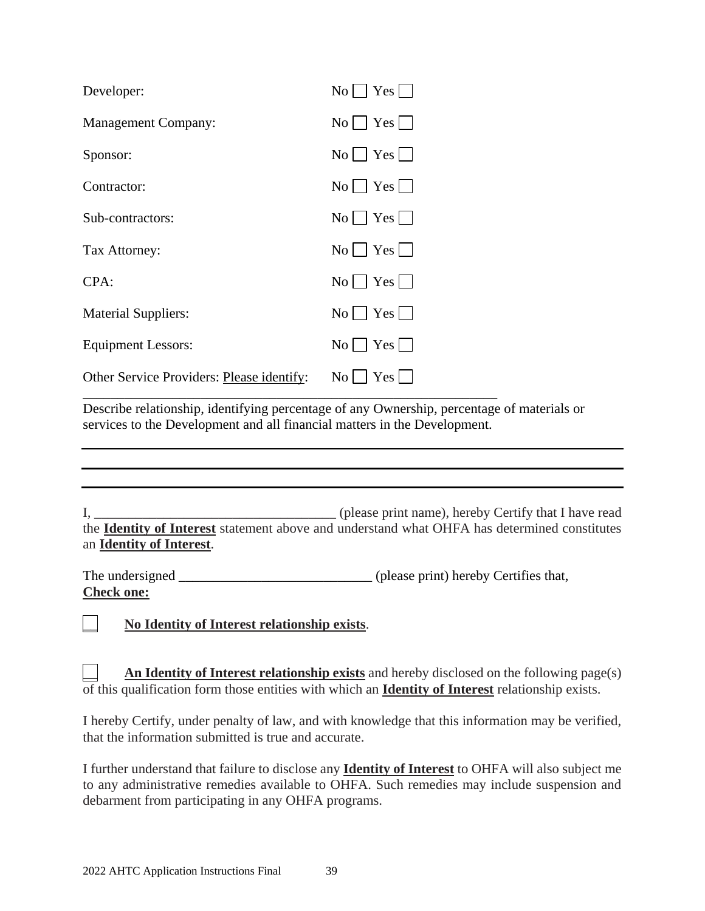| | |
|---|---|
| Developer: | No ☐ Yes ☐ |
| Management Company: | No ☐ Yes ☐ |
| Sponsor: | No ☐ Yes ☐ |
| Contractor: | No ☐ Yes ☐ |
| Sub-contractors: | No ☐ Yes ☐ |
| Tax Attorney: | No ☐ Yes ☐ |
| CPA: | No ☐ Yes ☐ |
| Material Suppliers: | No ☐ Yes ☐ |
| Equipment Lessors: | No ☐ Yes ☐ |
| Other Service Providers: Please identify: | No ☐ Yes ☐ |

_____________________________________________________________

Describe relationship, identifying percentage of any Ownership, percentage of materials or services to the Development and all financial matters in the Development.

_____________________________________________________________

_____________________________________________________________

_____________________________________________________________

I, ___________________________________ (please print name), hereby Certify that I have read the **Identity of Interest** statement above and understand what OHFA has determined constitutes an **Identity of Interest**.

The undersigned ____________________________ (please print) hereby Certifies that,
**Check one:**

☐ **No Identity of Interest relationship exists**.

☐ **An Identity of Interest relationship exists** and hereby disclosed on the following page(s) of this qualification form those entities with which an **Identity of Interest** relationship exists.

I hereby Certify, under penalty of law, and with knowledge that this information may be verified, that the information submitted is true and accurate.

I further understand that failure to disclose any **Identity of Interest** to OHFA will also subject me to any administrative remedies available to OHFA. Such remedies may include suspension and debarment from participating in any OHFA programs.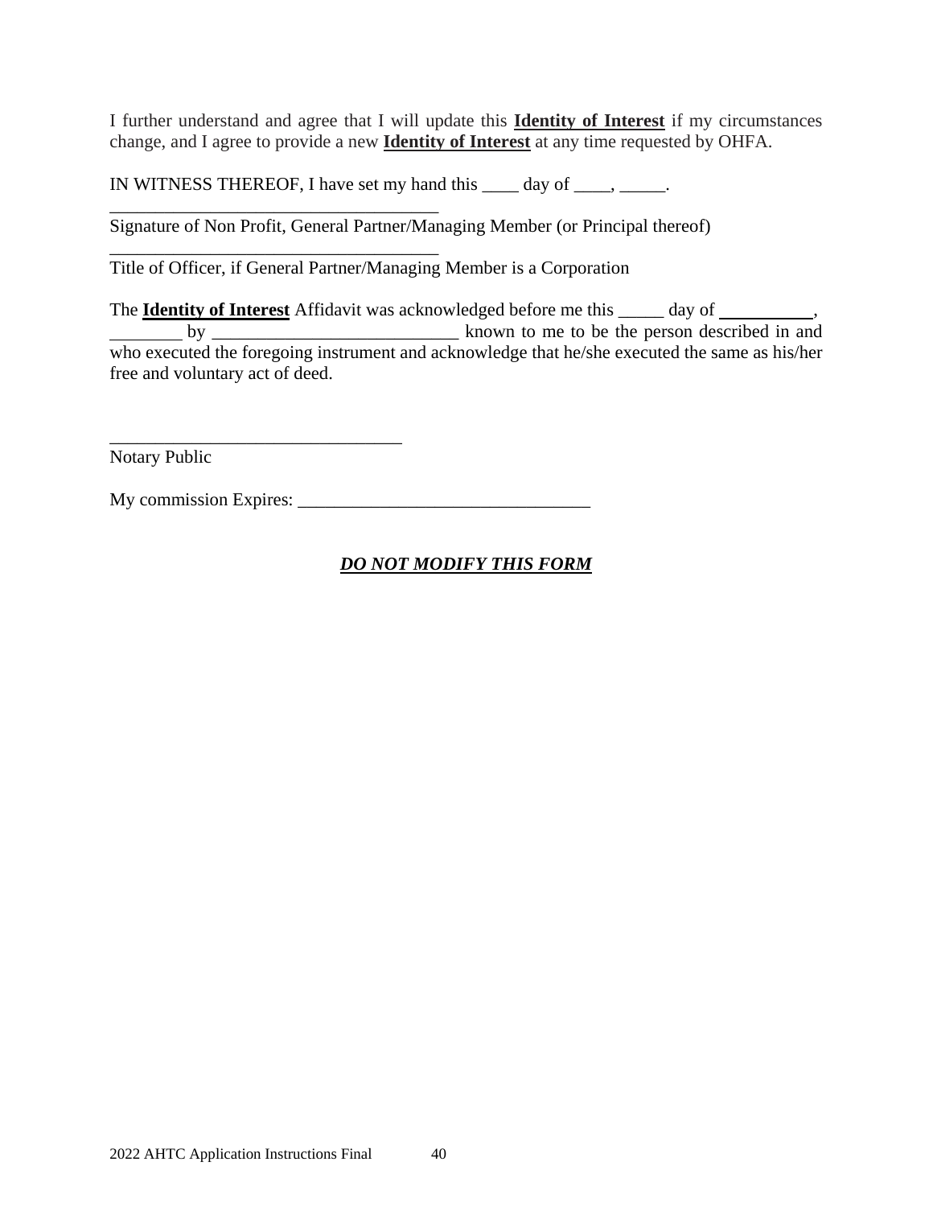I further understand and agree that I will update this **Identity of Interest** if my circumstances change, and I agree to provide a new **Identity of Interest** at any time requested by OHFA.

IN WITNESS THEREOF, I have set my hand this ____ day of ____, _____.

_____________________________________
Signature of Non Profit, General Partner/Managing Member (or Principal thereof)

_____________________________________
Title of Officer, if General Partner/Managing Member is a Corporation

The **Identity of Interest** Affidavit was acknowledged before me this _____ day of __________, ________ by ___________________________ known to me to be the person described in and who executed the foregoing instrument and acknowledge that he/she executed the same as his/her free and voluntary act of deed.

_________________________________
Notary Public

My commission Expires: _________________________________

***DO NOT MODIFY THIS FORM***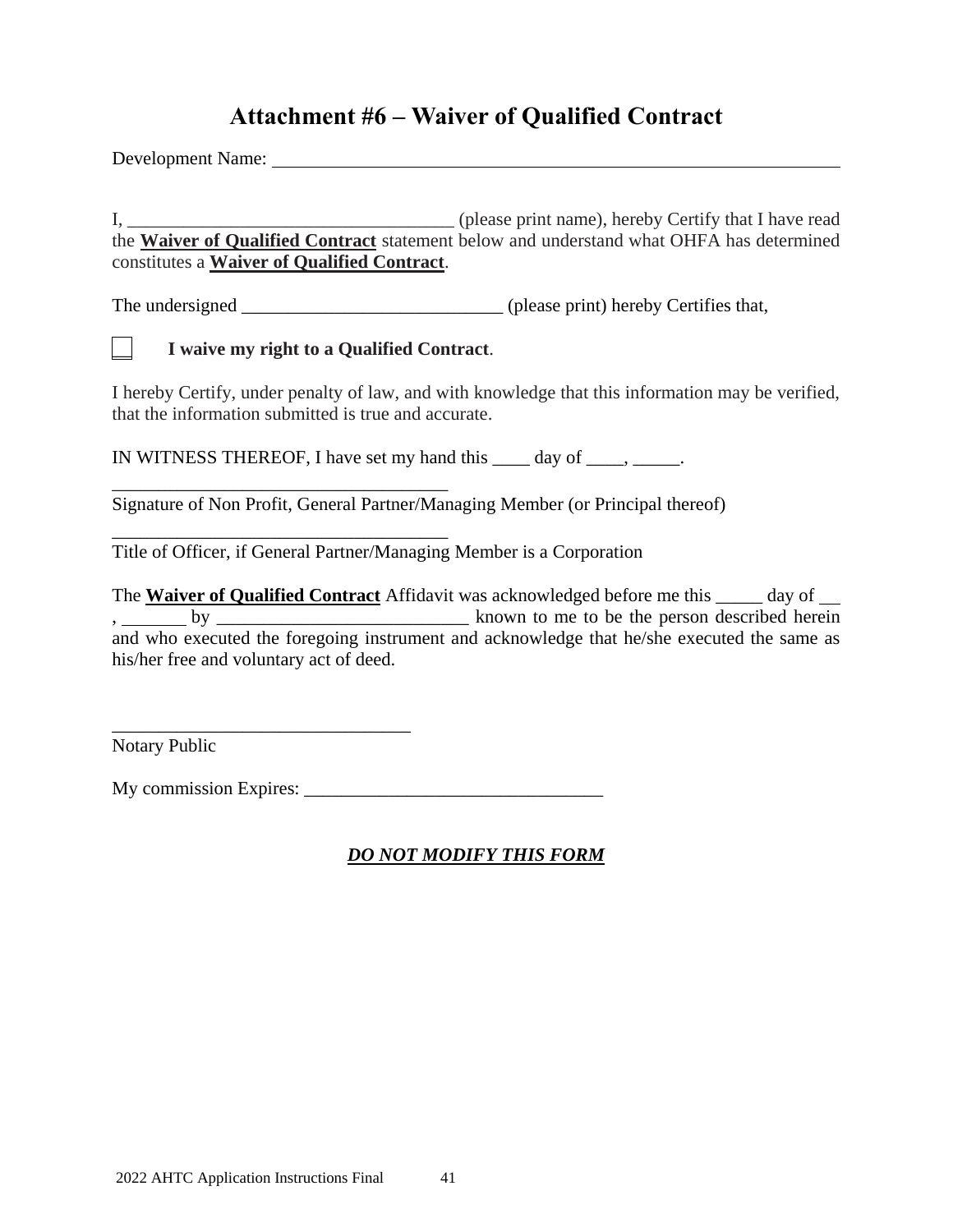# Attachment #6 – Waiver of Qualified Contract

Development Name: ________________________________________________________________

I, ___________________________________ (please print name), hereby Certify that I have read the **Waiver of Qualified Contract** statement below and understand what OHFA has determined constitutes a **Waiver of Qualified Contract**.

The undersigned ____________________________ (please print) hereby Certifies that,

☐ **I waive my right to a Qualified Contract**.

I hereby Certify, under penalty of law, and with knowledge that this information may be verified, that the information submitted is true and accurate.

IN WITNESS THEREOF, I have set my hand this ____ day of ____, _____.

____________________________________
Signature of Non Profit, General Partner/Managing Member (or Principal thereof)

____________________________________
Title of Officer, if General Partner/Managing Member is a Corporation

The **Waiver of Qualified Contract** Affidavit was acknowledged before me this _____ day of __ , _______ by ___________________________ known to me to be the person described herein and who executed the foregoing instrument and acknowledge that he/she executed the same as his/her free and voluntary act of deed.

________________________________
Notary Public

My commission Expires: ________________________________

***DO NOT MODIFY THIS FORM***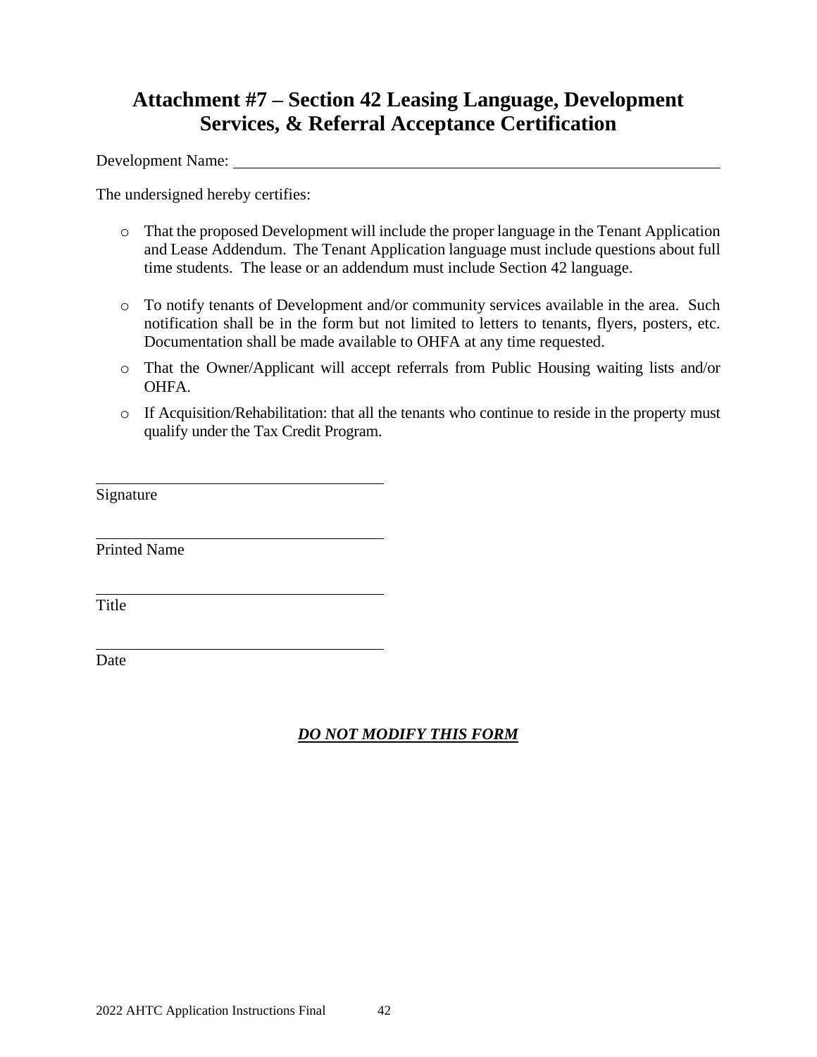# Attachment #7 – Section 42 Leasing Language, Development Services, & Referral Acceptance Certification

Development Name: ______________________________________________

The undersigned hereby certifies:

- That the proposed Development will include the proper language in the Tenant Application and Lease Addendum. The Tenant Application language must include questions about full time students. The lease or an addendum must include Section 42 language.

- To notify tenants of Development and/or community services available in the area. Such notification shall be in the form but not limited to letters to tenants, flyers, posters, etc. Documentation shall be made available to OHFA at any time requested.

- That the Owner/Applicant will accept referrals from Public Housing waiting lists and/or OHFA.

- If Acquisition/Rehabilitation: that all the tenants who continue to reside in the property must qualify under the Tax Credit Program.

______________________________
Signature

______________________________
Printed Name

______________________________
Title

______________________________
Date

***DO NOT MODIFY THIS FORM***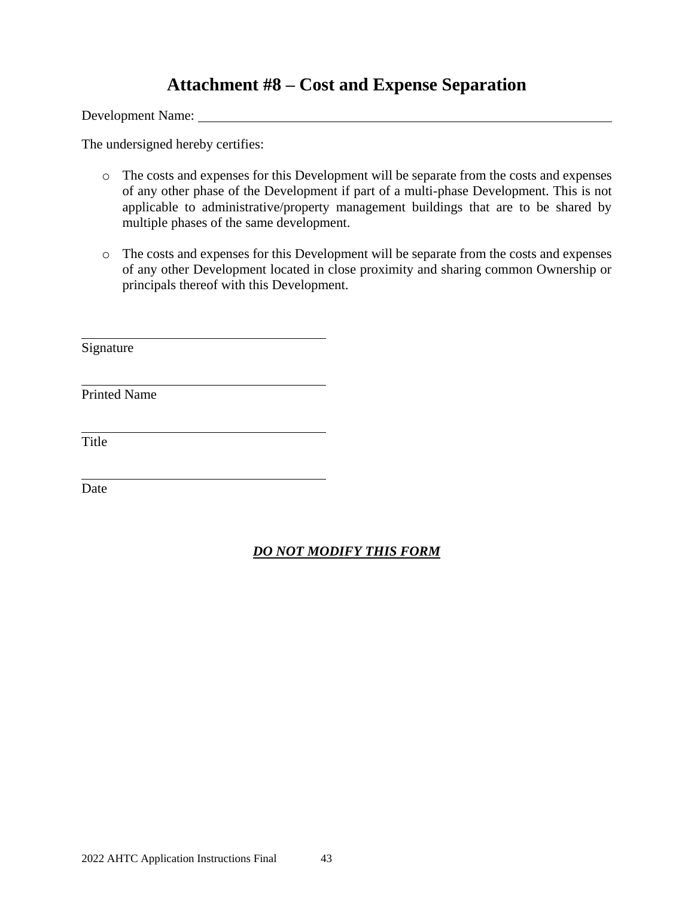# Attachment #8 – Cost and Expense Separation

Development Name: \_\_\_\_\_\_\_\_\_\_\_\_\_\_\_\_\_\_\_\_\_\_\_\_\_\_\_\_\_\_\_\_\_\_\_\_\_\_\_\_

The undersigned hereby certifies:

- The costs and expenses for this Development will be separate from the costs and expenses of any other phase of the Development if part of a multi-phase Development. This is not applicable to administrative/property management buildings that are to be shared by multiple phases of the same development.

- The costs and expenses for this Development will be separate from the costs and expenses of any other Development located in close proximity and sharing common Ownership or principals thereof with this Development.

\_\_\_\_\_\_\_\_\_\_\_\_\_\_\_\_\_\_\_\_\_\_\_\_\_\_\_\_\_\_\_\_
Signature

\_\_\_\_\_\_\_\_\_\_\_\_\_\_\_\_\_\_\_\_\_\_\_\_\_\_\_\_\_\_\_\_
Printed Name

\_\_\_\_\_\_\_\_\_\_\_\_\_\_\_\_\_\_\_\_\_\_\_\_\_\_\_\_\_\_\_\_
Title

\_\_\_\_\_\_\_\_\_\_\_\_\_\_\_\_\_\_\_\_\_\_\_\_\_\_\_\_\_\_\_\_
Date

***DO NOT MODIFY THIS FORM***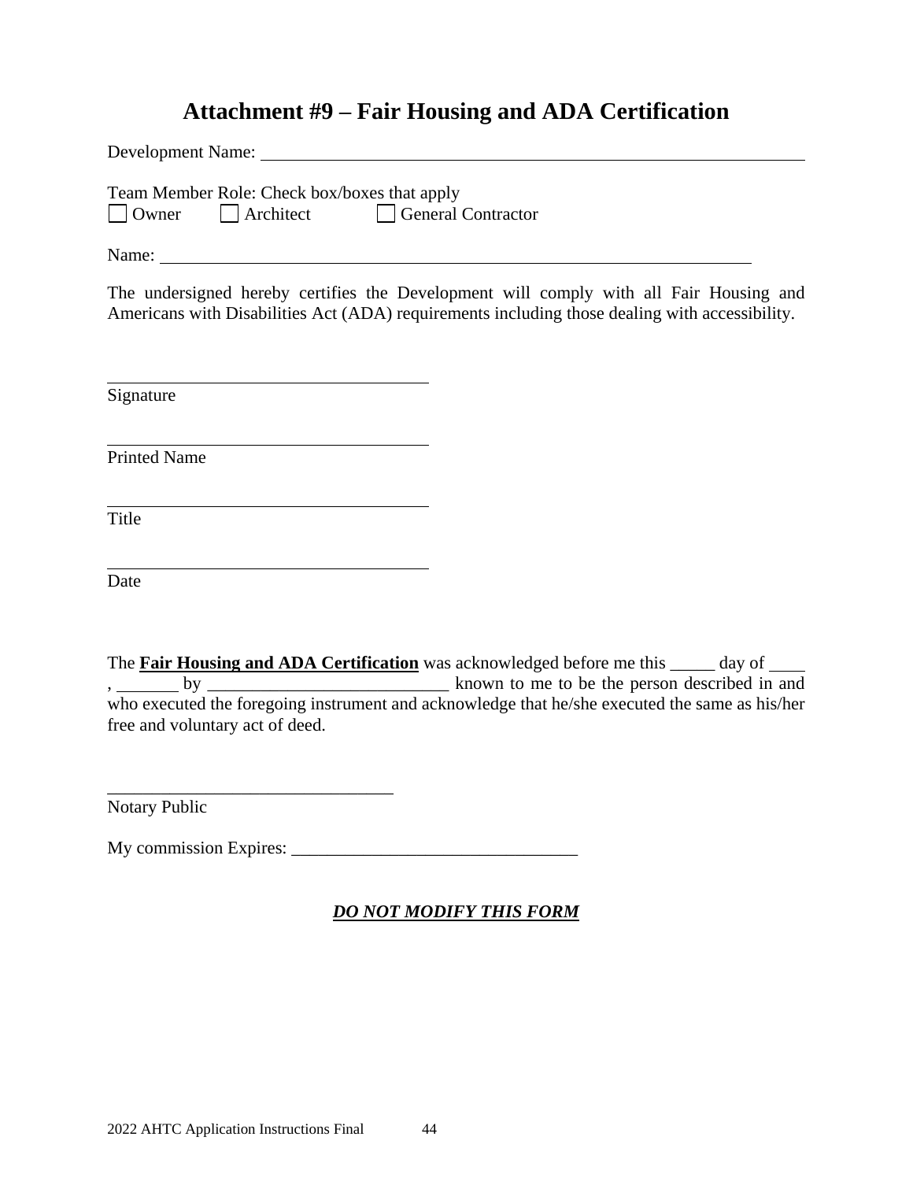# Attachment #9 – Fair Housing and ADA Certification

Development Name: ___________________________________________________________

Team Member Role: Check box/boxes that apply

☐ Owner ☐ Architect ☐ General Contractor

Name: ___________________________________________________________

The undersigned hereby certifies the Development will comply with all Fair Housing and Americans with Disabilities Act (ADA) requirements including those dealing with accessibility.

_____________________________________
Signature

_____________________________________
Printed Name

_____________________________________
Title

_____________________________________
Date

The **Fair Housing and ADA Certification** was acknowledged before me this _____ day of ____ , _______ by ___________________________ known to me to be the person described in and who executed the foregoing instrument and acknowledge that he/she executed the same as his/her free and voluntary act of deed.

________________________________
Notary Public

My commission Expires: ________________________________

***DO NOT MODIFY THIS FORM***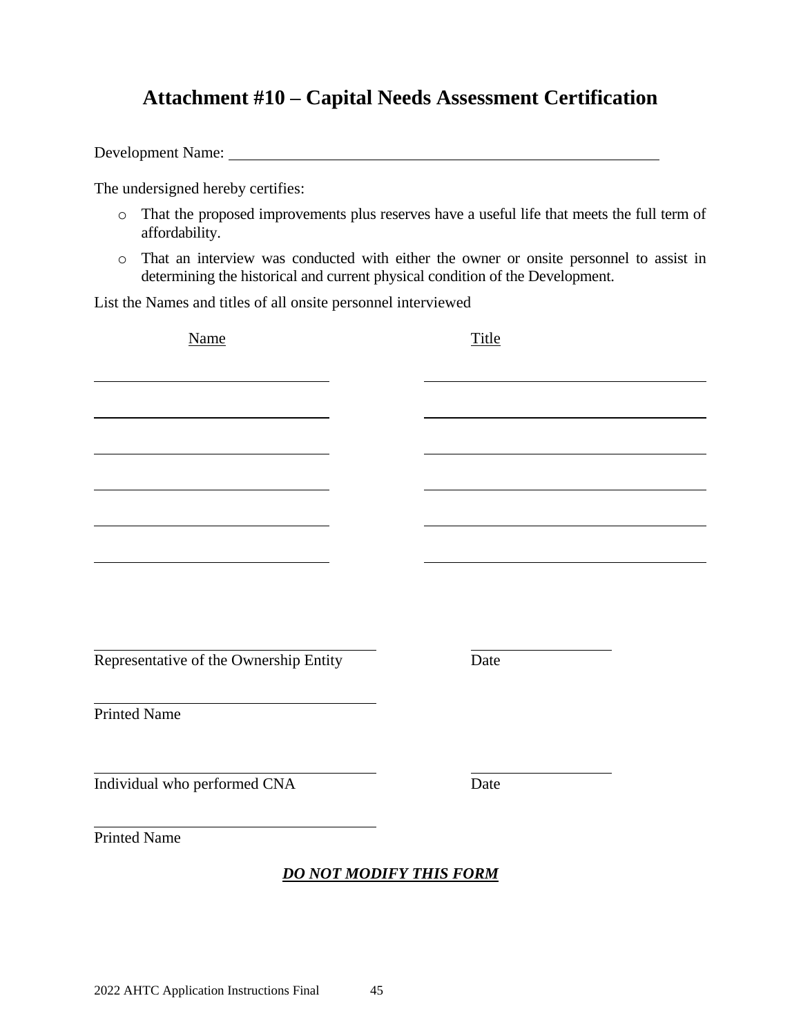# Attachment #10 – Capital Needs Assessment Certification

Development Name: ______________________________________________

The undersigned hereby certifies:

- That the proposed improvements plus reserves have a useful life that meets the full term of affordability.
- That an interview was conducted with either the owner or onsite personnel to assist in determining the historical and current physical condition of the Development.

List the Names and titles of all onsite personnel interviewed

| Name | Title |
|---|---|
| | |
| | |
| | |
| | |
| | |
| | |

______________________________ ______________
Representative of the Ownership Entity Date

______________________________
Printed Name

______________________________ ______________
Individual who performed CNA Date

______________________________
Printed Name

***DO NOT MODIFY THIS FORM***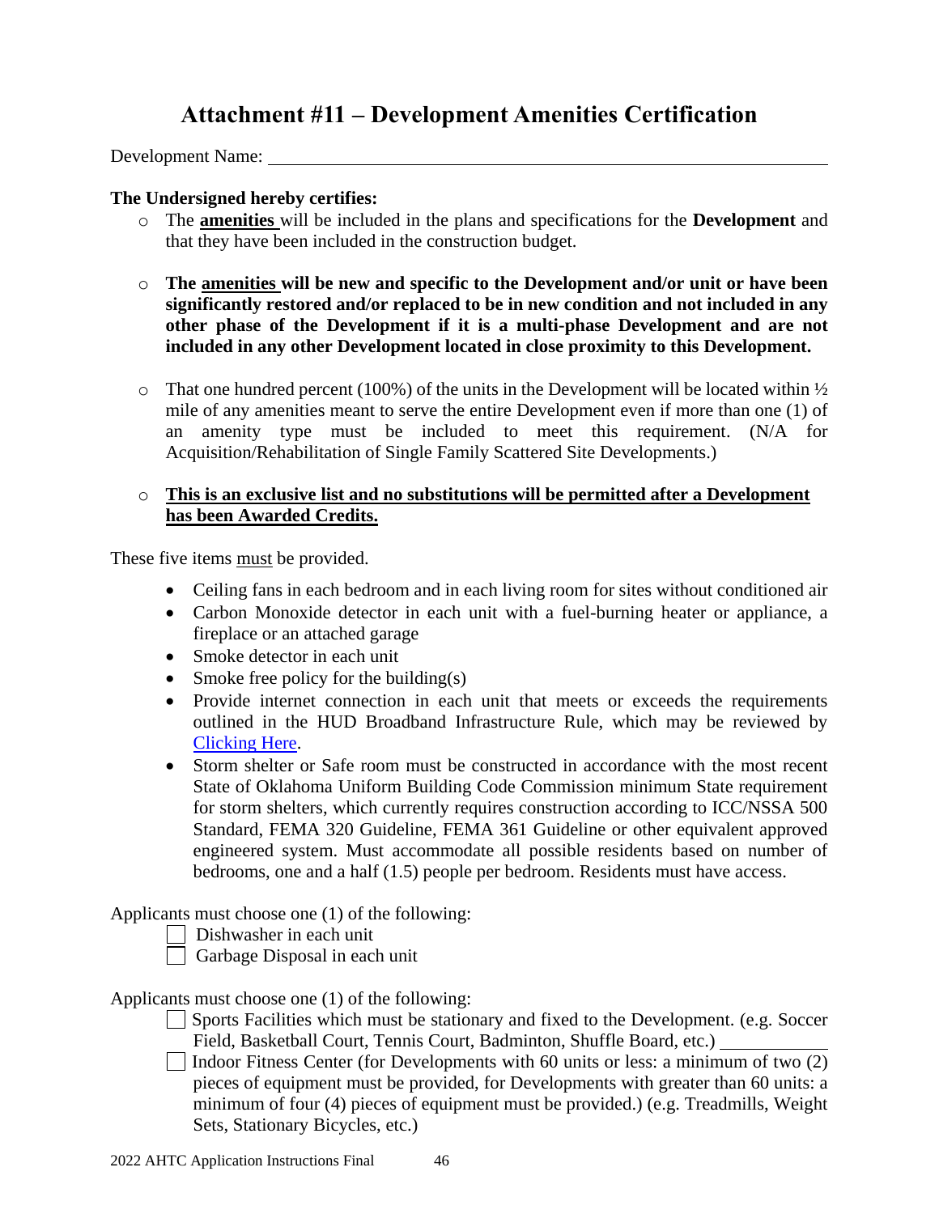# Attachment #11 – Development Amenities Certification

Development Name: ____________________________________________

**The Undersigned hereby certifies:**

- The **amenities** will be included in the plans and specifications for the **Development** and that they have been included in the construction budget.
- **The amenities will be new and specific to the Development and/or unit or have been significantly restored and/or replaced to be in new condition and not included in any other phase of the Development if it is a multi-phase Development and are not included in any other Development located in close proximity to this Development.**
- That one hundred percent (100%) of the units in the Development will be located within ½ mile of any amenities meant to serve the entire Development even if more than one (1) of an amenity type must be included to meet this requirement. (N/A for Acquisition/Rehabilitation of Single Family Scattered Site Developments.)
- **This is an exclusive list and no substitutions will be permitted after a Development has been Awarded Credits.**

These five items must be provided.

- Ceiling fans in each bedroom and in each living room for sites without conditioned air
- Carbon Monoxide detector in each unit with a fuel-burning heater or appliance, a fireplace or an attached garage
- Smoke detector in each unit
- Smoke free policy for the building(s)
- Provide internet connection in each unit that meets or exceeds the requirements outlined in the HUD Broadband Infrastructure Rule, which may be reviewed by Clicking Here.
- Storm shelter or Safe room must be constructed in accordance with the most recent State of Oklahoma Uniform Building Code Commission minimum State requirement for storm shelters, which currently requires construction according to ICC/NSSA 500 Standard, FEMA 320 Guideline, FEMA 361 Guideline or other equivalent approved engineered system. Must accommodate all possible residents based on number of bedrooms, one and a half (1.5) people per bedroom. Residents must have access.

Applicants must choose one (1) of the following:

- ☐ Dishwasher in each unit
- ☐ Garbage Disposal in each unit

Applicants must choose one (1) of the following:

- ☐ Sports Facilities which must be stationary and fixed to the Development. (e.g. Soccer Field, Basketball Court, Tennis Court, Badminton, Shuffle Board, etc.) ____________
- ☐ Indoor Fitness Center (for Developments with 60 units or less: a minimum of two (2) pieces of equipment must be provided, for Developments with greater than 60 units: a minimum of four (4) pieces of equipment must be provided.) (e.g. Treadmills, Weight Sets, Stationary Bicycles, etc.)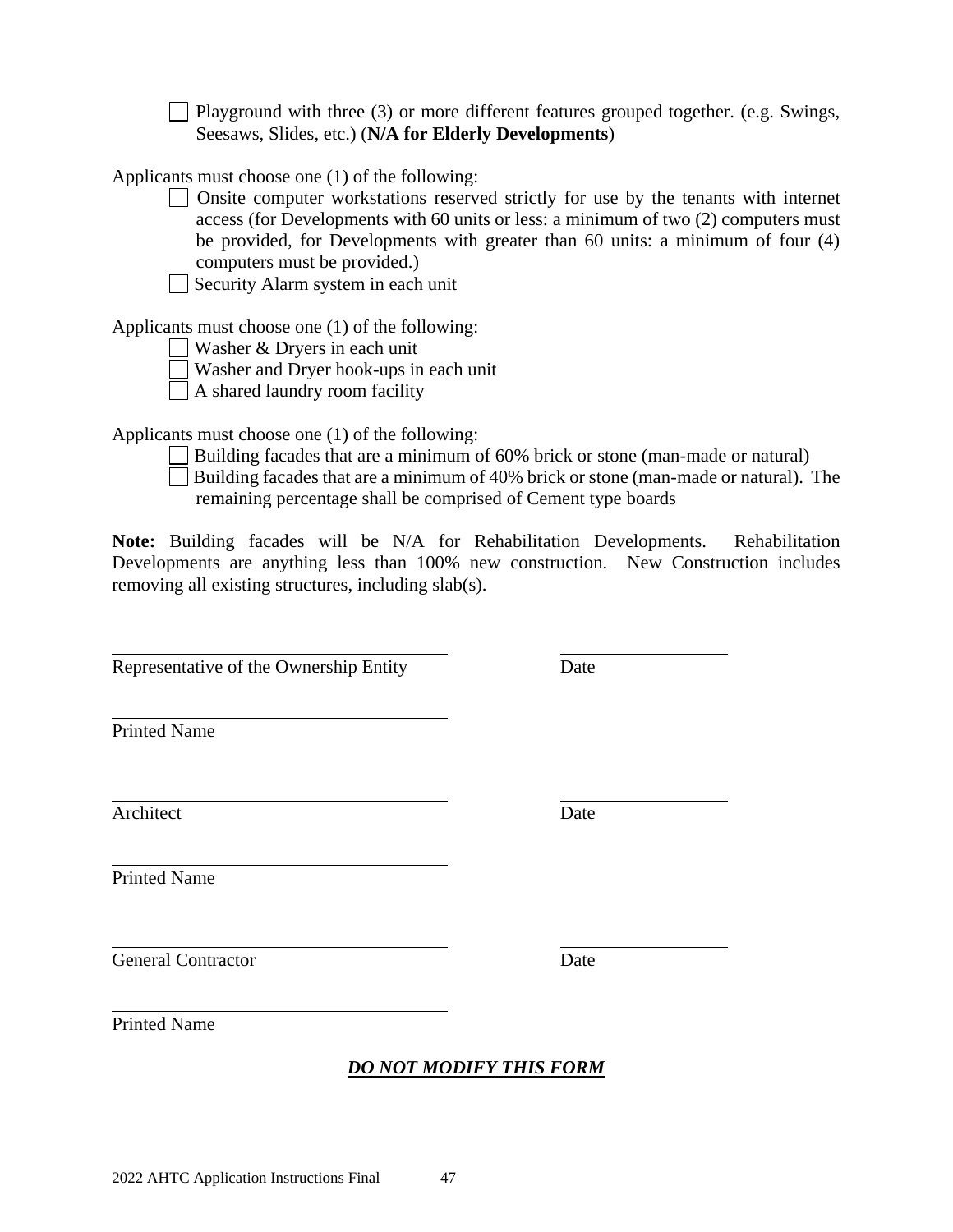- [ ] Playground with three (3) or more different features grouped together. (e.g. Swings, Seesaws, Slides, etc.) (**N/A for Elderly Developments**)

Applicants must choose one (1) of the following:

- [ ] Onsite computer workstations reserved strictly for use by the tenants with internet access (for Developments with 60 units or less: a minimum of two (2) computers must be provided, for Developments with greater than 60 units: a minimum of four (4) computers must be provided.)
- [ ] Security Alarm system in each unit

Applicants must choose one (1) of the following:

- [ ] Washer & Dryers in each unit
- [ ] Washer and Dryer hook-ups in each unit
- [ ] A shared laundry room facility

Applicants must choose one (1) of the following:

- [ ] Building facades that are a minimum of 60% brick or stone (man-made or natural)
- [ ] Building facades that are a minimum of 40% brick or stone (man-made or natural). The remaining percentage shall be comprised of Cement type boards

**Note:** Building facades will be N/A for Rehabilitation Developments. Rehabilitation Developments are anything less than 100% new construction. New Construction includes removing all existing structures, including slab(s).

\_\_\_\_\_\_\_\_\_\_\_\_\_\_\_\_\_\_\_\_\_\_\_\_\_\_\_\_\_\_\_\_\_\_\_\_ \_\_\_\_\_\_\_\_\_\_\_\_\_\_\_\_\_\_
Representative of the Ownership Entity Date

\_\_\_\_\_\_\_\_\_\_\_\_\_\_\_\_\_\_\_\_\_\_\_\_\_\_\_\_\_\_\_\_\_\_\_\_
Printed Name

\_\_\_\_\_\_\_\_\_\_\_\_\_\_\_\_\_\_\_\_\_\_\_\_\_\_\_\_\_\_\_\_\_\_\_\_ \_\_\_\_\_\_\_\_\_\_\_\_\_\_\_\_\_\_
Architect Date

\_\_\_\_\_\_\_\_\_\_\_\_\_\_\_\_\_\_\_\_\_\_\_\_\_\_\_\_\_\_\_\_\_\_\_\_
Printed Name

\_\_\_\_\_\_\_\_\_\_\_\_\_\_\_\_\_\_\_\_\_\_\_\_\_\_\_\_\_\_\_\_\_\_\_\_ \_\_\_\_\_\_\_\_\_\_\_\_\_\_\_\_\_\_
General Contractor Date

\_\_\_\_\_\_\_\_\_\_\_\_\_\_\_\_\_\_\_\_\_\_\_\_\_\_\_\_\_\_\_\_\_\_\_\_
Printed Name

***DO NOT MODIFY THIS FORM***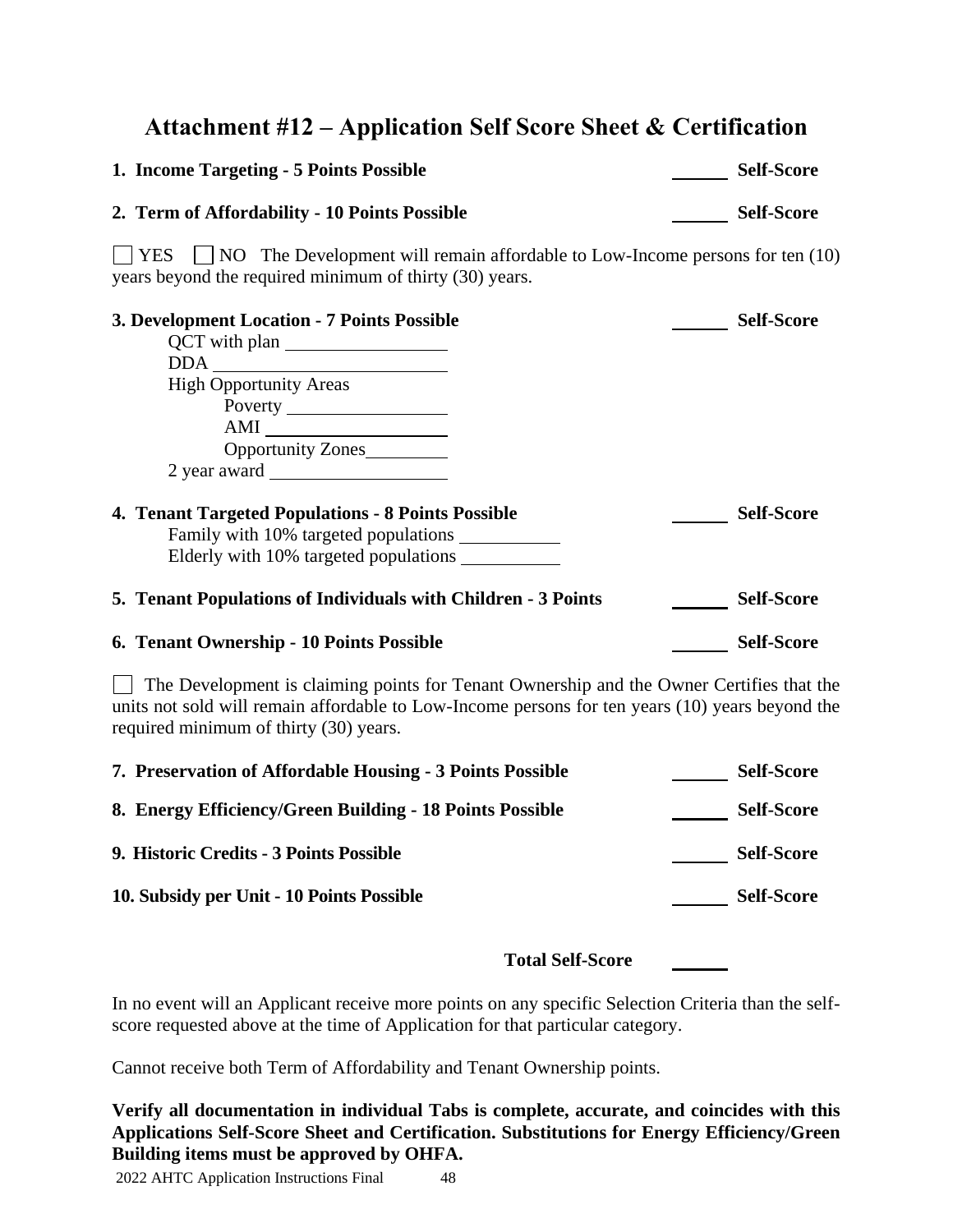# Attachment #12 – Application Self Score Sheet & Certification

**1. Income Targeting - 5 Points Possible** ______ **Self-Score**

**2. Term of Affordability - 10 Points Possible** ______ **Self-Score**

☐ YES ☐ NO The Development will remain affordable to Low-Income persons for ten (10) years beyond the required minimum of thirty (30) years.

**3. Development Location - 7 Points Possible** ______ **Self-Score**

QCT with plan ______

DDA ______

High Opportunity Areas

- Poverty ______
- AMI ______
- Opportunity Zones ______

2 year award ______

**4. Tenant Targeted Populations - 8 Points Possible** ______ **Self-Score**

Family with 10% targeted populations ______

Elderly with 10% targeted populations ______

**5. Tenant Populations of Individuals with Children - 3 Points** ______ **Self-Score**

**6. Tenant Ownership - 10 Points Possible** ______ **Self-Score**

☐ The Development is claiming points for Tenant Ownership and the Owner Certifies that the units not sold will remain affordable to Low-Income persons for ten years (10) years beyond the required minimum of thirty (30) years.

**7. Preservation of Affordable Housing - 3 Points Possible** ______ **Self-Score**

**8. Energy Efficiency/Green Building - 18 Points Possible** ______ **Self-Score**

**9. Historic Credits - 3 Points Possible** ______ **Self-Score**

**10. Subsidy per Unit - 10 Points Possible** ______ **Self-Score**

**Total Self-Score** ______

In no event will an Applicant receive more points on any specific Selection Criteria than the self-score requested above at the time of Application for that particular category.

Cannot receive both Term of Affordability and Tenant Ownership points.

**Verify all documentation in individual Tabs is complete, accurate, and coincides with this Applications Self-Score Sheet and Certification. Substitutions for Energy Efficiency/Green Building items must be approved by OHFA.**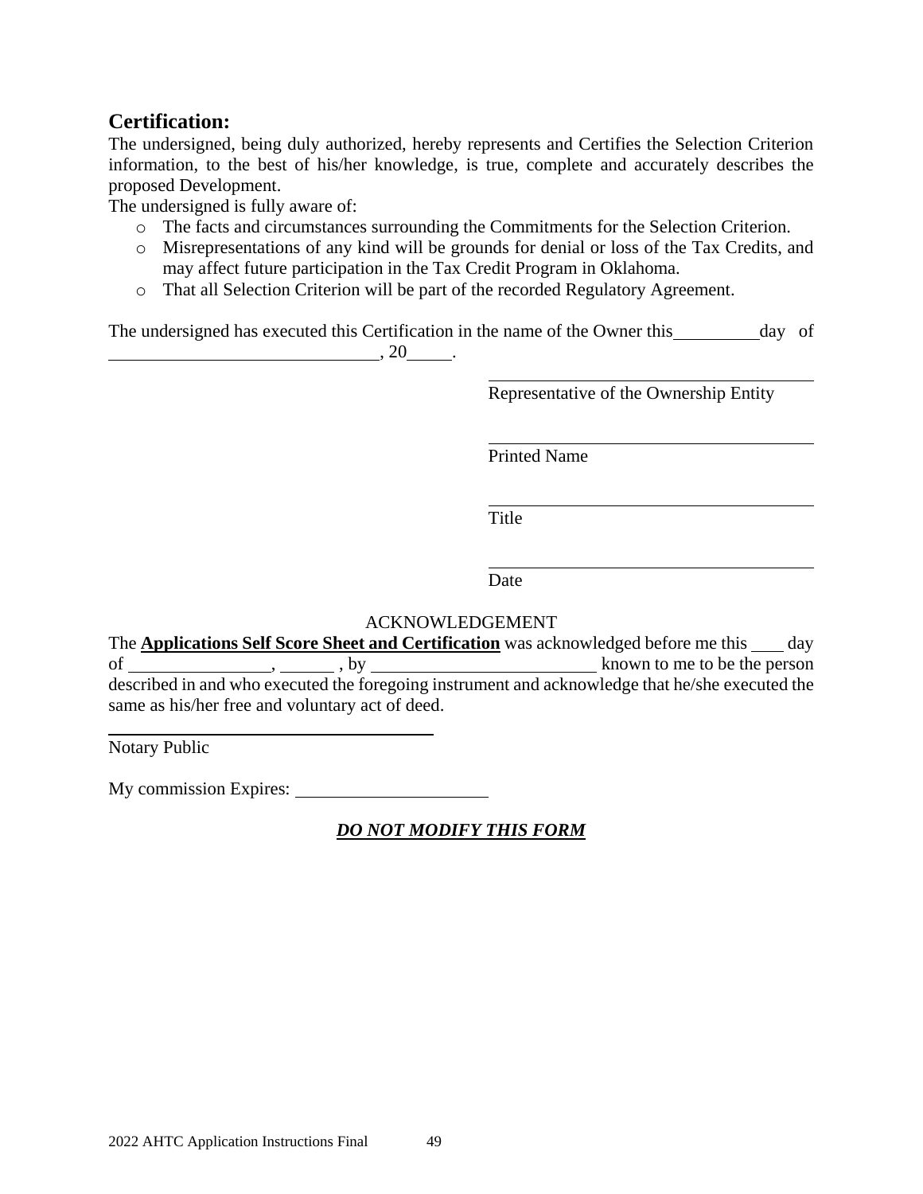## Certification:

The undersigned, being duly authorized, hereby represents and Certifies the Selection Criterion information, to the best of his/her knowledge, is true, complete and accurately describes the proposed Development.

The undersigned is fully aware of:

- The facts and circumstances surrounding the Commitments for the Selection Criterion.
- Misrepresentations of any kind will be grounds for denial or loss of the Tax Credits, and may affect future participation in the Tax Credit Program in Oklahoma.
- That all Selection Criterion will be part of the recorded Regulatory Agreement.

The undersigned has executed this Certification in the name of the Owner this __________ day of ______________________________, 20_____.

______________________________________
Representative of the Ownership Entity

______________________________________
Printed Name

______________________________________
Title

______________________________________
Date

ACKNOWLEDGEMENT

The **Applications Self Score Sheet and Certification** was acknowledged before me this ___ day of ________________, ______ , by __________________________ known to me to be the person described in and who executed the foregoing instrument and acknowledge that he/she executed the same as his/her free and voluntary act of deed.

______________________________________
Notary Public

My commission Expires: ______________________

***DO NOT MODIFY THIS FORM***

2022 AHTC Application Instructions Final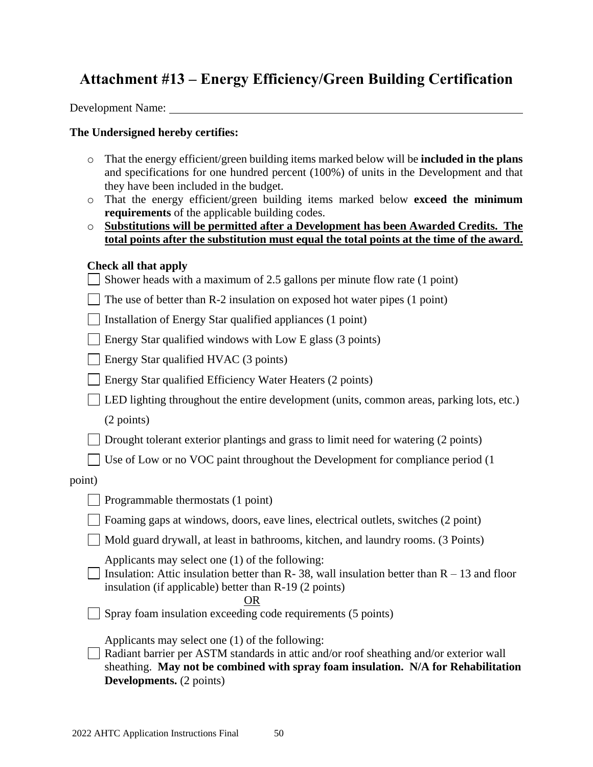# Attachment #13 – Energy Efficiency/Green Building Certification

Development Name: ______________________________________________

**The Undersigned hereby certifies:**

- That the energy efficient/green building items marked below will be **included in the plans** and specifications for one hundred percent (100%) of units in the Development and that they have been included in the budget.
- That the energy efficient/green building items marked below **exceed the minimum requirements** of the applicable building codes.
- **Substitutions will be permitted after a Development has been Awarded Credits. The total points after the substitution must equal the total points at the time of the award.**

**Check all that apply**

- ☐ Shower heads with a maximum of 2.5 gallons per minute flow rate (1 point)
- ☐ The use of better than R-2 insulation on exposed hot water pipes (1 point)
- ☐ Installation of Energy Star qualified appliances (1 point)
- ☐ Energy Star qualified windows with Low E glass (3 points)
- ☐ Energy Star qualified HVAC (3 points)
- ☐ Energy Star qualified Efficiency Water Heaters (2 points)
- ☐ LED lighting throughout the entire development (units, common areas, parking lots, etc.) (2 points)
- ☐ Drought tolerant exterior plantings and grass to limit need for watering (2 points)
- ☐ Use of Low or no VOC paint throughout the Development for compliance period (1 point)
- ☐ Programmable thermostats (1 point)
- ☐ Foaming gaps at windows, doors, eave lines, electrical outlets, switches (2 point)
- ☐ Mold guard drywall, at least in bathrooms, kitchen, and laundry rooms. (3 Points)

Applicants may select one (1) of the following:

- ☐ Insulation: Attic insulation better than R- 38, wall insulation better than R – 13 and floor insulation (if applicable) better than R-19 (2 points)

OR

- ☐ Spray foam insulation exceeding code requirements (5 points)

Applicants may select one (1) of the following:

- ☐ Radiant barrier per ASTM standards in attic and/or roof sheathing and/or exterior wall sheathing. **May not be combined with spray foam insulation. N/A for Rehabilitation Developments.** (2 points)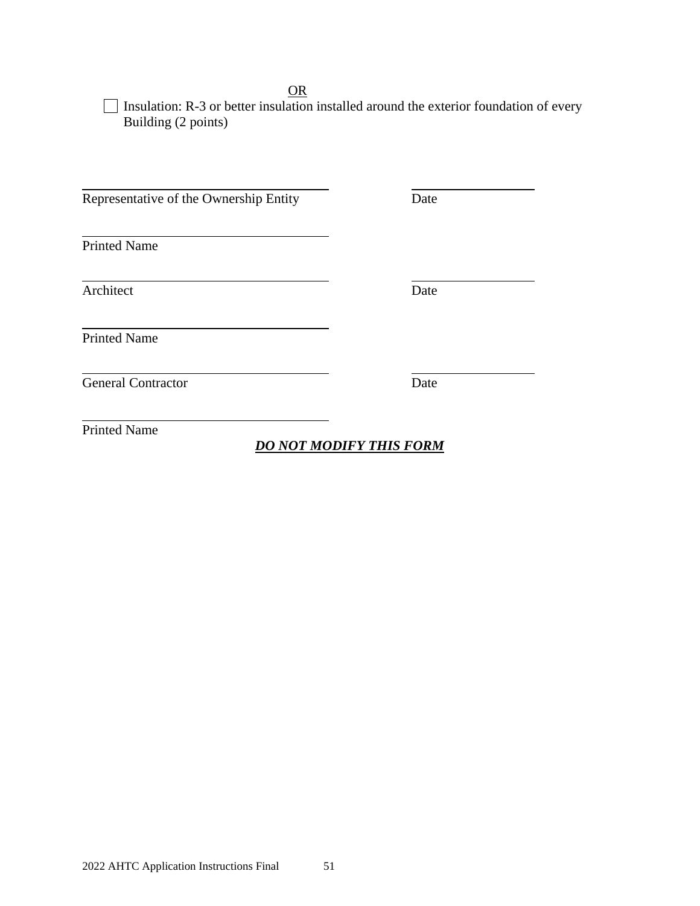OR

☐ Insulation: R-3 or better insulation installed around the exterior foundation of every Building (2 points)

\_\_\_\_\_\_\_\_\_\_\_\_\_\_\_\_\_\_\_\_\_\_\_\_\_\_\_\_\_\_\_\_\_\_\_\_ \_\_\_\_\_\_\_\_\_\_\_\_\_\_\_\_\_\_
Representative of the Ownership Entity Date

\_\_\_\_\_\_\_\_\_\_\_\_\_\_\_\_\_\_\_\_\_\_\_\_\_\_\_\_\_\_\_\_\_\_\_\_
Printed Name

\_\_\_\_\_\_\_\_\_\_\_\_\_\_\_\_\_\_\_\_\_\_\_\_\_\_\_\_\_\_\_\_\_\_\_\_ \_\_\_\_\_\_\_\_\_\_\_\_\_\_\_\_\_\_
Architect Date

\_\_\_\_\_\_\_\_\_\_\_\_\_\_\_\_\_\_\_\_\_\_\_\_\_\_\_\_\_\_\_\_\_\_\_\_
Printed Name

\_\_\_\_\_\_\_\_\_\_\_\_\_\_\_\_\_\_\_\_\_\_\_\_\_\_\_\_\_\_\_\_\_\_\_\_ \_\_\_\_\_\_\_\_\_\_\_\_\_\_\_\_\_\_
General Contractor Date

\_\_\_\_\_\_\_\_\_\_\_\_\_\_\_\_\_\_\_\_\_\_\_\_\_\_\_\_\_\_\_\_\_\_\_\_
Printed Name

***DO NOT MODIFY THIS FORM***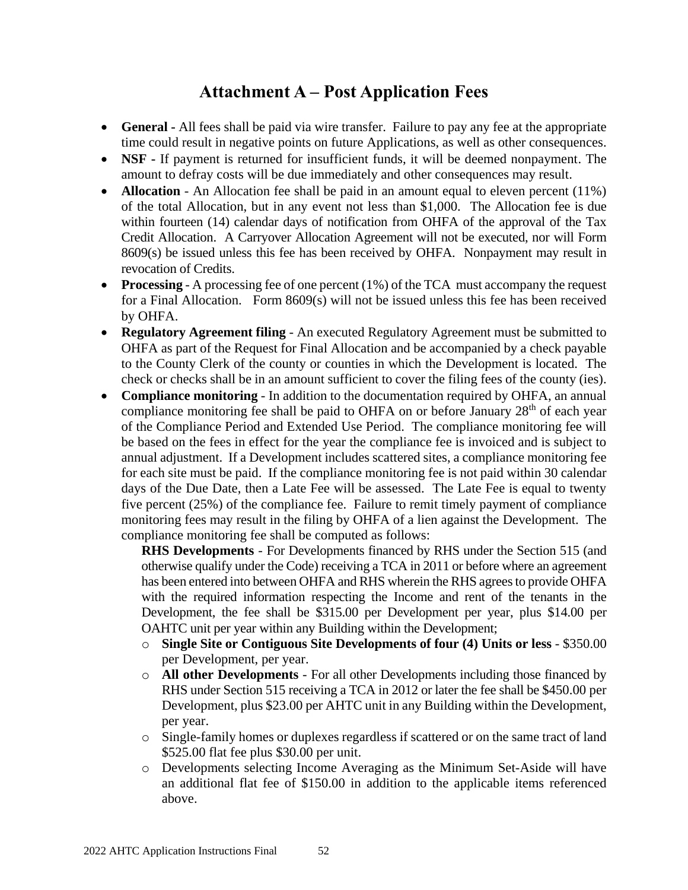# Attachment A – Post Application Fees

- **General -** All fees shall be paid via wire transfer. Failure to pay any fee at the appropriate time could result in negative points on future Applications, as well as other consequences.
- **NSF -** If payment is returned for insufficient funds, it will be deemed nonpayment. The amount to defray costs will be due immediately and other consequences may result.
- **Allocation** - An Allocation fee shall be paid in an amount equal to eleven percent (11%) of the total Allocation, but in any event not less than $1,000. The Allocation fee is due within fourteen (14) calendar days of notification from OHFA of the approval of the Tax Credit Allocation. A Carryover Allocation Agreement will not be executed, nor will Form 8609(s) be issued unless this fee has been received by OHFA. Nonpayment may result in revocation of Credits.
- **Processing** - A processing fee of one percent (1%) of the TCA must accompany the request for a Final Allocation. Form 8609(s) will not be issued unless this fee has been received by OHFA.
- **Regulatory Agreement filing** - An executed Regulatory Agreement must be submitted to OHFA as part of the Request for Final Allocation and be accompanied by a check payable to the County Clerk of the county or counties in which the Development is located. The check or checks shall be in an amount sufficient to cover the filing fees of the county (ies).
- **Compliance monitoring** - In addition to the documentation required by OHFA, an annual compliance monitoring fee shall be paid to OHFA on or before January 28th of each year of the Compliance Period and Extended Use Period. The compliance monitoring fee will be based on the fees in effect for the year the compliance fee is invoiced and is subject to annual adjustment. If a Development includes scattered sites, a compliance monitoring fee for each site must be paid. If the compliance monitoring fee is not paid within 30 calendar days of the Due Date, then a Late Fee will be assessed. The Late Fee is equal to twenty five percent (25%) of the compliance fee. Failure to remit timely payment of compliance monitoring fees may result in the filing by OHFA of a lien against the Development. The compliance monitoring fee shall be computed as follows:

  **RHS Developments** - For Developments financed by RHS under the Section 515 (and otherwise qualify under the Code) receiving a TCA in 2011 or before where an agreement has been entered into between OHFA and RHS wherein the RHS agrees to provide OHFA with the required information respecting the Income and rent of the tenants in the Development, the fee shall be $315.00 per Development per year, plus $14.00 per OAHTC unit per year within any Building within the Development;

  - **Single Site or Contiguous Site Developments of four (4) Units or less** - $350.00 per Development, per year.
  - **All other Developments** - For all other Developments including those financed by RHS under Section 515 receiving a TCA in 2012 or later the fee shall be $450.00 per Development, plus $23.00 per AHTC unit in any Building within the Development, per year.
  - Single-family homes or duplexes regardless if scattered or on the same tract of land $525.00 flat fee plus $30.00 per unit.
  - Developments selecting Income Averaging as the Minimum Set-Aside will have an additional flat fee of $150.00 in addition to the applicable items referenced above.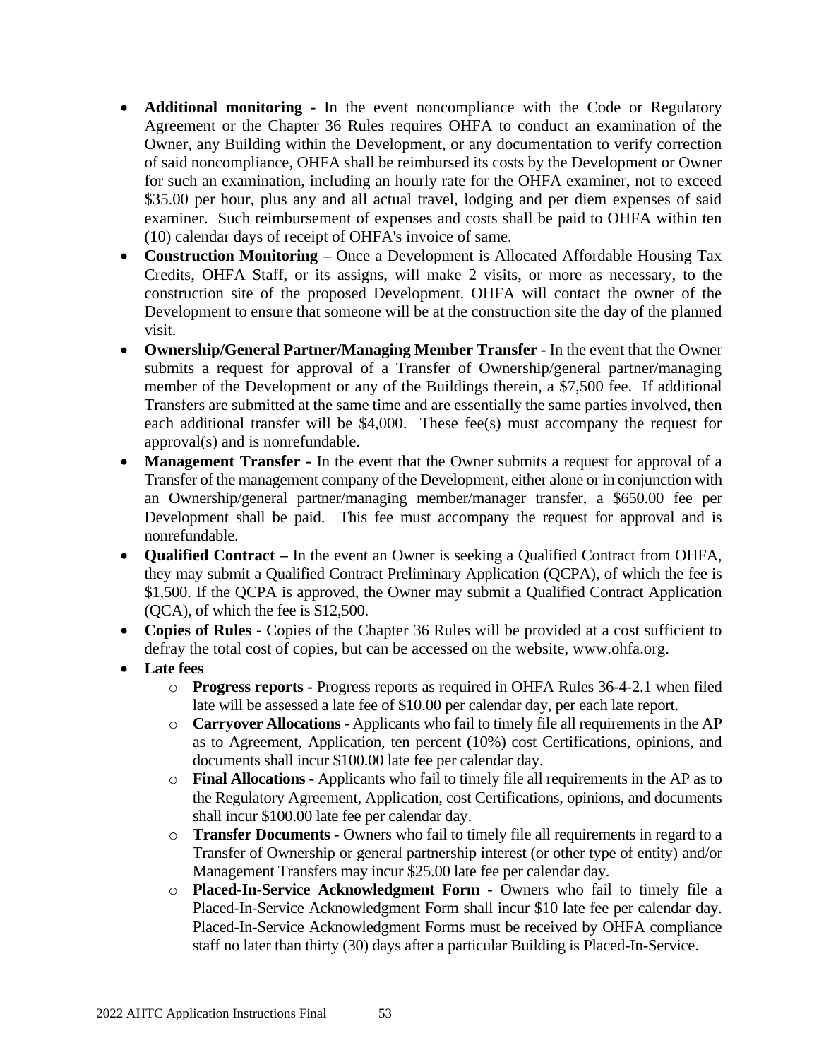- **Additional monitoring -** In the event noncompliance with the Code or Regulatory Agreement or the Chapter 36 Rules requires OHFA to conduct an examination of the Owner, any Building within the Development, or any documentation to verify correction of said noncompliance, OHFA shall be reimbursed its costs by the Development or Owner for such an examination, including an hourly rate for the OHFA examiner, not to exceed $35.00 per hour, plus any and all actual travel, lodging and per diem expenses of said examiner. Such reimbursement of expenses and costs shall be paid to OHFA within ten (10) calendar days of receipt of OHFA's invoice of same.
- **Construction Monitoring –** Once a Development is Allocated Affordable Housing Tax Credits, OHFA Staff, or its assigns, will make 2 visits, or more as necessary, to the construction site of the proposed Development. OHFA will contact the owner of the Development to ensure that someone will be at the construction site the day of the planned visit.
- **Ownership/General Partner/Managing Member Transfer -** In the event that the Owner submits a request for approval of a Transfer of Ownership/general partner/managing member of the Development or any of the Buildings therein, a $7,500 fee. If additional Transfers are submitted at the same time and are essentially the same parties involved, then each additional transfer will be $4,000. These fee(s) must accompany the request for approval(s) and is nonrefundable.
- **Management Transfer -** In the event that the Owner submits a request for approval of a Transfer of the management company of the Development, either alone or in conjunction with an Ownership/general partner/managing member/manager transfer, a $650.00 fee per Development shall be paid. This fee must accompany the request for approval and is nonrefundable.
- **Qualified Contract –** In the event an Owner is seeking a Qualified Contract from OHFA, they may submit a Qualified Contract Preliminary Application (QCPA), of which the fee is $1,500. If the QCPA is approved, the Owner may submit a Qualified Contract Application (QCA), of which the fee is $12,500.
- **Copies of Rules -** Copies of the Chapter 36 Rules will be provided at a cost sufficient to defray the total cost of copies, but can be accessed on the website, www.ohfa.org.
- **Late fees**
  - **Progress reports -** Progress reports as required in OHFA Rules 36-4-2.1 when filed late will be assessed a late fee of $10.00 per calendar day, per each late report.
  - **Carryover Allocations -** Applicants who fail to timely file all requirements in the AP as to Agreement, Application, ten percent (10%) cost Certifications, opinions, and documents shall incur $100.00 late fee per calendar day.
  - **Final Allocations -** Applicants who fail to timely file all requirements in the AP as to the Regulatory Agreement, Application, cost Certifications, opinions, and documents shall incur $100.00 late fee per calendar day.
  - **Transfer Documents -** Owners who fail to timely file all requirements in regard to a Transfer of Ownership or general partnership interest (or other type of entity) and/or Management Transfers may incur $25.00 late fee per calendar day.
  - **Placed-In-Service Acknowledgment Form** - Owners who fail to timely file a Placed-In-Service Acknowledgment Form shall incur $10 late fee per calendar day. Placed-In-Service Acknowledgment Forms must be received by OHFA compliance staff no later than thirty (30) days after a particular Building is Placed-In-Service.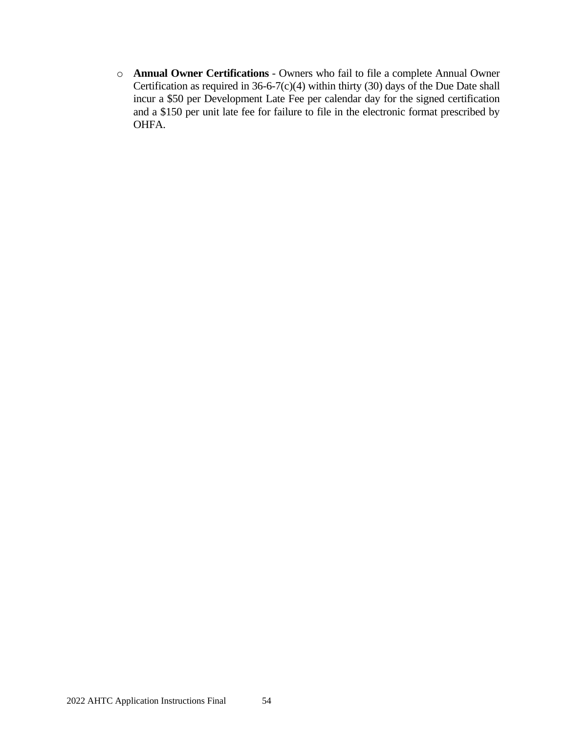- **Annual Owner Certifications** - Owners who fail to file a complete Annual Owner Certification as required in 36-6-7(c)(4) within thirty (30) days of the Due Date shall incur a $50 per Development Late Fee per calendar day for the signed certification and a $150 per unit late fee for failure to file in the electronic format prescribed by OHFA.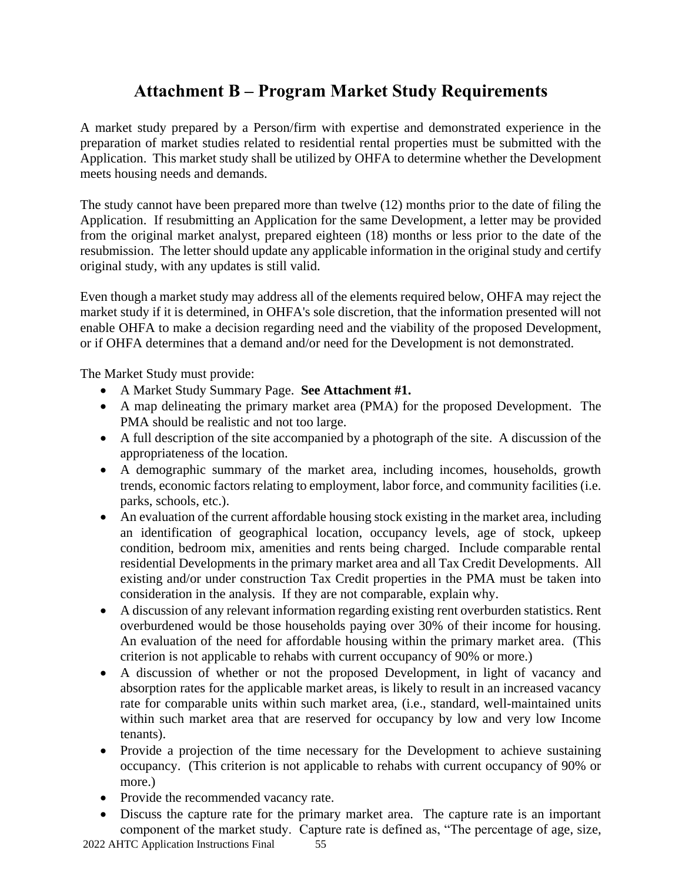# Attachment B – Program Market Study Requirements

A market study prepared by a Person/firm with expertise and demonstrated experience in the preparation of market studies related to residential rental properties must be submitted with the Application. This market study shall be utilized by OHFA to determine whether the Development meets housing needs and demands.

The study cannot have been prepared more than twelve (12) months prior to the date of filing the Application. If resubmitting an Application for the same Development, a letter may be provided from the original market analyst, prepared eighteen (18) months or less prior to the date of the resubmission. The letter should update any applicable information in the original study and certify original study, with any updates is still valid.

Even though a market study may address all of the elements required below, OHFA may reject the market study if it is determined, in OHFA's sole discretion, that the information presented will not enable OHFA to make a decision regarding need and the viability of the proposed Development, or if OHFA determines that a demand and/or need for the Development is not demonstrated.

The Market Study must provide:

- A Market Study Summary Page. **See Attachment #1.**
- A map delineating the primary market area (PMA) for the proposed Development. The PMA should be realistic and not too large.
- A full description of the site accompanied by a photograph of the site. A discussion of the appropriateness of the location.
- A demographic summary of the market area, including incomes, households, growth trends, economic factors relating to employment, labor force, and community facilities (i.e. parks, schools, etc.).
- An evaluation of the current affordable housing stock existing in the market area, including an identification of geographical location, occupancy levels, age of stock, upkeep condition, bedroom mix, amenities and rents being charged. Include comparable rental residential Developments in the primary market area and all Tax Credit Developments. All existing and/or under construction Tax Credit properties in the PMA must be taken into consideration in the analysis. If they are not comparable, explain why.
- A discussion of any relevant information regarding existing rent overburden statistics. Rent overburdened would be those households paying over 30% of their income for housing. An evaluation of the need for affordable housing within the primary market area. (This criterion is not applicable to rehabs with current occupancy of 90% or more.)
- A discussion of whether or not the proposed Development, in light of vacancy and absorption rates for the applicable market areas, is likely to result in an increased vacancy rate for comparable units within such market area, (i.e., standard, well-maintained units within such market area that are reserved for occupancy by low and very low Income tenants).
- Provide a projection of the time necessary for the Development to achieve sustaining occupancy. (This criterion is not applicable to rehabs with current occupancy of 90% or more.)
- Provide the recommended vacancy rate.
- Discuss the capture rate for the primary market area. The capture rate is an important component of the market study. Capture rate is defined as, "The percentage of age, size,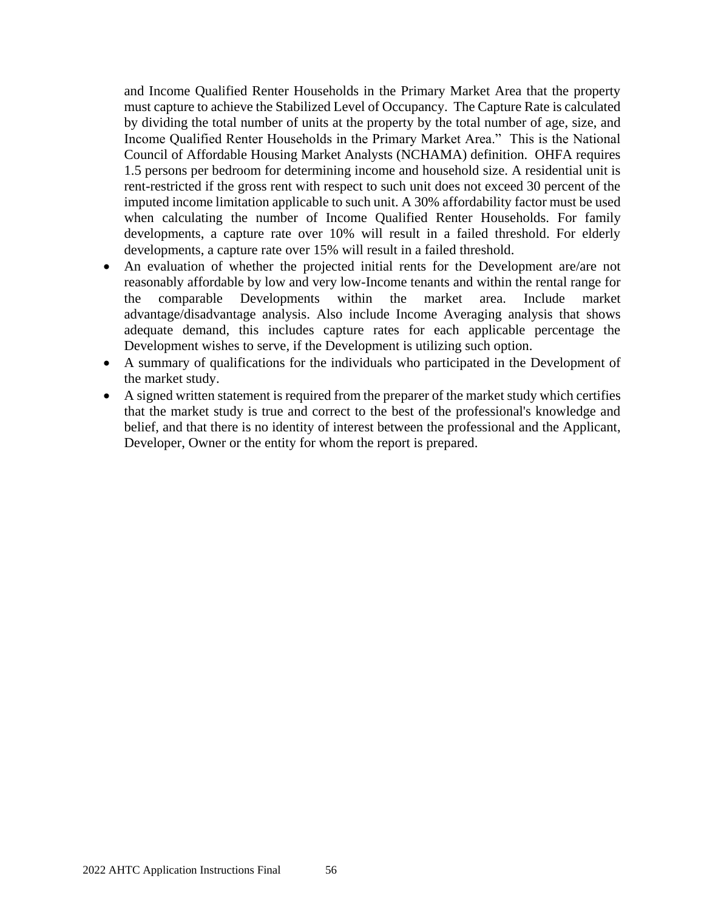and Income Qualified Renter Households in the Primary Market Area that the property must capture to achieve the Stabilized Level of Occupancy. The Capture Rate is calculated by dividing the total number of units at the property by the total number of age, size, and Income Qualified Renter Households in the Primary Market Area." This is the National Council of Affordable Housing Market Analysts (NCHAMA) definition. OHFA requires 1.5 persons per bedroom for determining income and household size. A residential unit is rent-restricted if the gross rent with respect to such unit does not exceed 30 percent of the imputed income limitation applicable to such unit. A 30% affordability factor must be used when calculating the number of Income Qualified Renter Households. For family developments, a capture rate over 10% will result in a failed threshold. For elderly developments, a capture rate over 15% will result in a failed threshold.

- An evaluation of whether the projected initial rents for the Development are/are not reasonably affordable by low and very low-Income tenants and within the rental range for the comparable Developments within the market area. Include market advantage/disadvantage analysis. Also include Income Averaging analysis that shows adequate demand, this includes capture rates for each applicable percentage the Development wishes to serve, if the Development is utilizing such option.
- A summary of qualifications for the individuals who participated in the Development of the market study.
- A signed written statement is required from the preparer of the market study which certifies that the market study is true and correct to the best of the professional's knowledge and belief, and that there is no identity of interest between the professional and the Applicant, Developer, Owner or the entity for whom the report is prepared.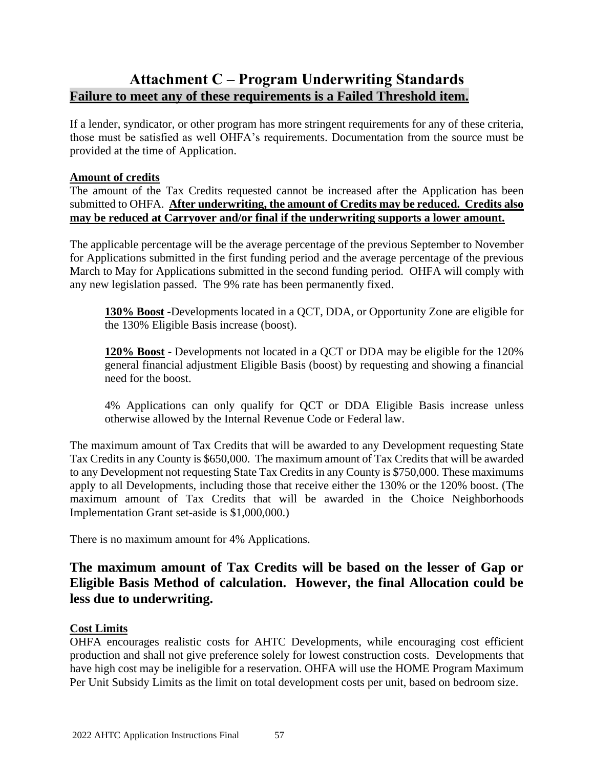# Attachment C – Program Underwriting Standards

**Failure to meet any of these requirements is a Failed Threshold item.**

If a lender, syndicator, or other program has more stringent requirements for any of these criteria, those must be satisfied as well OHFA's requirements. Documentation from the source must be provided at the time of Application.

**Amount of credits**

The amount of the Tax Credits requested cannot be increased after the Application has been submitted to OHFA. **After underwriting, the amount of Credits may be reduced. Credits also may be reduced at Carryover and/or final if the underwriting supports a lower amount.**

The applicable percentage will be the average percentage of the previous September to November for Applications submitted in the first funding period and the average percentage of the previous March to May for Applications submitted in the second funding period. OHFA will comply with any new legislation passed. The 9% rate has been permanently fixed.

> **130% Boost** -Developments located in a QCT, DDA, or Opportunity Zone are eligible for the 130% Eligible Basis increase (boost).
>
> **120% Boost** - Developments not located in a QCT or DDA may be eligible for the 120% general financial adjustment Eligible Basis (boost) by requesting and showing a financial need for the boost.
>
> 4% Applications can only qualify for QCT or DDA Eligible Basis increase unless otherwise allowed by the Internal Revenue Code or Federal law.

The maximum amount of Tax Credits that will be awarded to any Development requesting State Tax Credits in any County is $650,000. The maximum amount of Tax Credits that will be awarded to any Development not requesting State Tax Credits in any County is $750,000. These maximums apply to all Developments, including those that receive either the 130% or the 120% boost. (The maximum amount of Tax Credits that will be awarded in the Choice Neighborhoods Implementation Grant set-aside is $1,000,000.)

There is no maximum amount for 4% Applications.

## The maximum amount of Tax Credits will be based on the lesser of Gap or Eligible Basis Method of calculation. However, the final Allocation could be less due to underwriting.

**Cost Limits**

OHFA encourages realistic costs for AHTC Developments, while encouraging cost efficient production and shall not give preference solely for lowest construction costs. Developments that have high cost may be ineligible for a reservation. OHFA will use the HOME Program Maximum Per Unit Subsidy Limits as the limit on total development costs per unit, based on bedroom size.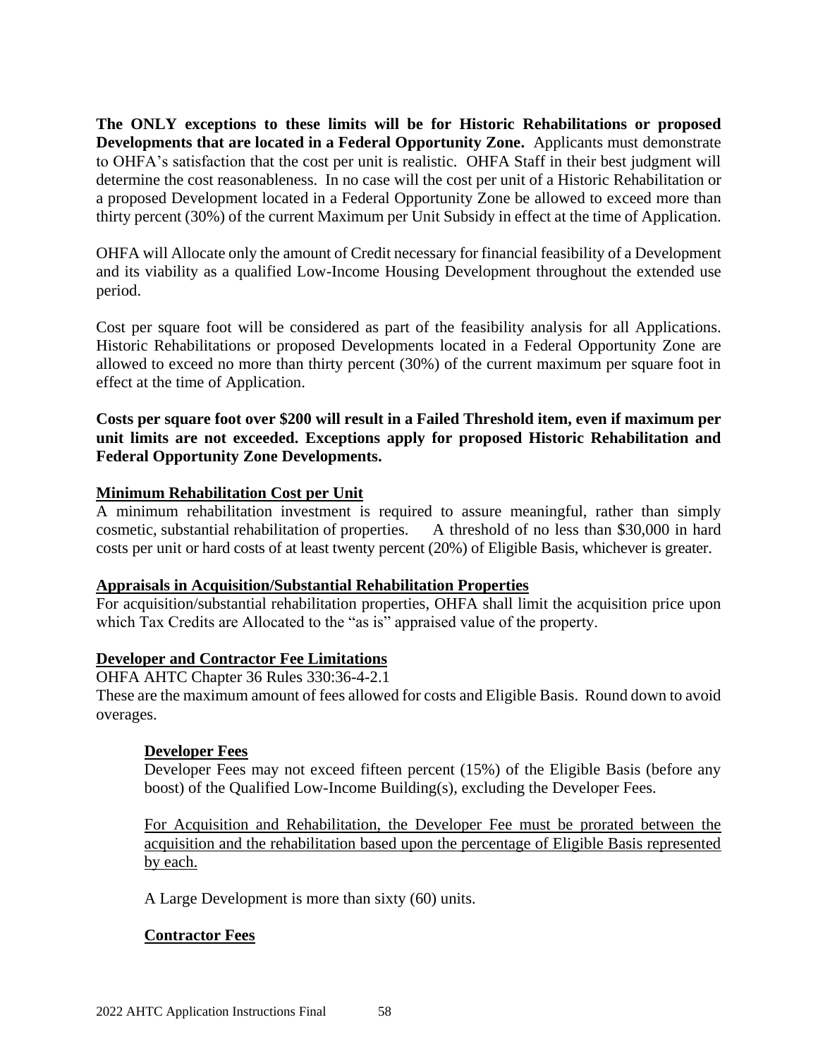**The ONLY exceptions to these limits will be for Historic Rehabilitations or proposed Developments that are located in a Federal Opportunity Zone.** Applicants must demonstrate to OHFA's satisfaction that the cost per unit is realistic. OHFA Staff in their best judgment will determine the cost reasonableness. In no case will the cost per unit of a Historic Rehabilitation or a proposed Development located in a Federal Opportunity Zone be allowed to exceed more than thirty percent (30%) of the current Maximum per Unit Subsidy in effect at the time of Application.

OHFA will Allocate only the amount of Credit necessary for financial feasibility of a Development and its viability as a qualified Low-Income Housing Development throughout the extended use period.

Cost per square foot will be considered as part of the feasibility analysis for all Applications. Historic Rehabilitations or proposed Developments located in a Federal Opportunity Zone are allowed to exceed no more than thirty percent (30%) of the current maximum per square foot in effect at the time of Application.

**Costs per square foot over $200 will result in a Failed Threshold item, even if maximum per unit limits are not exceeded. Exceptions apply for proposed Historic Rehabilitation and Federal Opportunity Zone Developments.**

<u>**Minimum Rehabilitation Cost per Unit**</u>

A minimum rehabilitation investment is required to assure meaningful, rather than simply cosmetic, substantial rehabilitation of properties. A threshold of no less than $30,000 in hard costs per unit or hard costs of at least twenty percent (20%) of Eligible Basis, whichever is greater.

<u>**Appraisals in Acquisition/Substantial Rehabilitation Properties**</u>

For acquisition/substantial rehabilitation properties, OHFA shall limit the acquisition price upon which Tax Credits are Allocated to the "as is" appraised value of the property.

<u>**Developer and Contractor Fee Limitations**</u>

OHFA AHTC Chapter 36 Rules 330:36-4-2.1

These are the maximum amount of fees allowed for costs and Eligible Basis. Round down to avoid overages.

<u>**Developer Fees**</u>

Developer Fees may not exceed fifteen percent (15%) of the Eligible Basis (before any boost) of the Qualified Low-Income Building(s), excluding the Developer Fees.

<u>For Acquisition and Rehabilitation, the Developer Fee must be prorated between the acquisition and the rehabilitation based upon the percentage of Eligible Basis represented by each.</u>

A Large Development is more than sixty (60) units.

<u>**Contractor Fees**</u>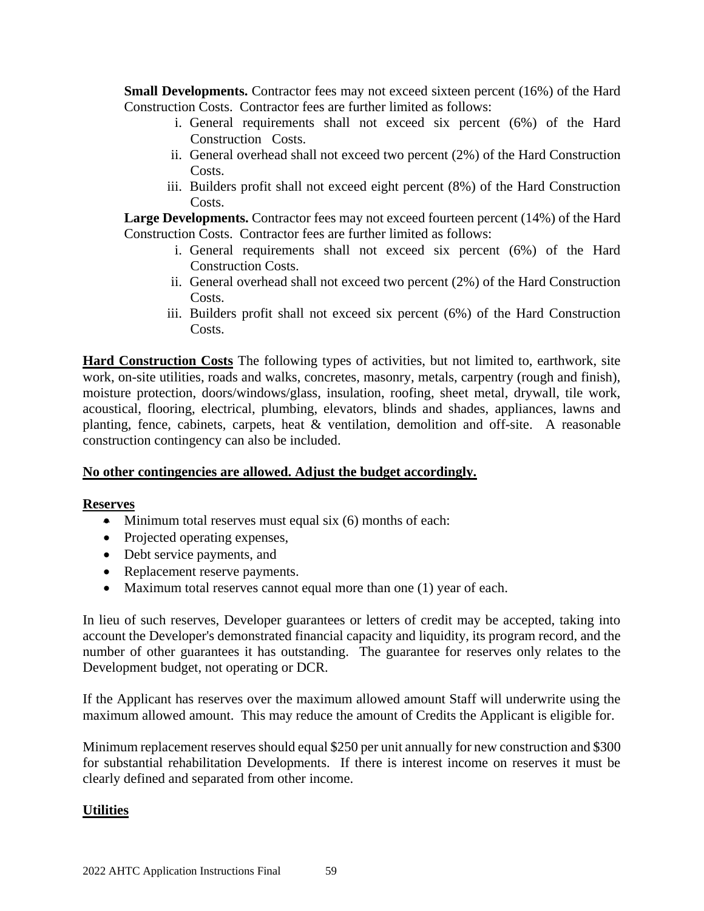**Small Developments.** Contractor fees may not exceed sixteen percent (16%) of the Hard Construction Costs. Contractor fees are further limited as follows:

i. General requirements shall not exceed six percent (6%) of the Hard Construction Costs.
ii. General overhead shall not exceed two percent (2%) of the Hard Construction Costs.
iii. Builders profit shall not exceed eight percent (8%) of the Hard Construction Costs.

**Large Developments.** Contractor fees may not exceed fourteen percent (14%) of the Hard Construction Costs. Contractor fees are further limited as follows:

i. General requirements shall not exceed six percent (6%) of the Hard Construction Costs.
ii. General overhead shall not exceed two percent (2%) of the Hard Construction Costs.
iii. Builders profit shall not exceed six percent (6%) of the Hard Construction Costs.

**Hard Construction Costs** The following types of activities, but not limited to, earthwork, site work, on-site utilities, roads and walks, concretes, masonry, metals, carpentry (rough and finish), moisture protection, doors/windows/glass, insulation, roofing, sheet metal, drywall, tile work, acoustical, flooring, electrical, plumbing, elevators, blinds and shades, appliances, lawns and planting, fence, cabinets, carpets, heat & ventilation, demolition and off-site. A reasonable construction contingency can also be included.

**No other contingencies are allowed. Adjust the budget accordingly.**

**Reserves**

- Minimum total reserves must equal six (6) months of each:
- Projected operating expenses,
- Debt service payments, and
- Replacement reserve payments.
- Maximum total reserves cannot equal more than one (1) year of each.

In lieu of such reserves, Developer guarantees or letters of credit may be accepted, taking into account the Developer's demonstrated financial capacity and liquidity, its program record, and the number of other guarantees it has outstanding. The guarantee for reserves only relates to the Development budget, not operating or DCR.

If the Applicant has reserves over the maximum allowed amount Staff will underwrite using the maximum allowed amount. This may reduce the amount of Credits the Applicant is eligible for.

Minimum replacement reserves should equal $250 per unit annually for new construction and $300 for substantial rehabilitation Developments. If there is interest income on reserves it must be clearly defined and separated from other income.

**Utilities**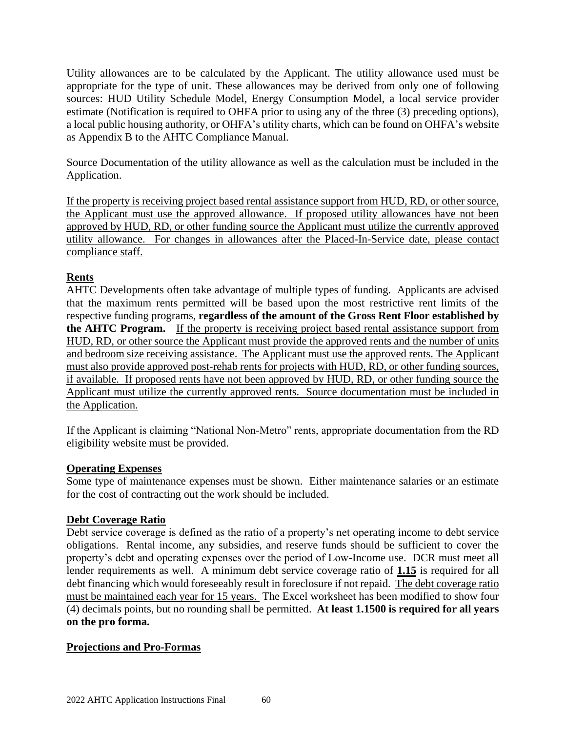Utility allowances are to be calculated by the Applicant. The utility allowance used must be appropriate for the type of unit. These allowances may be derived from only one of following sources: HUD Utility Schedule Model, Energy Consumption Model, a local service provider estimate (Notification is required to OHFA prior to using any of the three (3) preceding options), a local public housing authority, or OHFA's utility charts, which can be found on OHFA's website as Appendix B to the AHTC Compliance Manual.

Source Documentation of the utility allowance as well as the calculation must be included in the Application.

<u>If the property is receiving project based rental assistance support from HUD, RD, or other source, the Applicant must use the approved allowance. If proposed utility allowances have not been approved by HUD, RD, or other funding source the Applicant must utilize the currently approved utility allowance. For changes in allowances after the Placed-In-Service date, please contact compliance staff.</u>

**<u>Rents</u>**

AHTC Developments often take advantage of multiple types of funding. Applicants are advised that the maximum rents permitted will be based upon the most restrictive rent limits of the respective funding programs, **regardless of the amount of the Gross Rent Floor established by the AHTC Program.** <u>If the property is receiving project based rental assistance support from HUD, RD, or other source the Applicant must provide the approved rents and the number of units and bedroom size receiving assistance. The Applicant must use the approved rents. The Applicant must also provide approved post-rehab rents for projects with HUD, RD, or other funding sources, if available. If proposed rents have not been approved by HUD, RD, or other funding source the Applicant must utilize the currently approved rents. Source documentation must be included in the Application.</u>

If the Applicant is claiming "National Non-Metro" rents, appropriate documentation from the RD eligibility website must be provided.

**<u>Operating Expenses</u>**

Some type of maintenance expenses must be shown. Either maintenance salaries or an estimate for the cost of contracting out the work should be included.

**<u>Debt Coverage Ratio</u>**

Debt service coverage is defined as the ratio of a property's net operating income to debt service obligations. Rental income, any subsidies, and reserve funds should be sufficient to cover the property's debt and operating expenses over the period of Low-Income use. DCR must meet all lender requirements as well. A minimum debt service coverage ratio of **<u>1.15</u>** is required for all debt financing which would foreseeably result in foreclosure if not repaid. <u>The debt coverage ratio must be maintained each year for 15 years.</u> The Excel worksheet has been modified to show four (4) decimals points, but no rounding shall be permitted. **At least 1.1500 is required for all years on the pro forma.**

**<u>Projections and Pro-Formas</u>**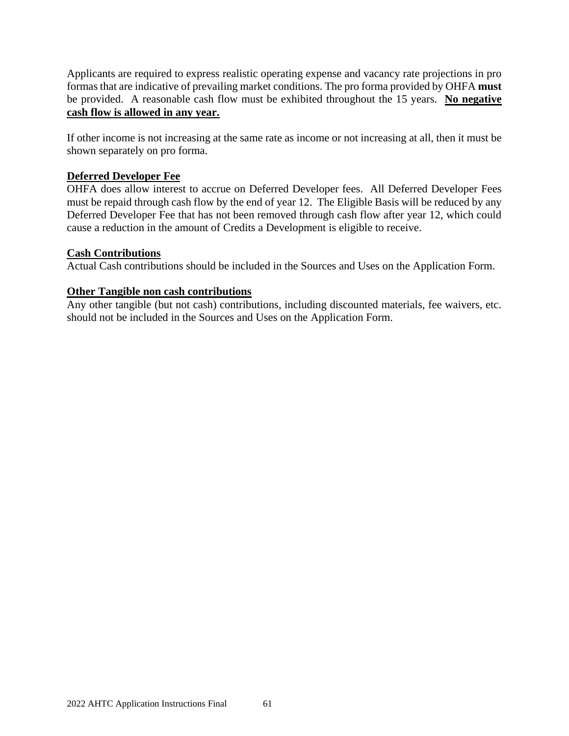Applicants are required to express realistic operating expense and vacancy rate projections in pro formas that are indicative of prevailing market conditions. The pro forma provided by OHFA **must** be provided. A reasonable cash flow must be exhibited throughout the 15 years. **<u>No negative cash flow is allowed in any year.</u>**

If other income is not increasing at the same rate as income or not increasing at all, then it must be shown separately on pro forma.

**<u>Deferred Developer Fee</u>**

OHFA does allow interest to accrue on Deferred Developer fees. All Deferred Developer Fees must be repaid through cash flow by the end of year 12. The Eligible Basis will be reduced by any Deferred Developer Fee that has not been removed through cash flow after year 12, which could cause a reduction in the amount of Credits a Development is eligible to receive.

**<u>Cash Contributions</u>**

Actual Cash contributions should be included in the Sources and Uses on the Application Form.

**<u>Other Tangible non cash contributions</u>**

Any other tangible (but not cash) contributions, including discounted materials, fee waivers, etc. should not be included in the Sources and Uses on the Application Form.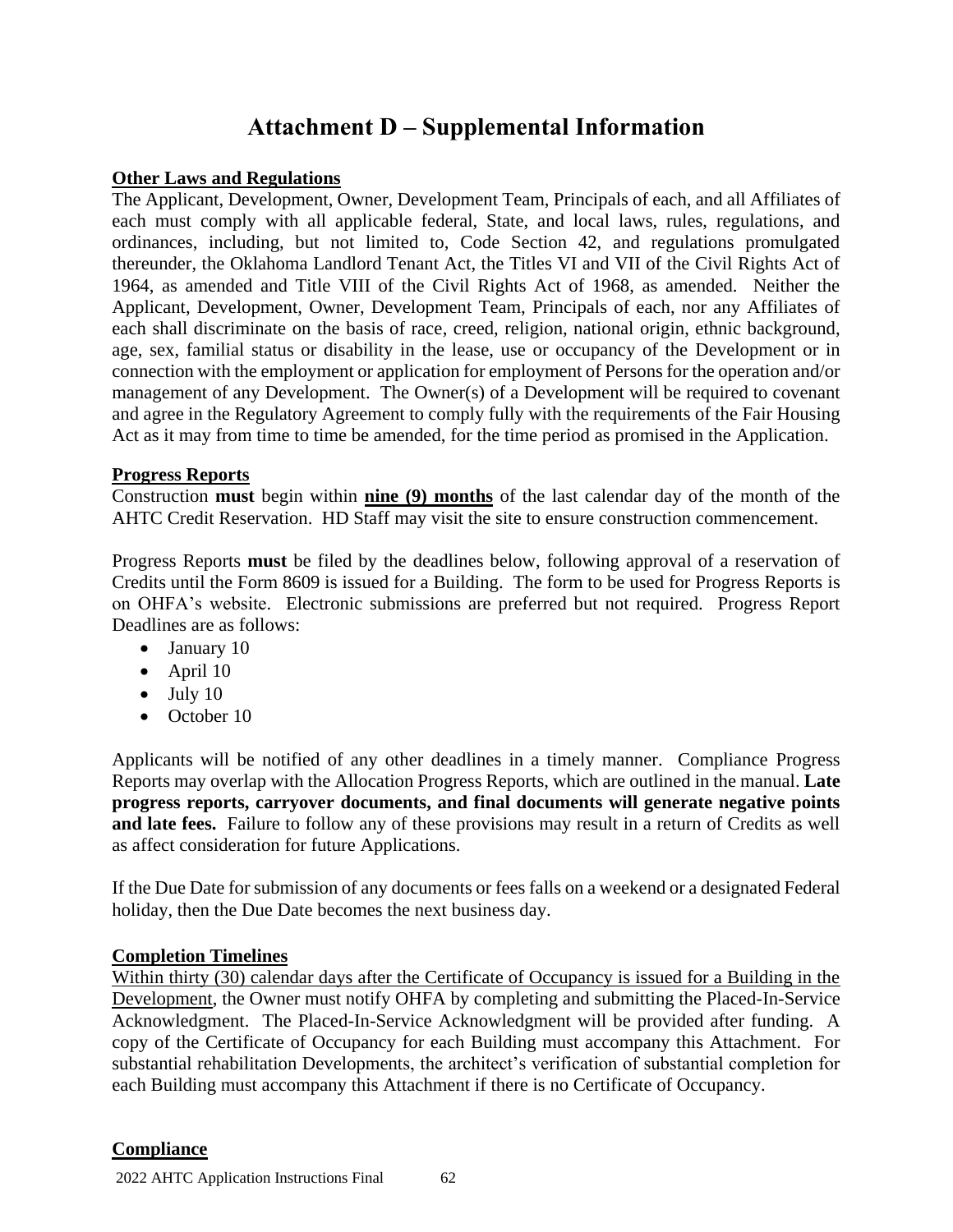# Attachment D – Supplemental Information

**Other Laws and Regulations**

The Applicant, Development, Owner, Development Team, Principals of each, and all Affiliates of each must comply with all applicable federal, State, and local laws, rules, regulations, and ordinances, including, but not limited to, Code Section 42, and regulations promulgated thereunder, the Oklahoma Landlord Tenant Act, the Titles VI and VII of the Civil Rights Act of 1964, as amended and Title VIII of the Civil Rights Act of 1968, as amended. Neither the Applicant, Development, Owner, Development Team, Principals of each, nor any Affiliates of each shall discriminate on the basis of race, creed, religion, national origin, ethnic background, age, sex, familial status or disability in the lease, use or occupancy of the Development or in connection with the employment or application for employment of Persons for the operation and/or management of any Development. The Owner(s) of a Development will be required to covenant and agree in the Regulatory Agreement to comply fully with the requirements of the Fair Housing Act as it may from time to time be amended, for the time period as promised in the Application.

**Progress Reports**

Construction **must** begin within **nine (9) months** of the last calendar day of the month of the AHTC Credit Reservation. HD Staff may visit the site to ensure construction commencement.

Progress Reports **must** be filed by the deadlines below, following approval of a reservation of Credits until the Form 8609 is issued for a Building. The form to be used for Progress Reports is on OHFA's website. Electronic submissions are preferred but not required. Progress Report Deadlines are as follows:

- January 10
- April 10
- July 10
- October 10

Applicants will be notified of any other deadlines in a timely manner. Compliance Progress Reports may overlap with the Allocation Progress Reports, which are outlined in the manual. **Late progress reports, carryover documents, and final documents will generate negative points and late fees.** Failure to follow any of these provisions may result in a return of Credits as well as affect consideration for future Applications.

If the Due Date for submission of any documents or fees falls on a weekend or a designated Federal holiday, then the Due Date becomes the next business day.

**Completion Timelines**

Within thirty (30) calendar days after the Certificate of Occupancy is issued for a Building in the Development, the Owner must notify OHFA by completing and submitting the Placed-In-Service Acknowledgment. The Placed-In-Service Acknowledgment will be provided after funding. A copy of the Certificate of Occupancy for each Building must accompany this Attachment. For substantial rehabilitation Developments, the architect's verification of substantial completion for each Building must accompany this Attachment if there is no Certificate of Occupancy.

**Compliance**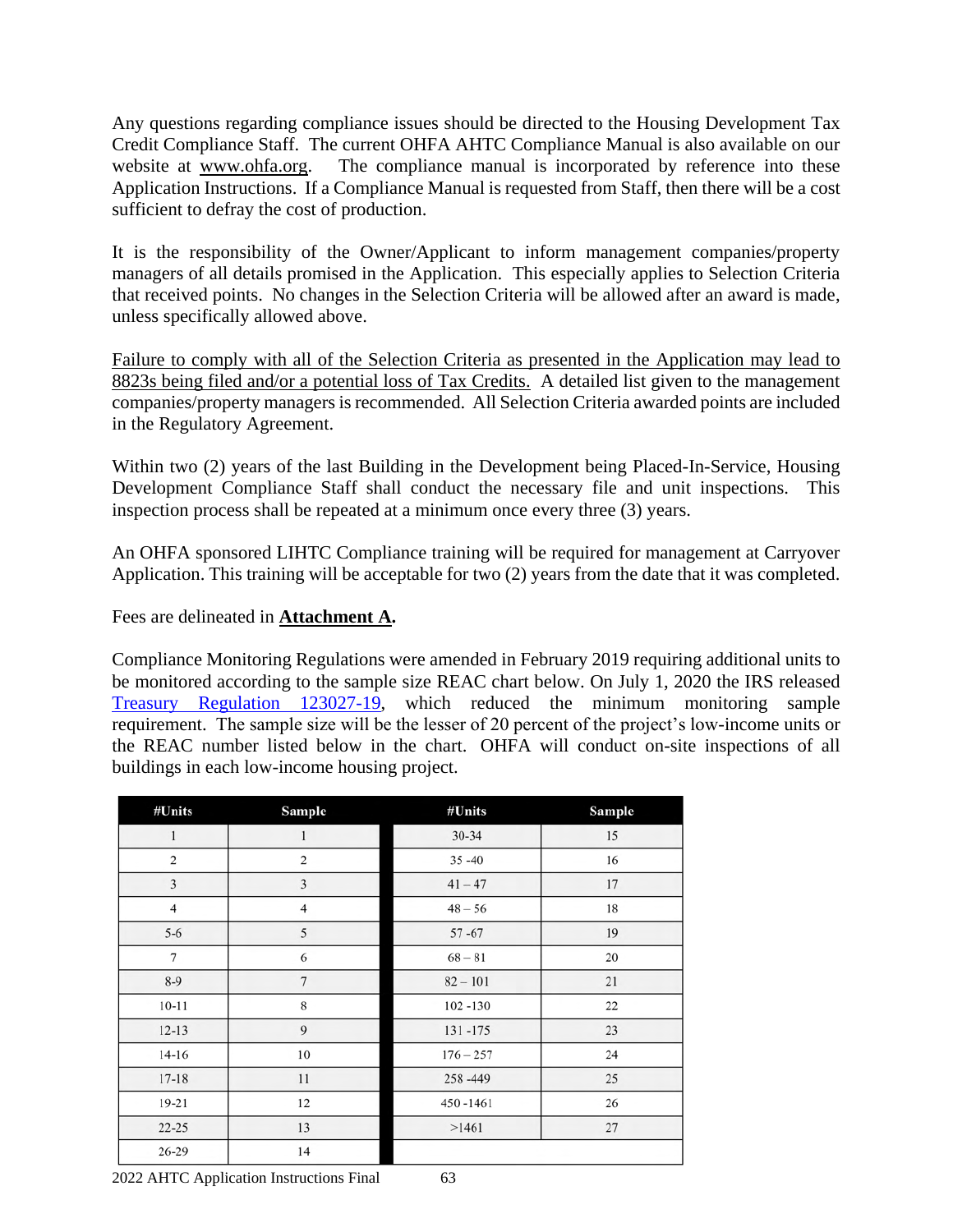Any questions regarding compliance issues should be directed to the Housing Development Tax Credit Compliance Staff. The current OHFA AHTC Compliance Manual is also available on our website at www.ohfa.org. The compliance manual is incorporated by reference into these Application Instructions. If a Compliance Manual is requested from Staff, then there will be a cost sufficient to defray the cost of production.

It is the responsibility of the Owner/Applicant to inform management companies/property managers of all details promised in the Application. This especially applies to Selection Criteria that received points. No changes in the Selection Criteria will be allowed after an award is made, unless specifically allowed above.

Failure to comply with all of the Selection Criteria as presented in the Application may lead to 8823s being filed and/or a potential loss of Tax Credits. A detailed list given to the management companies/property managers is recommended. All Selection Criteria awarded points are included in the Regulatory Agreement.

Within two (2) years of the last Building in the Development being Placed-In-Service, Housing Development Compliance Staff shall conduct the necessary file and unit inspections. This inspection process shall be repeated at a minimum once every three (3) years.

An OHFA sponsored LIHTC Compliance training will be required for management at Carryover Application. This training will be acceptable for two (2) years from the date that it was completed.

Fees are delineated in **Attachment A.**

Compliance Monitoring Regulations were amended in February 2019 requiring additional units to be monitored according to the sample size REAC chart below. On July 1, 2020 the IRS released Treasury Regulation 123027-19, which reduced the minimum monitoring sample requirement. The sample size will be the lesser of 20 percent of the project's low-income units or the REAC number listed below in the chart. OHFA will conduct on-site inspections of all buildings in each low-income housing project.

| #Units | Sample | #Units | Sample |
|---|---|---|---|
| 1 | 1 | 30-34 | 15 |
| 2 | 2 | 35 -40 | 16 |
| 3 | 3 | 41 – 47 | 17 |
| 4 | 4 | 48 – 56 | 18 |
| 5-6 | 5 | 57 -67 | 19 |
| 7 | 6 | 68 – 81 | 20 |
| 8-9 | 7 | 82 – 101 | 21 |
| 10-11 | 8 | 102 -130 | 22 |
| 12-13 | 9 | 131 -175 | 23 |
| 14-16 | 10 | 176 – 257 | 24 |
| 17-18 | 11 | 258 -449 | 25 |
| 19-21 | 12 | 450 -1461 | 26 |
| 22-25 | 13 | >1461 | 27 |
| 26-29 | 14 | | |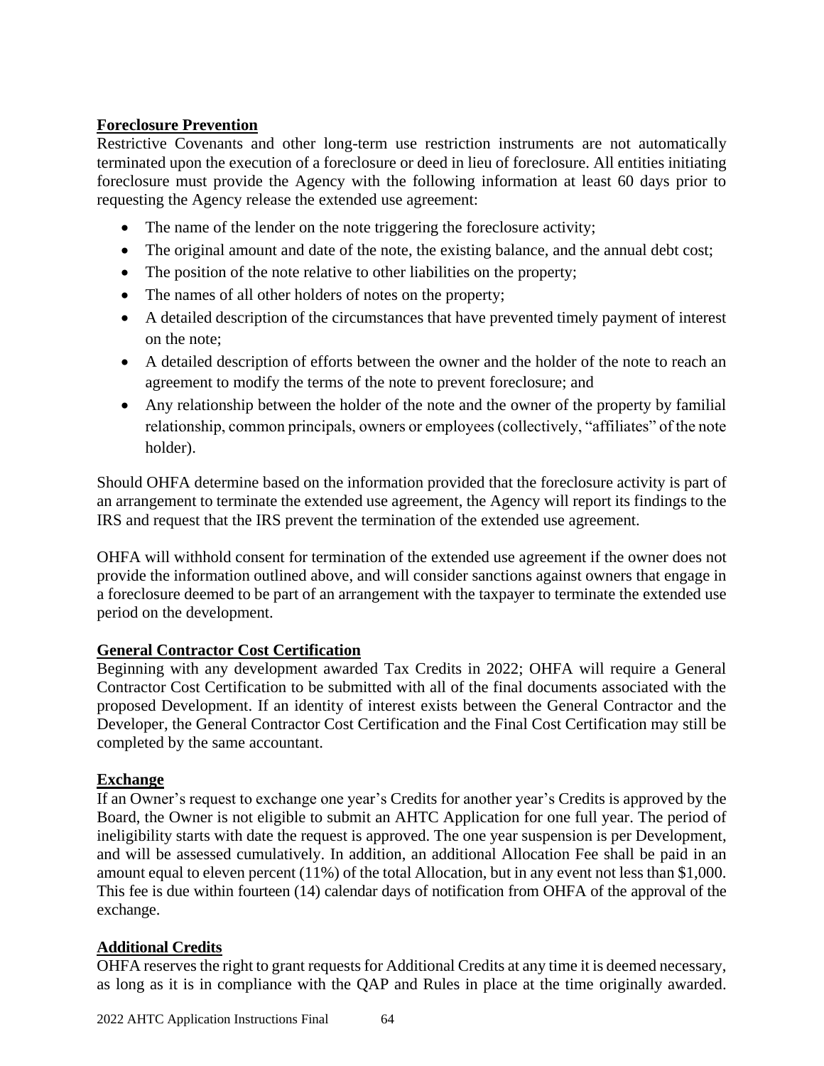**Foreclosure Prevention**

Restrictive Covenants and other long-term use restriction instruments are not automatically terminated upon the execution of a foreclosure or deed in lieu of foreclosure. All entities initiating foreclosure must provide the Agency with the following information at least 60 days prior to requesting the Agency release the extended use agreement:

- The name of the lender on the note triggering the foreclosure activity;
- The original amount and date of the note, the existing balance, and the annual debt cost;
- The position of the note relative to other liabilities on the property;
- The names of all other holders of notes on the property;
- A detailed description of the circumstances that have prevented timely payment of interest on the note;
- A detailed description of efforts between the owner and the holder of the note to reach an agreement to modify the terms of the note to prevent foreclosure; and
- Any relationship between the holder of the note and the owner of the property by familial relationship, common principals, owners or employees (collectively, "affiliates" of the note holder).

Should OHFA determine based on the information provided that the foreclosure activity is part of an arrangement to terminate the extended use agreement, the Agency will report its findings to the IRS and request that the IRS prevent the termination of the extended use agreement.

OHFA will withhold consent for termination of the extended use agreement if the owner does not provide the information outlined above, and will consider sanctions against owners that engage in a foreclosure deemed to be part of an arrangement with the taxpayer to terminate the extended use period on the development.

**General Contractor Cost Certification**

Beginning with any development awarded Tax Credits in 2022; OHFA will require a General Contractor Cost Certification to be submitted with all of the final documents associated with the proposed Development. If an identity of interest exists between the General Contractor and the Developer, the General Contractor Cost Certification and the Final Cost Certification may still be completed by the same accountant.

**Exchange**

If an Owner's request to exchange one year's Credits for another year's Credits is approved by the Board, the Owner is not eligible to submit an AHTC Application for one full year. The period of ineligibility starts with date the request is approved. The one year suspension is per Development, and will be assessed cumulatively. In addition, an additional Allocation Fee shall be paid in an amount equal to eleven percent (11%) of the total Allocation, but in any event not less than $1,000. This fee is due within fourteen (14) calendar days of notification from OHFA of the approval of the exchange.

**Additional Credits**

OHFA reserves the right to grant requests for Additional Credits at any time it is deemed necessary, as long as it is in compliance with the QAP and Rules in place at the time originally awarded.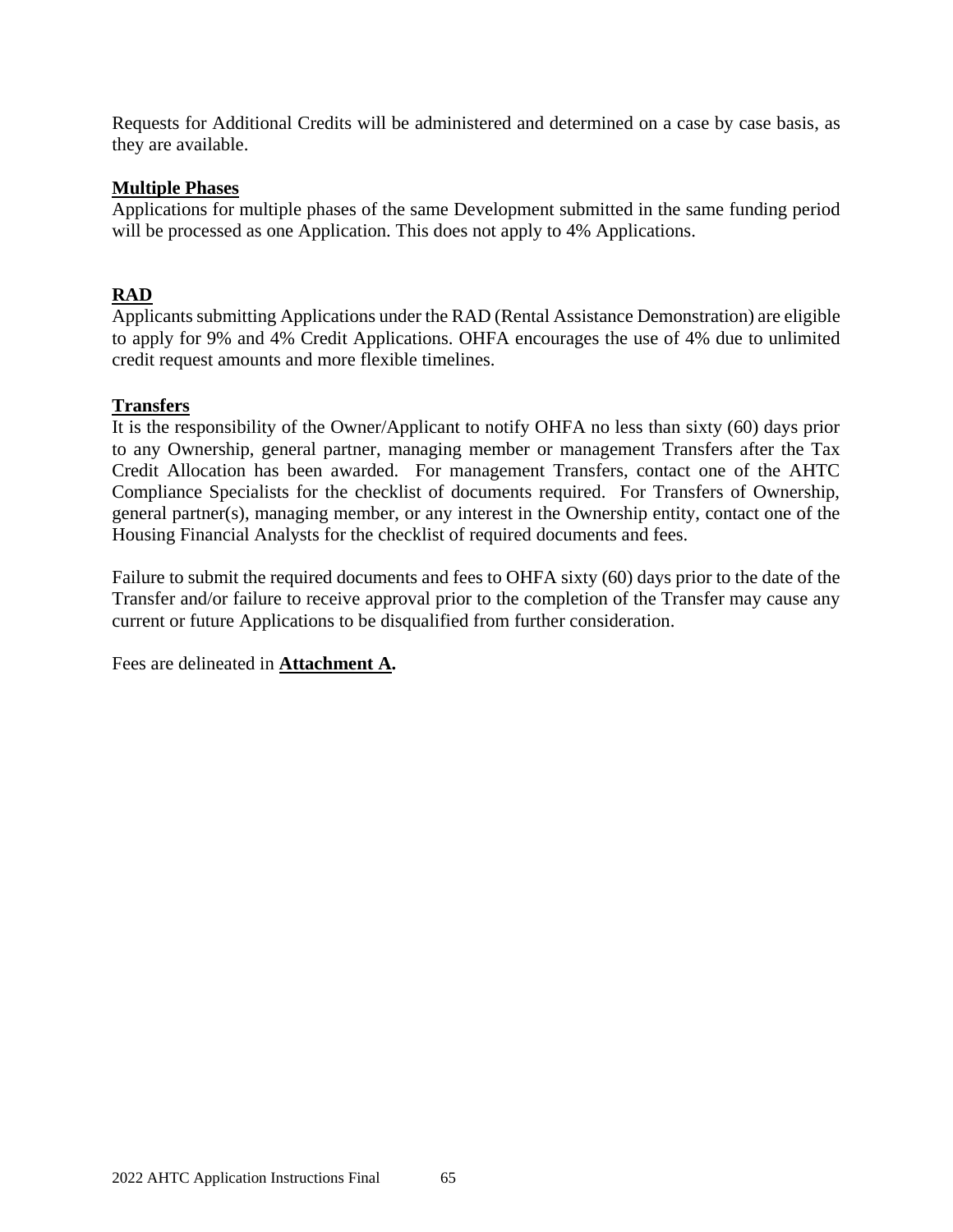Requests for Additional Credits will be administered and determined on a case by case basis, as they are available.

**Multiple Phases**

Applications for multiple phases of the same Development submitted in the same funding period will be processed as one Application. This does not apply to 4% Applications.

**RAD**

Applicants submitting Applications under the RAD (Rental Assistance Demonstration) are eligible to apply for 9% and 4% Credit Applications. OHFA encourages the use of 4% due to unlimited credit request amounts and more flexible timelines.

**Transfers**

It is the responsibility of the Owner/Applicant to notify OHFA no less than sixty (60) days prior to any Ownership, general partner, managing member or management Transfers after the Tax Credit Allocation has been awarded. For management Transfers, contact one of the AHTC Compliance Specialists for the checklist of documents required. For Transfers of Ownership, general partner(s), managing member, or any interest in the Ownership entity, contact one of the Housing Financial Analysts for the checklist of required documents and fees.

Failure to submit the required documents and fees to OHFA sixty (60) days prior to the date of the Transfer and/or failure to receive approval prior to the completion of the Transfer may cause any current or future Applications to be disqualified from further consideration.

Fees are delineated in **Attachment A.**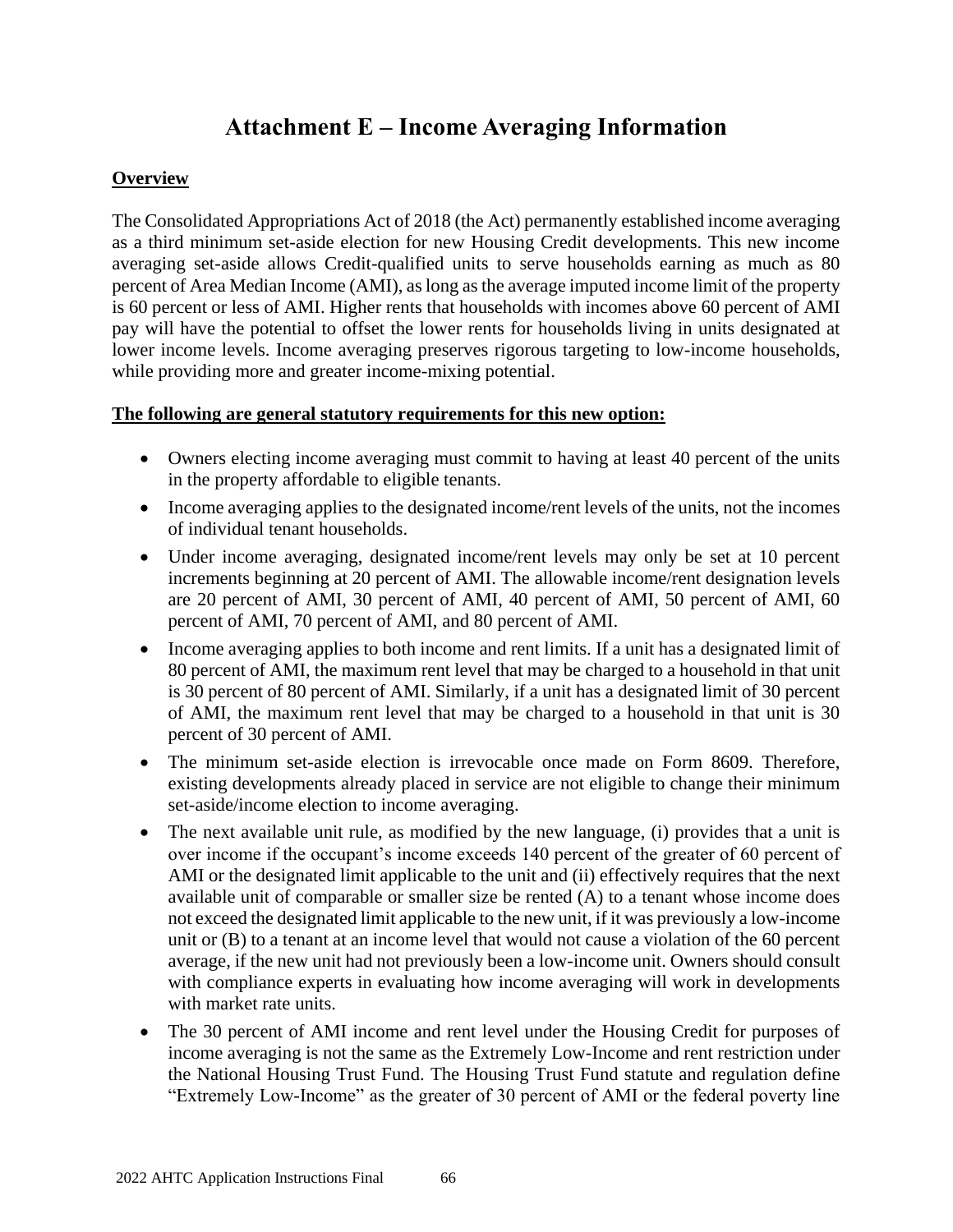# Attachment E – Income Averaging Information

**<u>Overview</u>**

The Consolidated Appropriations Act of 2018 (the Act) permanently established income averaging as a third minimum set-aside election for new Housing Credit developments. This new income averaging set-aside allows Credit-qualified units to serve households earning as much as 80 percent of Area Median Income (AMI), as long as the average imputed income limit of the property is 60 percent or less of AMI. Higher rents that households with incomes above 60 percent of AMI pay will have the potential to offset the lower rents for households living in units designated at lower income levels. Income averaging preserves rigorous targeting to low-income households, while providing more and greater income-mixing potential.

**<u>The following are general statutory requirements for this new option:</u>**

- Owners electing income averaging must commit to having at least 40 percent of the units in the property affordable to eligible tenants.
- Income averaging applies to the designated income/rent levels of the units, not the incomes of individual tenant households.
- Under income averaging, designated income/rent levels may only be set at 10 percent increments beginning at 20 percent of AMI. The allowable income/rent designation levels are 20 percent of AMI, 30 percent of AMI, 40 percent of AMI, 50 percent of AMI, 60 percent of AMI, 70 percent of AMI, and 80 percent of AMI.
- Income averaging applies to both income and rent limits. If a unit has a designated limit of 80 percent of AMI, the maximum rent level that may be charged to a household in that unit is 30 percent of 80 percent of AMI. Similarly, if a unit has a designated limit of 30 percent of AMI, the maximum rent level that may be charged to a household in that unit is 30 percent of 30 percent of AMI.
- The minimum set-aside election is irrevocable once made on Form 8609. Therefore, existing developments already placed in service are not eligible to change their minimum set-aside/income election to income averaging.
- The next available unit rule, as modified by the new language, (i) provides that a unit is over income if the occupant's income exceeds 140 percent of the greater of 60 percent of AMI or the designated limit applicable to the unit and (ii) effectively requires that the next available unit of comparable or smaller size be rented (A) to a tenant whose income does not exceed the designated limit applicable to the new unit, if it was previously a low-income unit or (B) to a tenant at an income level that would not cause a violation of the 60 percent average, if the new unit had not previously been a low-income unit. Owners should consult with compliance experts in evaluating how income averaging will work in developments with market rate units.
- The 30 percent of AMI income and rent level under the Housing Credit for purposes of income averaging is not the same as the Extremely Low-Income and rent restriction under the National Housing Trust Fund. The Housing Trust Fund statute and regulation define "Extremely Low-Income" as the greater of 30 percent of AMI or the federal poverty line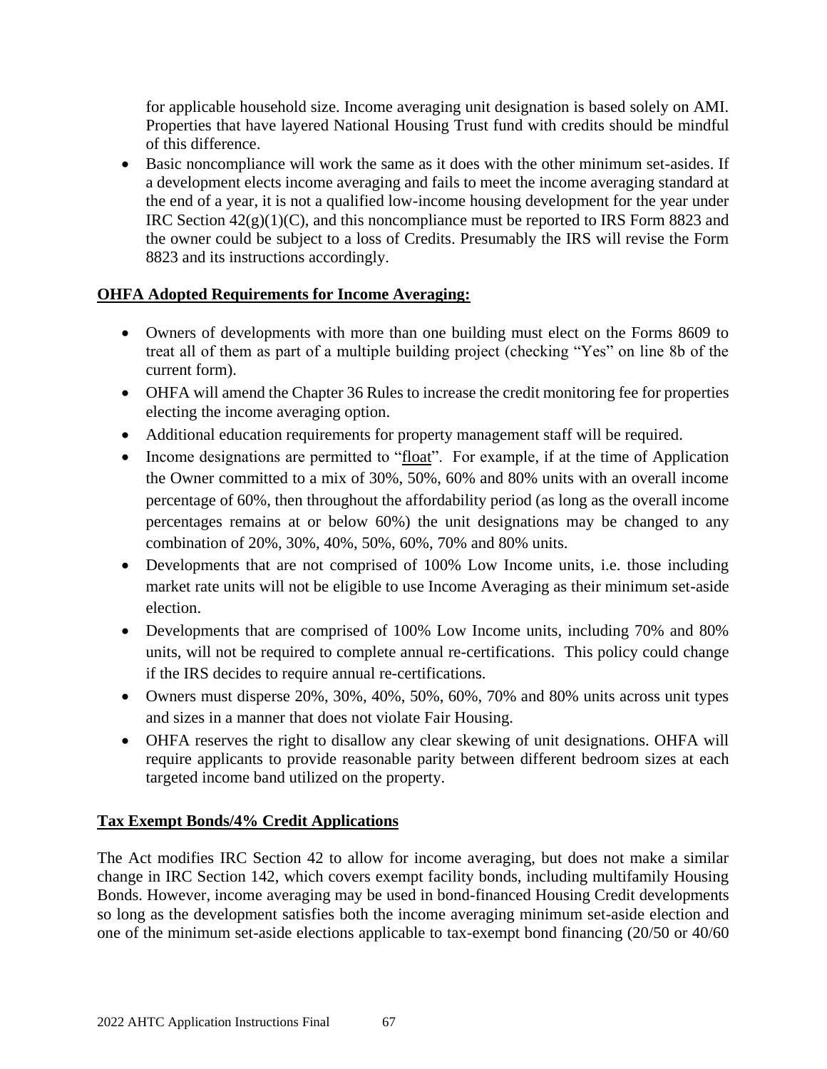for applicable household size. Income averaging unit designation is based solely on AMI. Properties that have layered National Housing Trust fund with credits should be mindful of this difference.

- Basic noncompliance will work the same as it does with the other minimum set-asides. If a development elects income averaging and fails to meet the income averaging standard at the end of a year, it is not a qualified low-income housing development for the year under IRC Section 42(g)(1)(C), and this noncompliance must be reported to IRS Form 8823 and the owner could be subject to a loss of Credits. Presumably the IRS will revise the Form 8823 and its instructions accordingly.

**OHFA Adopted Requirements for Income Averaging:**

- Owners of developments with more than one building must elect on the Forms 8609 to treat all of them as part of a multiple building project (checking "Yes" on line 8b of the current form).
- OHFA will amend the Chapter 36 Rules to increase the credit monitoring fee for properties electing the income averaging option.
- Additional education requirements for property management staff will be required.
- Income designations are permitted to "float". For example, if at the time of Application the Owner committed to a mix of 30%, 50%, 60% and 80% units with an overall income percentage of 60%, then throughout the affordability period (as long as the overall income percentages remains at or below 60%) the unit designations may be changed to any combination of 20%, 30%, 40%, 50%, 60%, 70% and 80% units.
- Developments that are not comprised of 100% Low Income units, i.e. those including market rate units will not be eligible to use Income Averaging as their minimum set-aside election.
- Developments that are comprised of 100% Low Income units, including 70% and 80% units, will not be required to complete annual re-certifications. This policy could change if the IRS decides to require annual re-certifications.
- Owners must disperse 20%, 30%, 40%, 50%, 60%, 70% and 80% units across unit types and sizes in a manner that does not violate Fair Housing.
- OHFA reserves the right to disallow any clear skewing of unit designations. OHFA will require applicants to provide reasonable parity between different bedroom sizes at each targeted income band utilized on the property.

**Tax Exempt Bonds/4% Credit Applications**

The Act modifies IRC Section 42 to allow for income averaging, but does not make a similar change in IRC Section 142, which covers exempt facility bonds, including multifamily Housing Bonds. However, income averaging may be used in bond-financed Housing Credit developments so long as the development satisfies both the income averaging minimum set-aside election and one of the minimum set-aside elections applicable to tax-exempt bond financing (20/50 or 40/60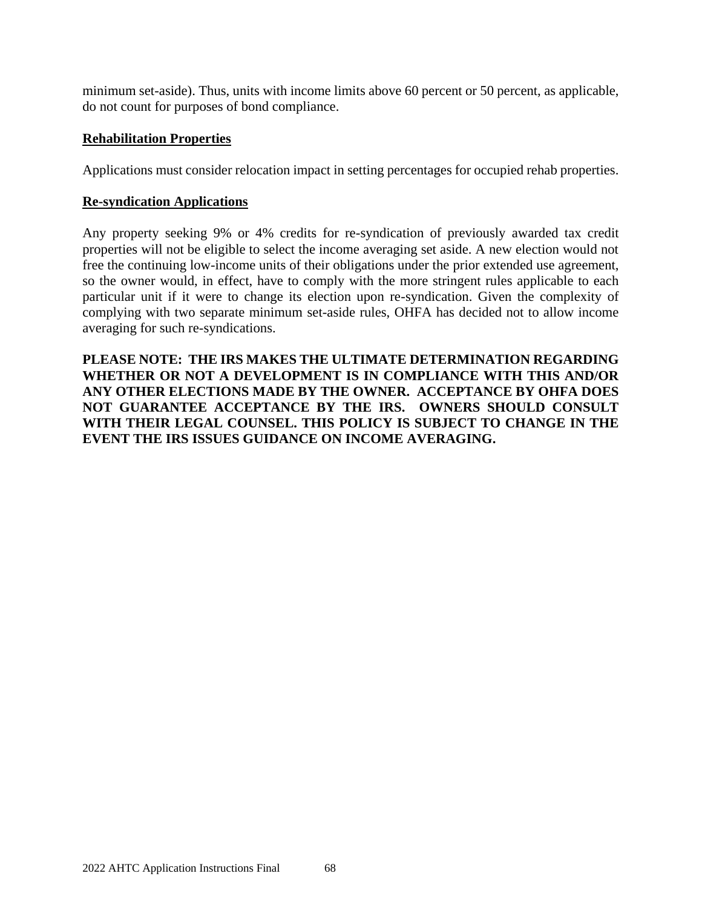minimum set-aside). Thus, units with income limits above 60 percent or 50 percent, as applicable, do not count for purposes of bond compliance.

**Rehabilitation Properties**

Applications must consider relocation impact in setting percentages for occupied rehab properties.

**Re-syndication Applications**

Any property seeking 9% or 4% credits for re-syndication of previously awarded tax credit properties will not be eligible to select the income averaging set aside. A new election would not free the continuing low-income units of their obligations under the prior extended use agreement, so the owner would, in effect, have to comply with the more stringent rules applicable to each particular unit if it were to change its election upon re-syndication. Given the complexity of complying with two separate minimum set-aside rules, OHFA has decided not to allow income averaging for such re-syndications.

**PLEASE NOTE: THE IRS MAKES THE ULTIMATE DETERMINATION REGARDING WHETHER OR NOT A DEVELOPMENT IS IN COMPLIANCE WITH THIS AND/OR ANY OTHER ELECTIONS MADE BY THE OWNER. ACCEPTANCE BY OHFA DOES NOT GUARANTEE ACCEPTANCE BY THE IRS. OWNERS SHOULD CONSULT WITH THEIR LEGAL COUNSEL. THIS POLICY IS SUBJECT TO CHANGE IN THE EVENT THE IRS ISSUES GUIDANCE ON INCOME AVERAGING.**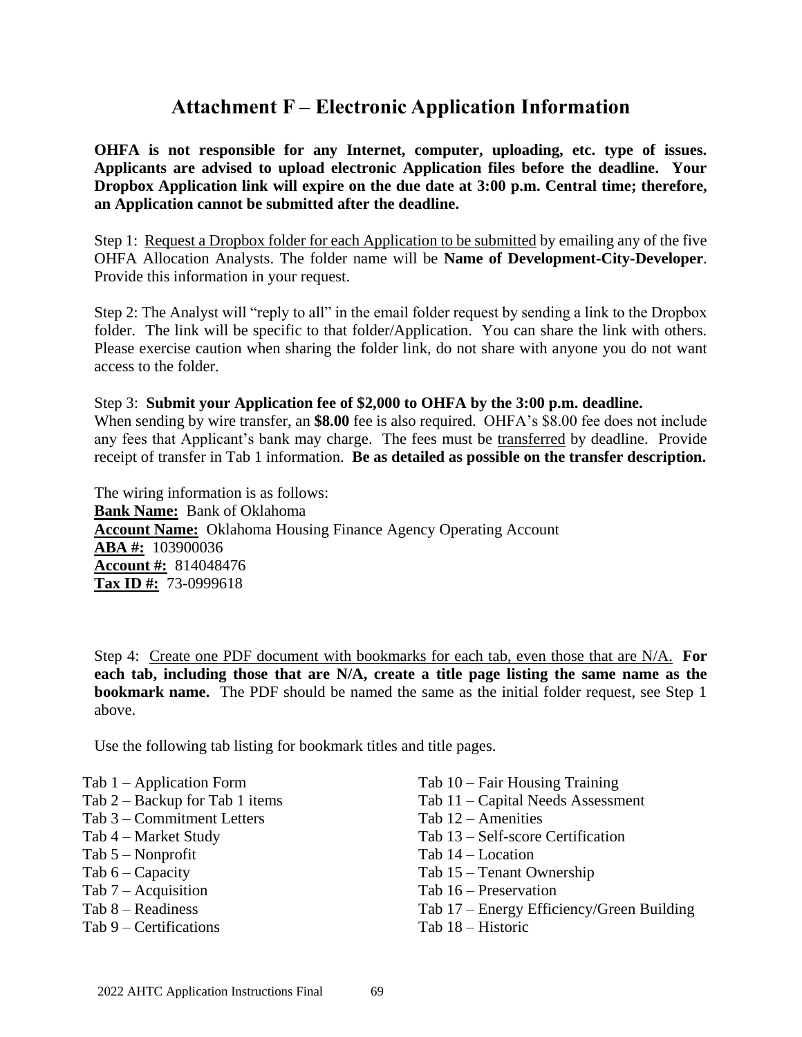# Attachment F – Electronic Application Information

**OHFA is not responsible for any Internet, computer, uploading, etc. type of issues. Applicants are advised to upload electronic Application files before the deadline. Your Dropbox Application link will expire on the due date at 3:00 p.m. Central time; therefore, an Application cannot be submitted after the deadline.**

Step 1: Request a Dropbox folder for each Application to be submitted by emailing any of the five OHFA Allocation Analysts. The folder name will be **Name of Development-City-Developer**. Provide this information in your request.

Step 2: The Analyst will "reply to all" in the email folder request by sending a link to the Dropbox folder. The link will be specific to that folder/Application. You can share the link with others. Please exercise caution when sharing the folder link, do not share with anyone you do not want access to the folder.

Step 3: **Submit your Application fee of $2,000 to OHFA by the 3:00 p.m. deadline.**
When sending by wire transfer, an **$8.00** fee is also required. OHFA's $8.00 fee does not include any fees that Applicant's bank may charge. The fees must be transferred by deadline. Provide receipt of transfer in Tab 1 information. **Be as detailed as possible on the transfer description.**

The wiring information is as follows:
**Bank Name:** Bank of Oklahoma
**Account Name:** Oklahoma Housing Finance Agency Operating Account
**ABA #:** 103900036
**Account #:** 814048476
**Tax ID #:** 73-0999618

Step 4: Create one PDF document with bookmarks for each tab, even those that are N/A. **For each tab, including those that are N/A, create a title page listing the same name as the bookmark name.** The PDF should be named the same as the initial folder request, see Step 1 above.

Use the following tab listing for bookmark titles and title pages.

Tab 1 – Application Form
Tab 2 – Backup for Tab 1 items
Tab 3 – Commitment Letters
Tab 4 – Market Study
Tab 5 – Nonprofit
Tab 6 – Capacity
Tab 7 – Acquisition
Tab 8 – Readiness
Tab 9 – Certifications
Tab 10 – Fair Housing Training
Tab 11 – Capital Needs Assessment
Tab 12 – Amenities
Tab 13 – Self-score Certification
Tab 14 – Location
Tab 15 – Tenant Ownership
Tab 16 – Preservation
Tab 17 – Energy Efficiency/Green Building
Tab 18 – Historic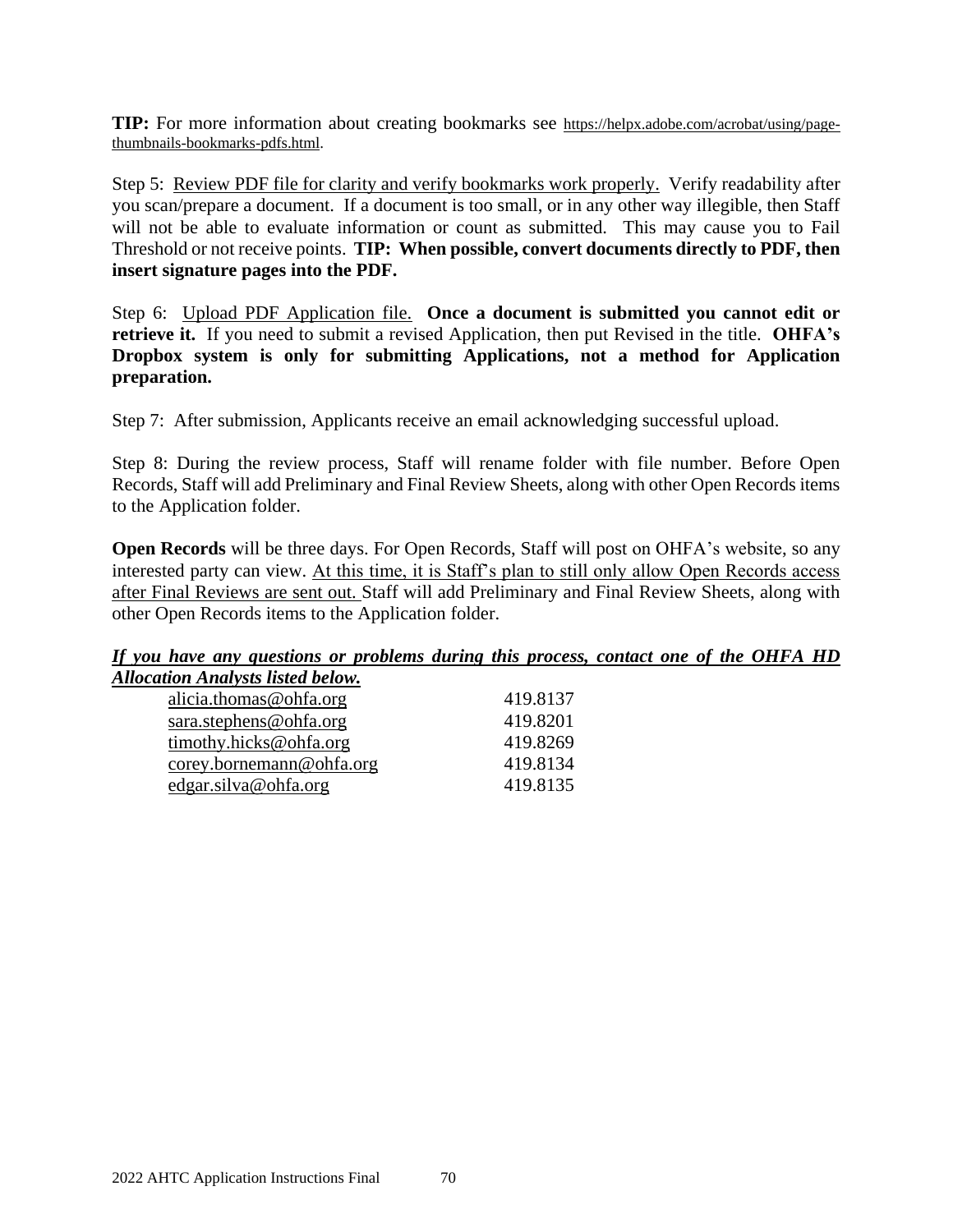**TIP:** For more information about creating bookmarks see https://helpx.adobe.com/acrobat/using/page-thumbnails-bookmarks-pdfs.html.

Step 5: Review PDF file for clarity and verify bookmarks work properly. Verify readability after you scan/prepare a document. If a document is too small, or in any other way illegible, then Staff will not be able to evaluate information or count as submitted. This may cause you to Fail Threshold or not receive points. **TIP: When possible, convert documents directly to PDF, then insert signature pages into the PDF.**

Step 6: Upload PDF Application file. **Once a document is submitted you cannot edit or retrieve it.** If you need to submit a revised Application, then put Revised in the title. **OHFA's Dropbox system is only for submitting Applications, not a method for Application preparation.**

Step 7: After submission, Applicants receive an email acknowledging successful upload.

Step 8: During the review process, Staff will rename folder with file number. Before Open Records, Staff will add Preliminary and Final Review Sheets, along with other Open Records items to the Application folder.

**Open Records** will be three days. For Open Records, Staff will post on OHFA's website, so any interested party can view. At this time, it is Staff's plan to still only allow Open Records access after Final Reviews are sent out. Staff will add Preliminary and Final Review Sheets, along with other Open Records items to the Application folder.

***If you have any questions or problems during this process, contact one of the OHFA HD Allocation Analysts listed below.***

| | |
|---|---|
| alicia.thomas@ohfa.org | 419.8137 |
| sara.stephens@ohfa.org | 419.8201 |
| timothy.hicks@ohfa.org | 419.8269 |
| corey.bornemann@ohfa.org | 419.8134 |
| edgar.silva@ohfa.org | 419.8135 |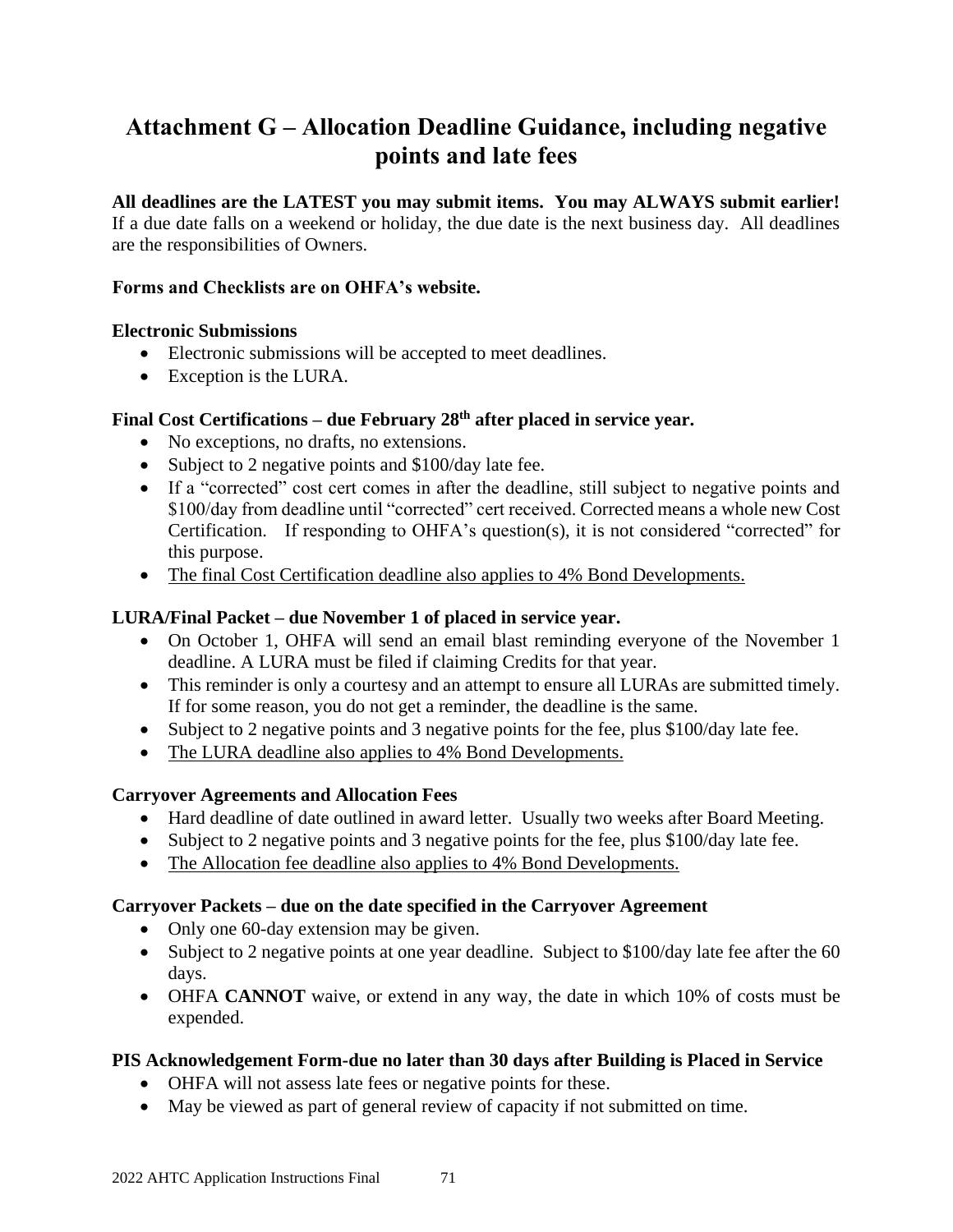# Attachment G – Allocation Deadline Guidance, including negative points and late fees

**All deadlines are the LATEST you may submit items. You may ALWAYS submit earlier!** If a due date falls on a weekend or holiday, the due date is the next business day. All deadlines are the responsibilities of Owners.

**Forms and Checklists are on OHFA's website.**

**Electronic Submissions**

- Electronic submissions will be accepted to meet deadlines.
- Exception is the LURA.

**Final Cost Certifications – due February 28th after placed in service year.**

- No exceptions, no drafts, no extensions.
- Subject to 2 negative points and $100/day late fee.
- If a "corrected" cost cert comes in after the deadline, still subject to negative points and $100/day from deadline until "corrected" cert received. Corrected means a whole new Cost Certification. If responding to OHFA's question(s), it is not considered "corrected" for this purpose.
- <u>The final Cost Certification deadline also applies to 4% Bond Developments.</u>

**LURA/Final Packet – due November 1 of placed in service year.**

- On October 1, OHFA will send an email blast reminding everyone of the November 1 deadline. A LURA must be filed if claiming Credits for that year.
- This reminder is only a courtesy and an attempt to ensure all LURAs are submitted timely. If for some reason, you do not get a reminder, the deadline is the same.
- Subject to 2 negative points and 3 negative points for the fee, plus $100/day late fee.
- <u>The LURA deadline also applies to 4% Bond Developments.</u>

**Carryover Agreements and Allocation Fees**

- Hard deadline of date outlined in award letter. Usually two weeks after Board Meeting.
- Subject to 2 negative points and 3 negative points for the fee, plus $100/day late fee.
- <u>The Allocation fee deadline also applies to 4% Bond Developments.</u>

**Carryover Packets – due on the date specified in the Carryover Agreement**

- Only one 60-day extension may be given.
- Subject to 2 negative points at one year deadline. Subject to $100/day late fee after the 60 days.
- OHFA **CANNOT** waive, or extend in any way, the date in which 10% of costs must be expended.

**PIS Acknowledgement Form-due no later than 30 days after Building is Placed in Service**

- OHFA will not assess late fees or negative points for these.
- May be viewed as part of general review of capacity if not submitted on time.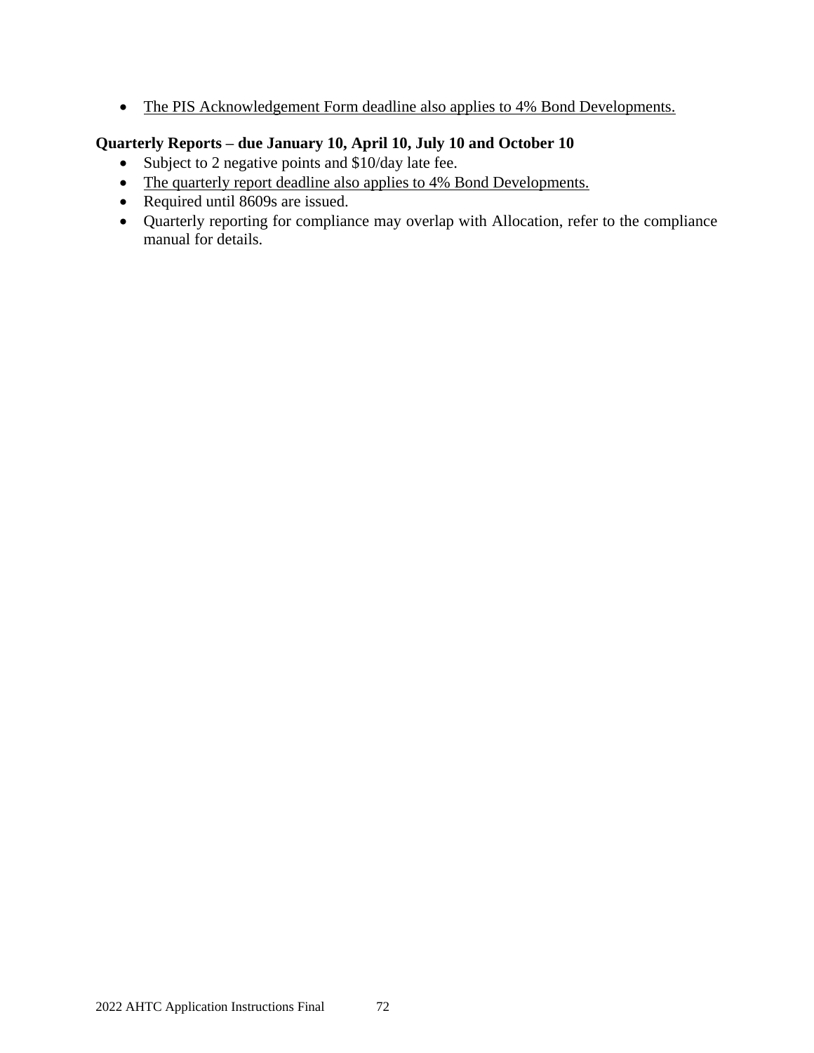- <u>The PIS Acknowledgement Form deadline also applies to 4% Bond Developments.</u>

**Quarterly Reports – due January 10, April 10, July 10 and October 10**

- Subject to 2 negative points and $10/day late fee.
- <u>The quarterly report deadline also applies to 4% Bond Developments.</u>
- Required until 8609s are issued.
- Quarterly reporting for compliance may overlap with Allocation, refer to the compliance manual for details.